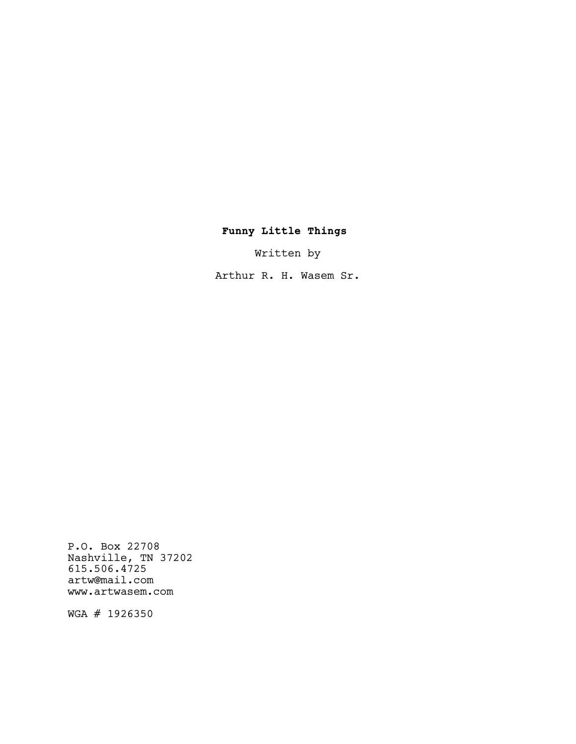**Funny Little Things**

Written by

Arthur R. H. Wasem Sr.

P.O. Box 22708
Nashville, TN 37202
615.506.4725
artw@mail.com
www.artwasem.com

WGA # 1926350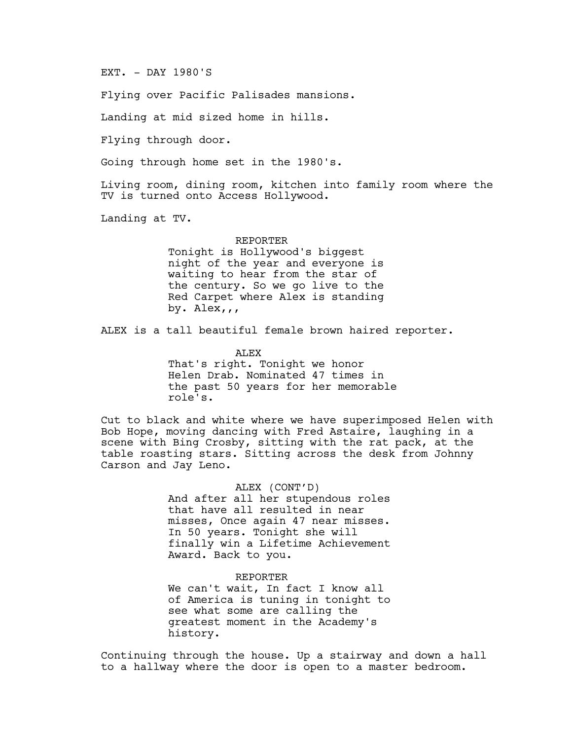EXT. - DAY 1980'S

Flying over Pacific Palisades mansions.

Landing at mid sized home in hills.

Flying through door.

Going through home set in the 1980's.

Living room, dining room, kitchen into family room where the TV is turned onto Access Hollywood.

Landing at TV.

REPORTER

Tonight is Hollywood's biggest night of the year and everyone is waiting to hear from the star of the century. So we go live to the Red Carpet where Alex is standing by. Alex,,,

ALEX is a tall beautiful female brown haired reporter.

ALEX

That's right. Tonight we honor Helen Drab. Nominated 47 times in the past 50 years for her memorable role's.

Cut to black and white where we have superimposed Helen with Bob Hope, moving dancing with Fred Astaire, laughing in a scene with Bing Crosby, sitting with the rat pack, at the table roasting stars. Sitting across the desk from Johnny Carson and Jay Leno.

ALEX (CONT'D)

And after all her stupendous roles that have all resulted in near misses, Once again 47 near misses. In 50 years. Tonight she will finally win a Lifetime Achievement Award. Back to you.

REPORTER

We can't wait, In fact I know all of America is tuning in tonight to see what some are calling the greatest moment in the Academy's history.

Continuing through the house. Up a stairway and down a hall to a hallway where the door is open to a master bedroom.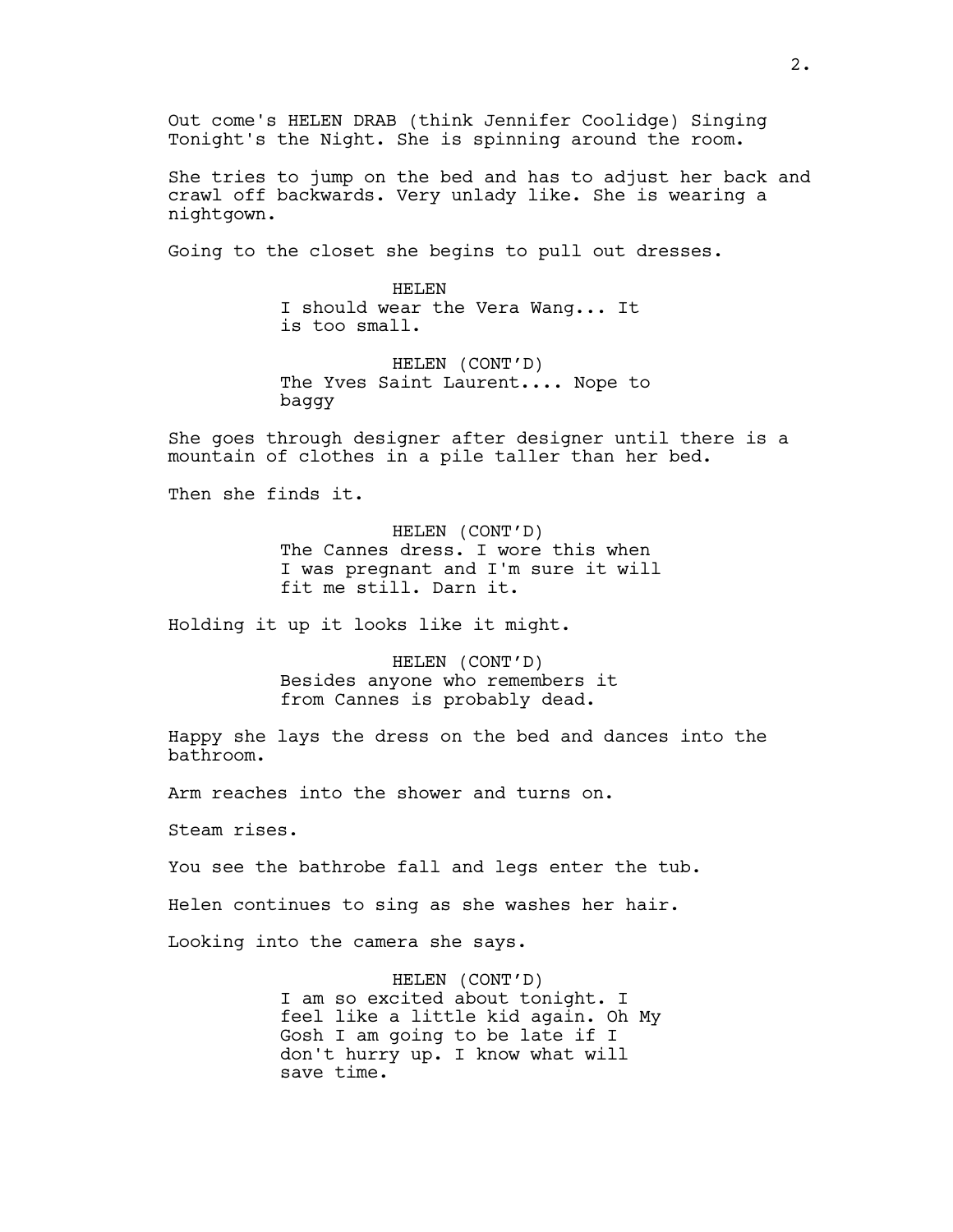Out come's HELEN DRAB (think Jennifer Coolidge) Singing Tonight's the Night. She is spinning around the room.

She tries to jump on the bed and has to adjust her back and crawl off backwards. Very unlady like. She is wearing a nightgown.

Going to the closet she begins to pull out dresses.

HELEN
I should wear the Vera Wang... It is too small.

HELEN (CONT'D)
The Yves Saint Laurent.... Nope to baggy

She goes through designer after designer until there is a mountain of clothes in a pile taller than her bed.

Then she finds it.

HELEN (CONT'D)
The Cannes dress. I wore this when I was pregnant and I'm sure it will fit me still. Darn it.

Holding it up it looks like it might.

HELEN (CONT'D)
Besides anyone who remembers it from Cannes is probably dead.

Happy she lays the dress on the bed and dances into the bathroom.

Arm reaches into the shower and turns on.

Steam rises.

You see the bathrobe fall and legs enter the tub.

Helen continues to sing as she washes her hair.

Looking into the camera she says.

HELEN (CONT'D)
I am so excited about tonight. I feel like a little kid again. Oh My Gosh I am going to be late if I don't hurry up. I know what will save time.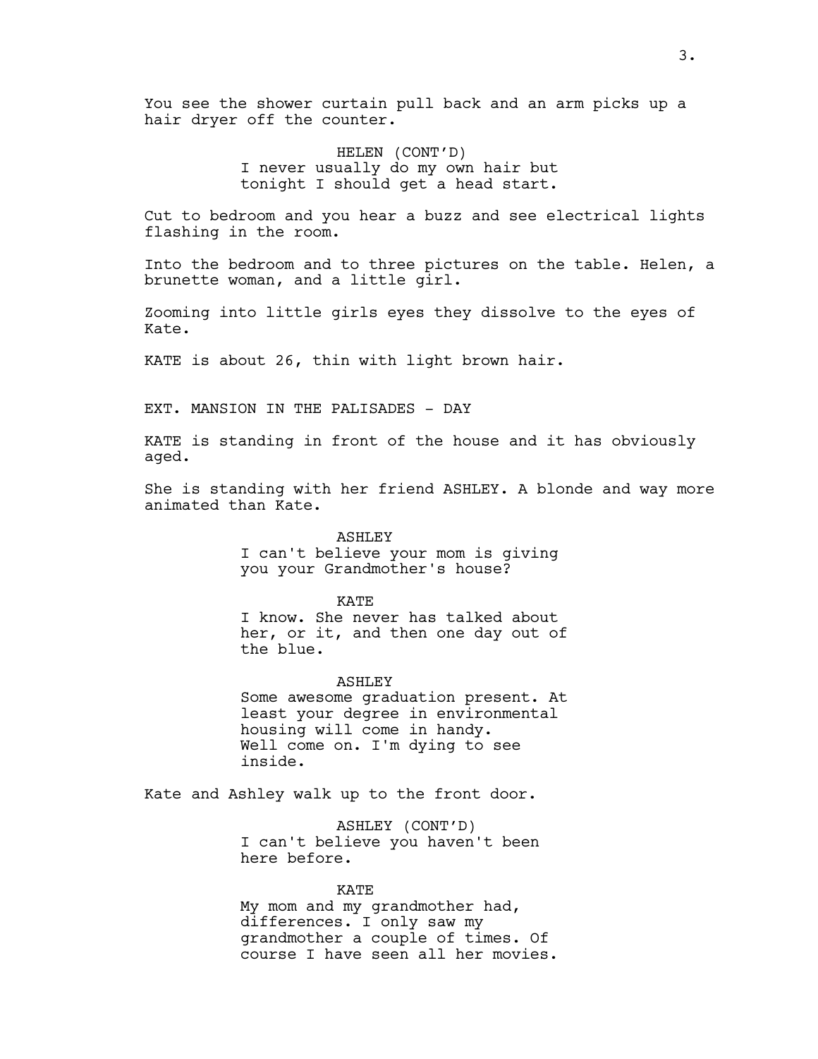You see the shower curtain pull back and an arm picks up a hair dryer off the counter.

HELEN (CONT'D)
I never usually do my own hair but tonight I should get a head start.

Cut to bedroom and you hear a buzz and see electrical lights flashing in the room.

Into the bedroom and to three pictures on the table. Helen, a brunette woman, and a little girl.

Zooming into little girls eyes they dissolve to the eyes of Kate.

KATE is about 26, thin with light brown hair.

EXT. MANSION IN THE PALISADES - DAY

KATE is standing in front of the house and it has obviously aged.

She is standing with her friend ASHLEY. A blonde and way more animated than Kate.

ASHLEY
I can't believe your mom is giving you your Grandmother's house?

KATE
I know. She never has talked about her, or it, and then one day out of the blue.

ASHLEY
Some awesome graduation present. At least your degree in environmental housing will come in handy.
Well come on. I'm dying to see inside.

Kate and Ashley walk up to the front door.

ASHLEY (CONT'D)
I can't believe you haven't been here before.

KATE
My mom and my grandmother had, differences. I only saw my grandmother a couple of times. Of course I have seen all her movies.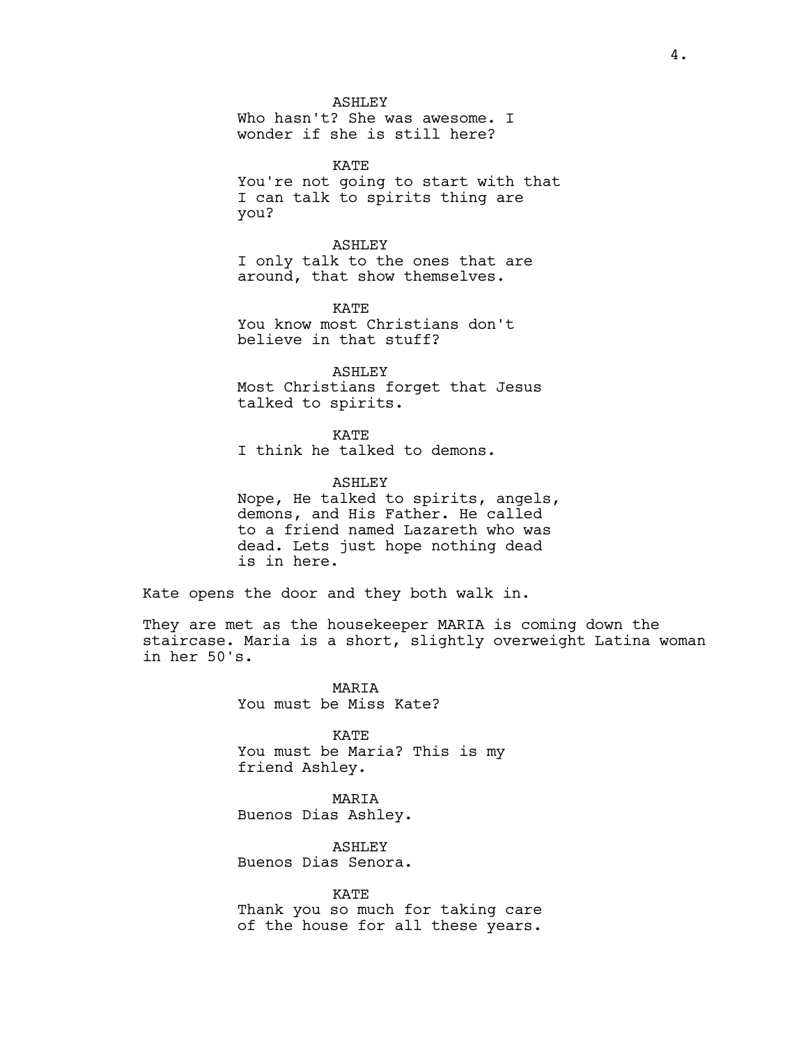ASHLEY
Who hasn't? She was awesome. I wonder if she is still here?

KATE
You're not going to start with that I can talk to spirits thing are you?

ASHLEY
I only talk to the ones that are around, that show themselves.

KATE
You know most Christians don't believe in that stuff?

ASHLEY
Most Christians forget that Jesus talked to spirits.

KATE
I think he talked to demons.

ASHLEY
Nope, He talked to spirits, angels, demons, and His Father. He called to a friend named Lazareth who was dead. Lets just hope nothing dead is in here.

Kate opens the door and they both walk in.

They are met as the housekeeper MARIA is coming down the staircase. Maria is a short, slightly overweight Latina woman in her 50's.

MARIA
You must be Miss Kate?

KATE
You must be Maria? This is my friend Ashley.

MARIA
Buenos Dias Ashley.

ASHLEY
Buenos Dias Senora.

KATE
Thank you so much for taking care of the house for all these years.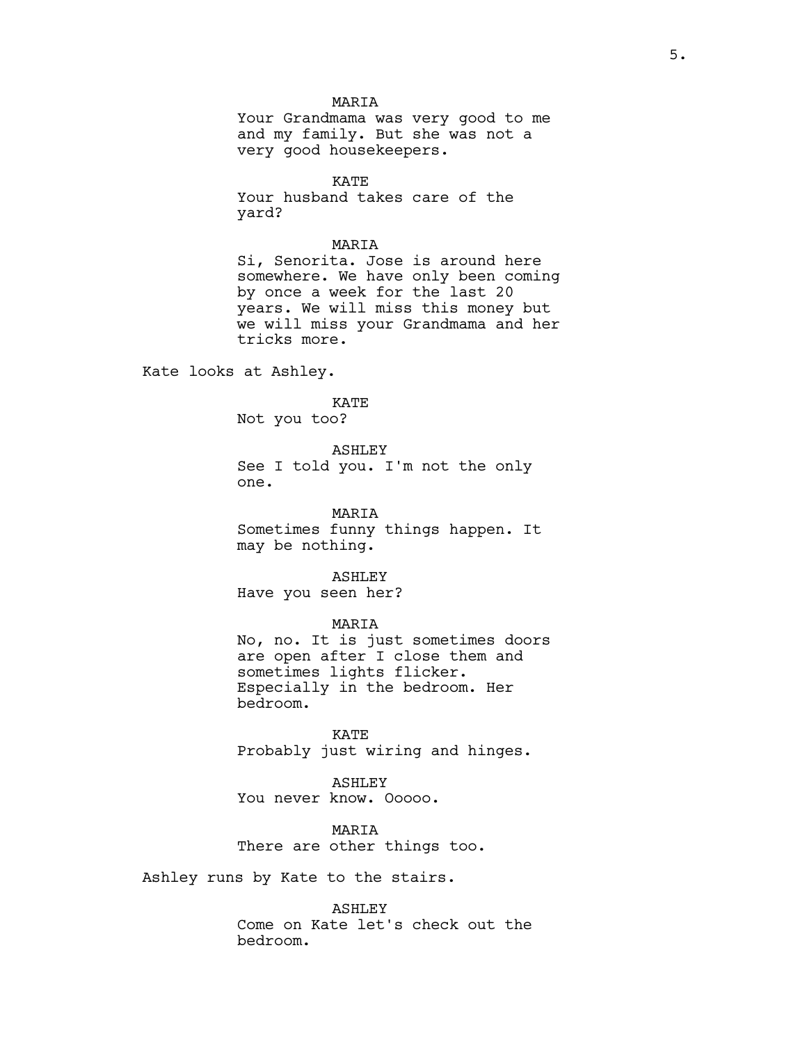MARIA
Your Grandmama was very good to me and my family. But she was not a very good housekeepers.

KATE
Your husband takes care of the yard?

MARIA
Si, Senorita. Jose is around here somewhere. We have only been coming by once a week for the last 20 years. We will miss this money but we will miss your Grandmama and her tricks more.

Kate looks at Ashley.

KATE
Not you too?

ASHLEY
See I told you. I'm not the only one.

MARIA
Sometimes funny things happen. It may be nothing.

ASHLEY
Have you seen her?

MARIA
No, no. It is just sometimes doors are open after I close them and sometimes lights flicker. Especially in the bedroom. Her bedroom.

KATE
Probably just wiring and hinges.

ASHLEY
You never know. Ooooo.

MARIA
There are other things too.

Ashley runs by Kate to the stairs.

ASHLEY
Come on Kate let's check out the bedroom.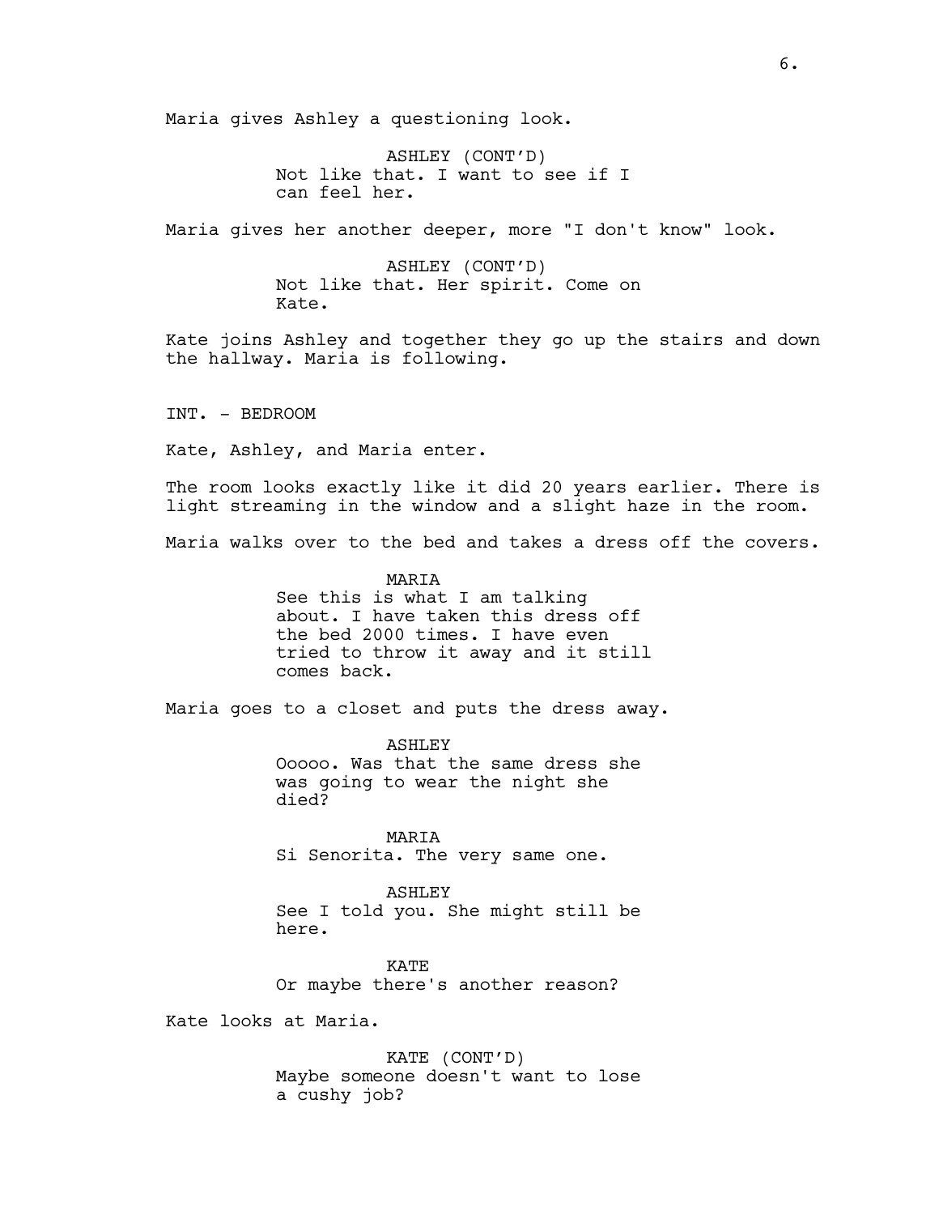Maria gives Ashley a questioning look.

ASHLEY (CONT'D)
Not like that. I want to see if I can feel her.

Maria gives her another deeper, more "I don't know" look.

ASHLEY (CONT'D)
Not like that. Her spirit. Come on Kate.

Kate joins Ashley and together they go up the stairs and down the hallway. Maria is following.

INT. - BEDROOM

Kate, Ashley, and Maria enter.

The room looks exactly like it did 20 years earlier. There is light streaming in the window and a slight haze in the room.

Maria walks over to the bed and takes a dress off the covers.

MARIA
See this is what I am talking about. I have taken this dress off the bed 2000 times. I have even tried to throw it away and it still comes back.

Maria goes to a closet and puts the dress away.

ASHLEY
Ooooo. Was that the same dress she was going to wear the night she died?

MARIA
Si Senorita. The very same one.

ASHLEY
See I told you. She might still be here.

KATE
Or maybe there's another reason?

Kate looks at Maria.

KATE (CONT'D)
Maybe someone doesn't want to lose a cushy job?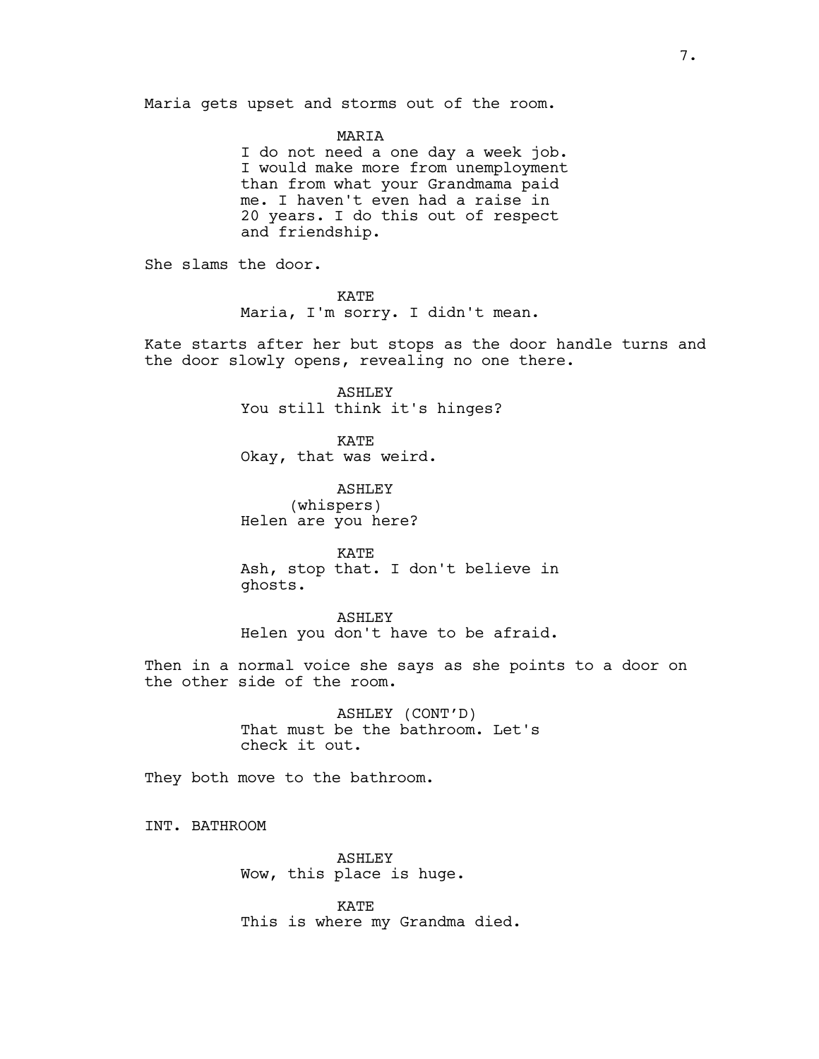Maria gets upset and storms out of the room.

MARIA
I do not need a one day a week job. I would make more from unemployment than from what your Grandmama paid me. I haven't even had a raise in 20 years. I do this out of respect and friendship.

She slams the door.

KATE
Maria, I'm sorry. I didn't mean.

Kate starts after her but stops as the door handle turns and the door slowly opens, revealing no one there.

ASHLEY
You still think it's hinges?

KATE
Okay, that was weird.

ASHLEY
(whispers)
Helen are you here?

KATE
Ash, stop that. I don't believe in ghosts.

ASHLEY
Helen you don't have to be afraid.

Then in a normal voice she says as she points to a door on the other side of the room.

ASHLEY (CONT'D)
That must be the bathroom. Let's check it out.

They both move to the bathroom.

INT. BATHROOM

ASHLEY
Wow, this place is huge.

KATE
This is where my Grandma died.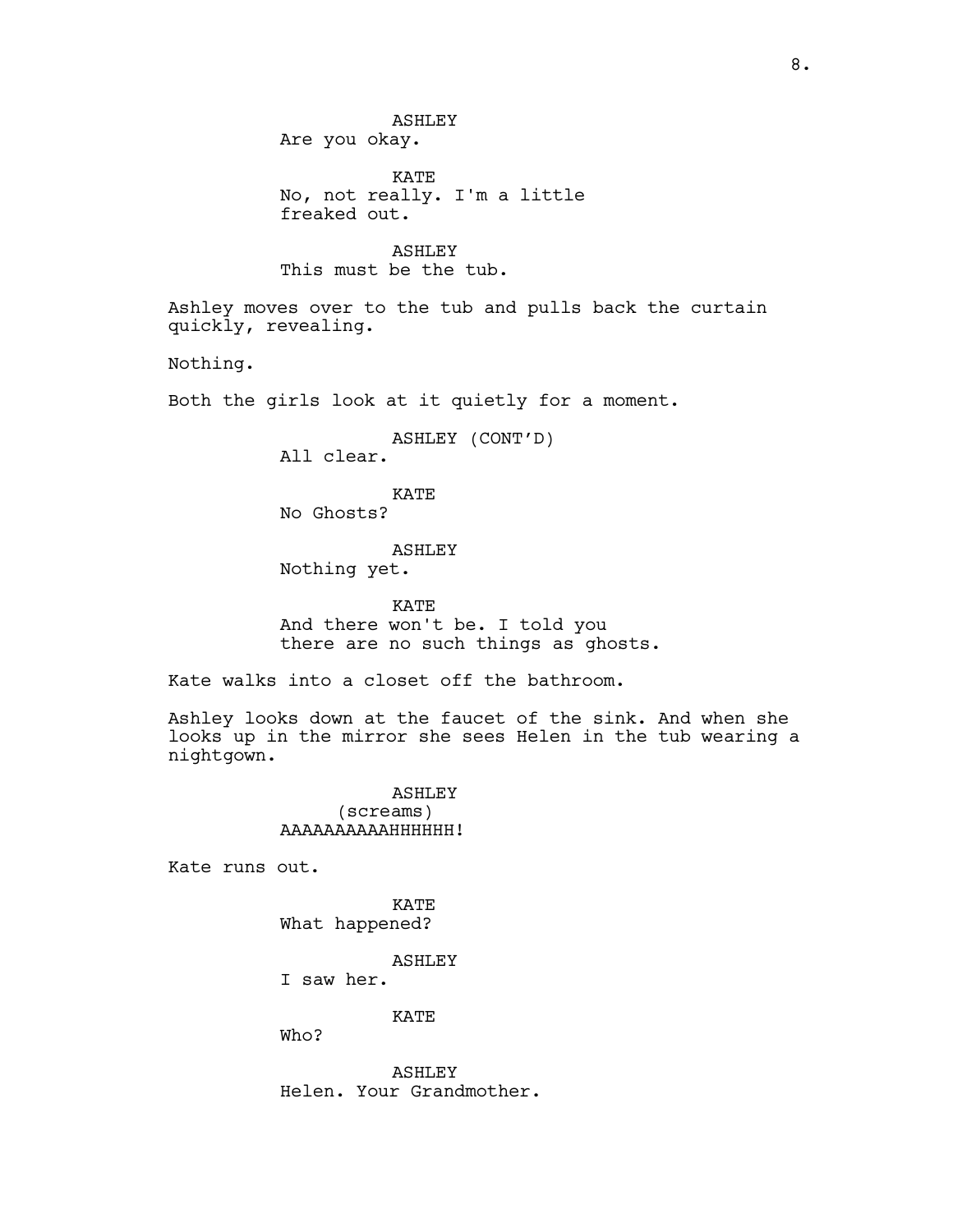ASHLEY
Are you okay.

KATE
No, not really. I'm a little freaked out.

ASHLEY
This must be the tub.

Ashley moves over to the tub and pulls back the curtain quickly, revealing.

Nothing.

Both the girls look at it quietly for a moment.

ASHLEY (CONT'D)
All clear.

KATE
No Ghosts?

ASHLEY
Nothing yet.

KATE
And there won't be. I told you there are no such things as ghosts.

Kate walks into a closet off the bathroom.

Ashley looks down at the faucet of the sink. And when she looks up in the mirror she sees Helen in the tub wearing a nightgown.

ASHLEY
(screams)
AAAAAAAAAAHHHHHH!

Kate runs out.

KATE
What happened?

ASHLEY
I saw her.

KATE
Who?

ASHLEY
Helen. Your Grandmother.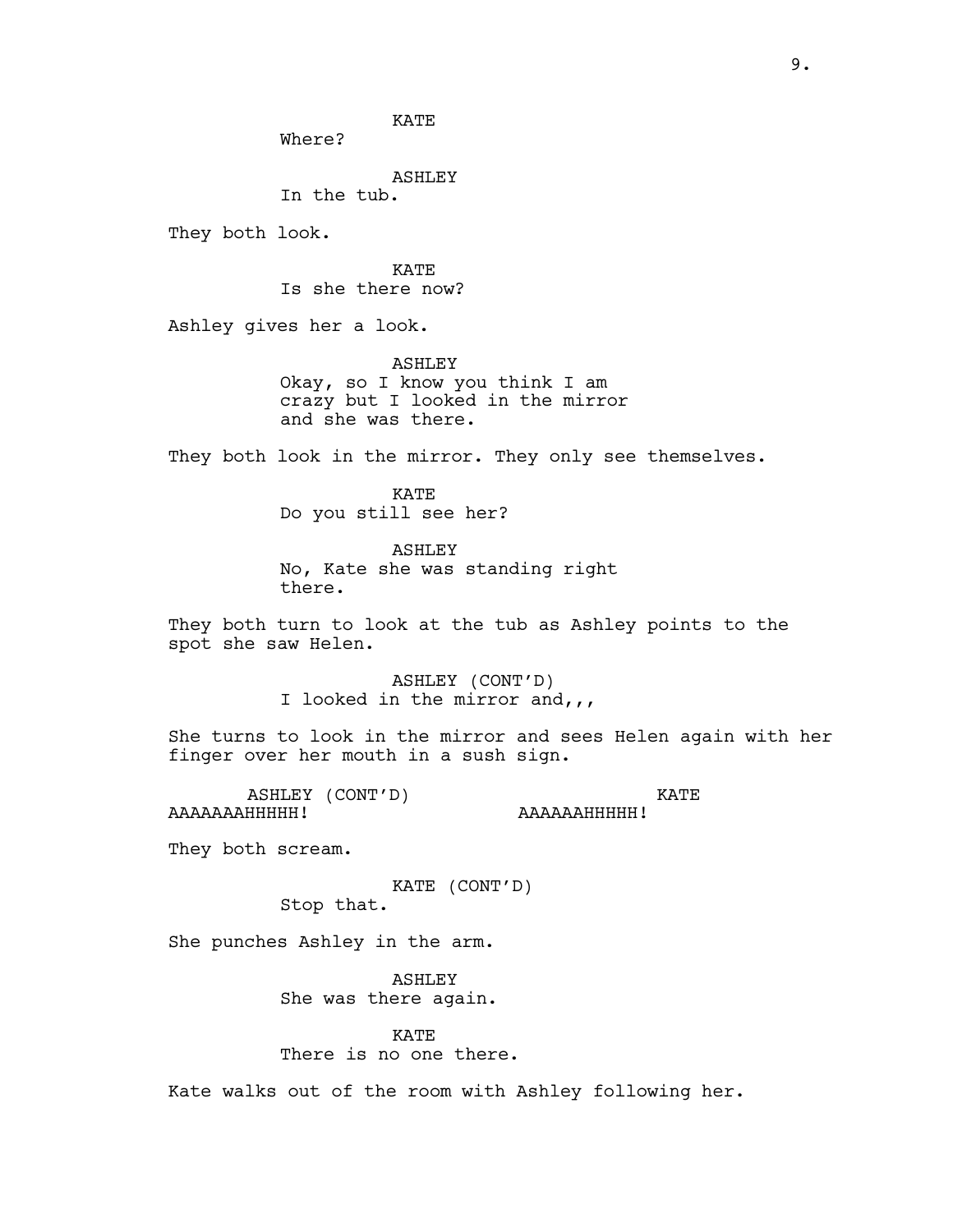KATE
Where?

ASHLEY
In the tub.

They both look.

KATE
Is she there now?

Ashley gives her a look.

ASHLEY
Okay, so I know you think I am crazy but I looked in the mirror and she was there.

They both look in the mirror. They only see themselves.

KATE
Do you still see her?

ASHLEY
No, Kate she was standing right there.

They both turn to look at the tub as Ashley points to the spot she saw Helen.

ASHLEY (CONT'D)
I looked in the mirror and,,,

She turns to look in the mirror and sees Helen again with her finger over her mouth in a sush sign.

ASHLEY (CONT'D)
AAAAAAAHHHHH!

KATE
AAAAAAHHHHH!

They both scream.

KATE (CONT'D)
Stop that.

She punches Ashley in the arm.

ASHLEY
She was there again.

KATE
There is no one there.

Kate walks out of the room with Ashley following her.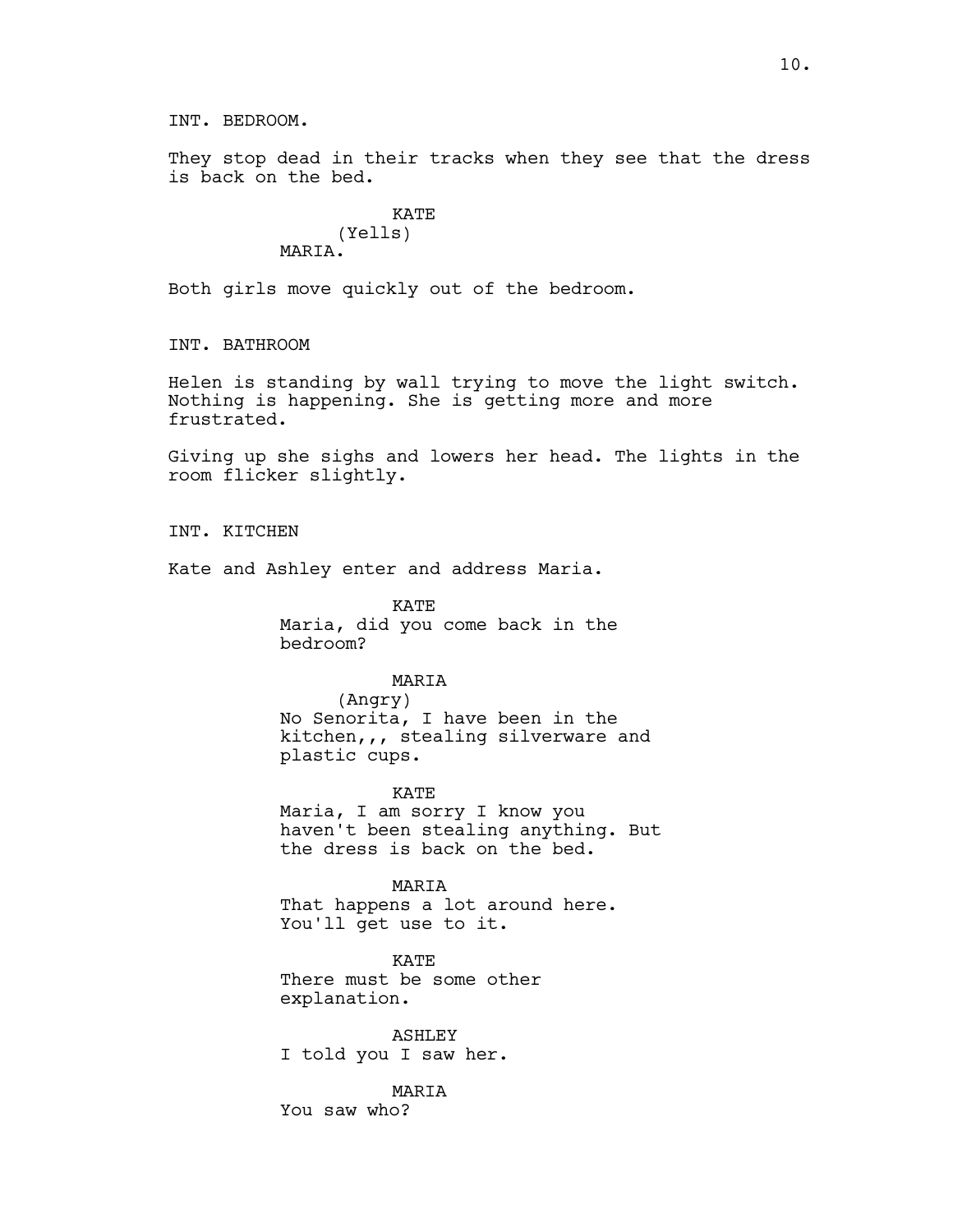INT. BEDROOM.

They stop dead in their tracks when they see that the dress is back on the bed.

KATE
(Yells)
MARIA.

Both girls move quickly out of the bedroom.

INT. BATHROOM

Helen is standing by wall trying to move the light switch. Nothing is happening. She is getting more and more frustrated.

Giving up she sighs and lowers her head. The lights in the room flicker slightly.

INT. KITCHEN

Kate and Ashley enter and address Maria.

KATE
Maria, did you come back in the bedroom?

MARIA
(Angry)
No Senorita, I have been in the kitchen,,, stealing silverware and plastic cups.

KATE
Maria, I am sorry I know you haven't been stealing anything. But the dress is back on the bed.

MARIA
That happens a lot around here. You'll get use to it.

KATE
There must be some other explanation.

ASHLEY
I told you I saw her.

MARIA
You saw who?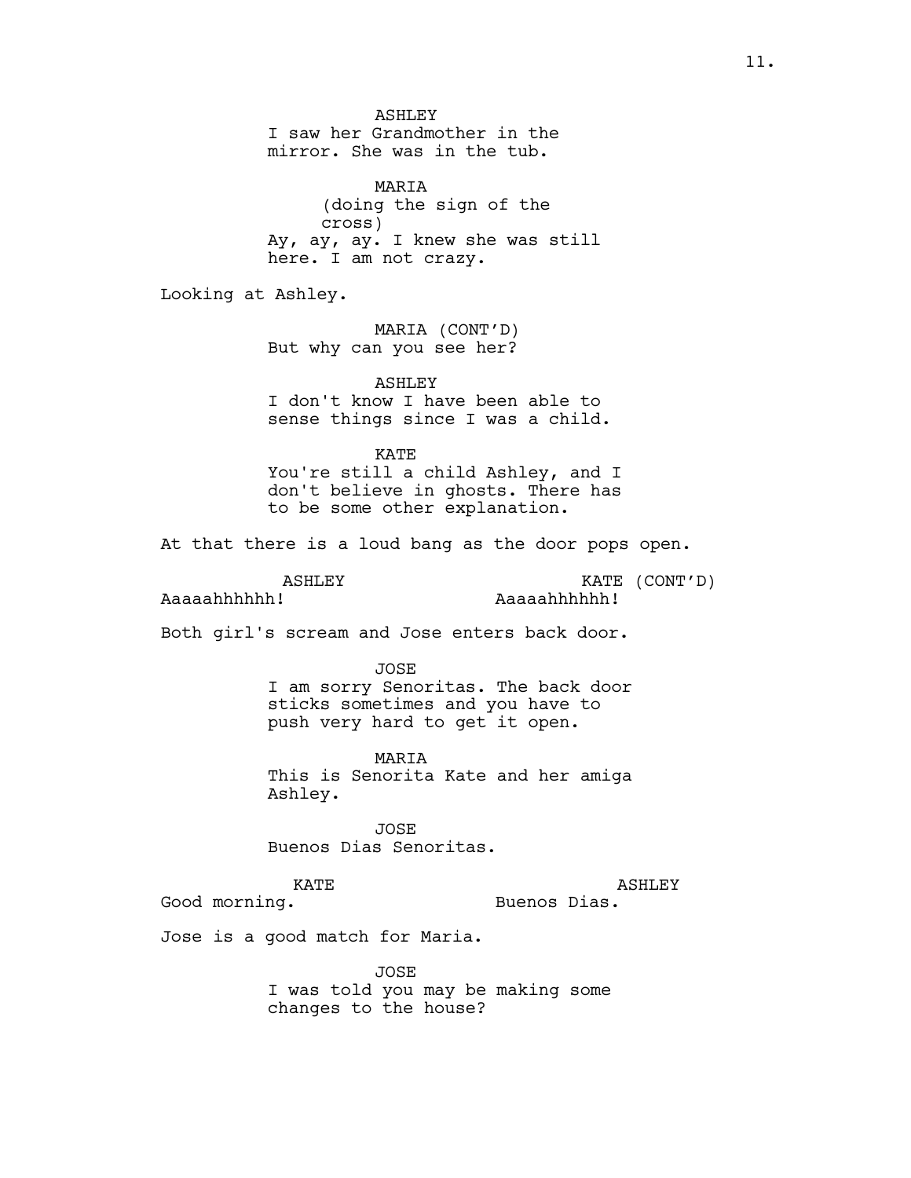ASHLEY
I saw her Grandmother in the mirror. She was in the tub.

MARIA
(doing the sign of the cross)
Ay, ay, ay. I knew she was still here. I am not crazy.

Looking at Ashley.

MARIA (CONT'D)
But why can you see her?

ASHLEY
I don't know I have been able to sense things since I was a child.

KATE
You're still a child Ashley, and I don't believe in ghosts. There has to be some other explanation.

At that there is a loud bang as the door pops open.

ASHLEY
Aaaaahhhhhh!

KATE (CONT'D)
Aaaaahhhhhh!

Both girl's scream and Jose enters back door.

JOSE
I am sorry Senoritas. The back door sticks sometimes and you have to push very hard to get it open.

MARIA
This is Senorita Kate and her amiga Ashley.

JOSE
Buenos Dias Senoritas.

KATE
Good morning.

ASHLEY
Buenos Dias.

Jose is a good match for Maria.

JOSE
I was told you may be making some changes to the house?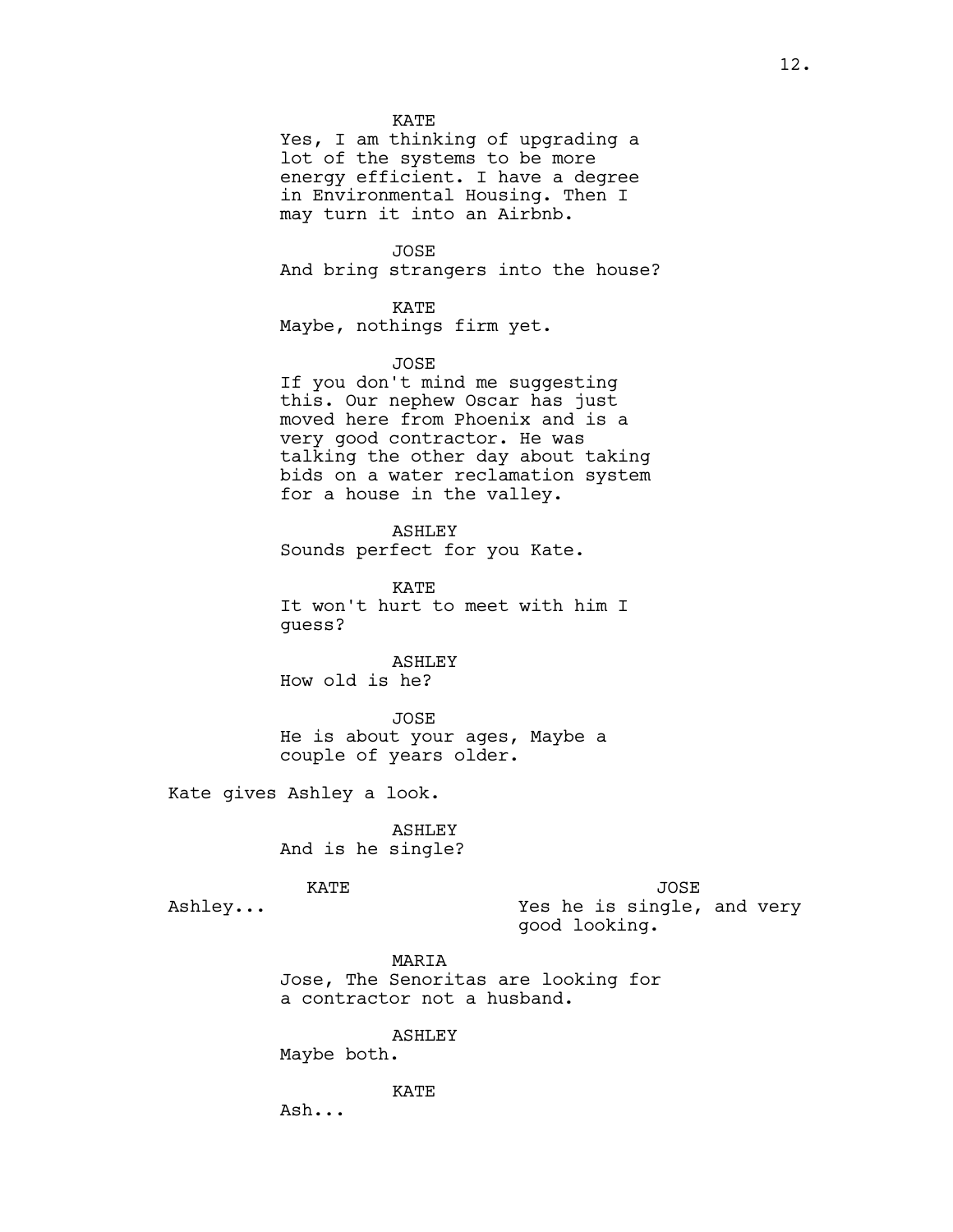KATE
Yes, I am thinking of upgrading a lot of the systems to be more energy efficient. I have a degree in Environmental Housing. Then I may turn it into an Airbnb.

JOSE
And bring strangers into the house?

KATE
Maybe, nothings firm yet.

JOSE
If you don't mind me suggesting this. Our nephew Oscar has just moved here from Phoenix and is a very good contractor. He was talking the other day about taking bids on a water reclamation system for a house in the valley.

ASHLEY
Sounds perfect for you Kate.

KATE
It won't hurt to meet with him I guess?

ASHLEY
How old is he?

JOSE
He is about your ages, Maybe a couple of years older.

Kate gives Ashley a look.

ASHLEY
And is he single?

KATE
Ashley...

JOSE
Yes he is single, and very good looking.

MARIA
Jose, The Senoritas are looking for a contractor not a husband.

ASHLEY
Maybe both.

KATE
Ash...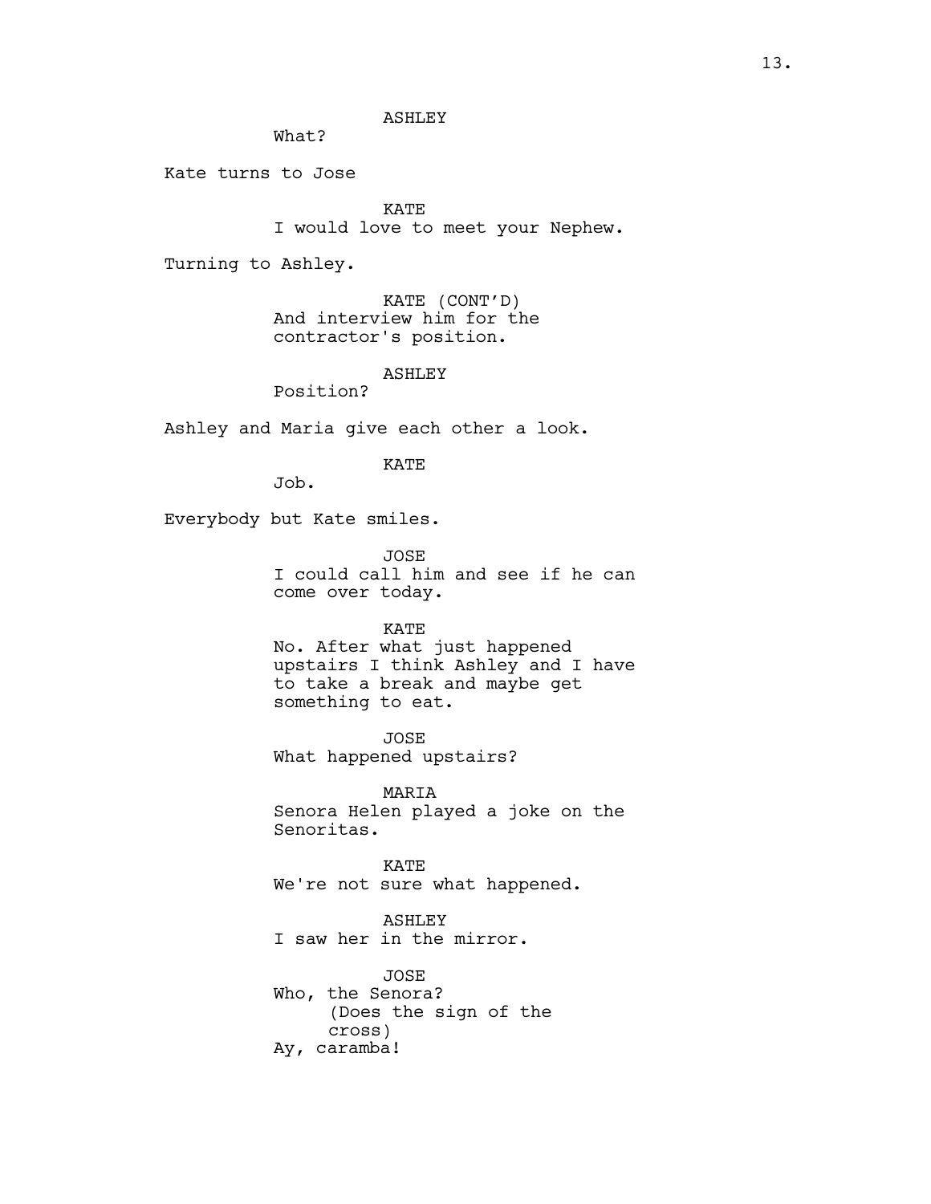ASHLEY
What?

Kate turns to Jose

KATE
I would love to meet your Nephew.

Turning to Ashley.

KATE (CONT'D)
And interview him for the contractor's position.

ASHLEY
Position?

Ashley and Maria give each other a look.

KATE
Job.

Everybody but Kate smiles.

JOSE
I could call him and see if he can come over today.

KATE
No. After what just happened upstairs I think Ashley and I have to take a break and maybe get something to eat.

JOSE
What happened upstairs?

MARIA
Senora Helen played a joke on the Senoritas.

KATE
We're not sure what happened.

ASHLEY
I saw her in the mirror.

JOSE
Who, the Senora?
(Does the sign of the cross)
Ay, caramba!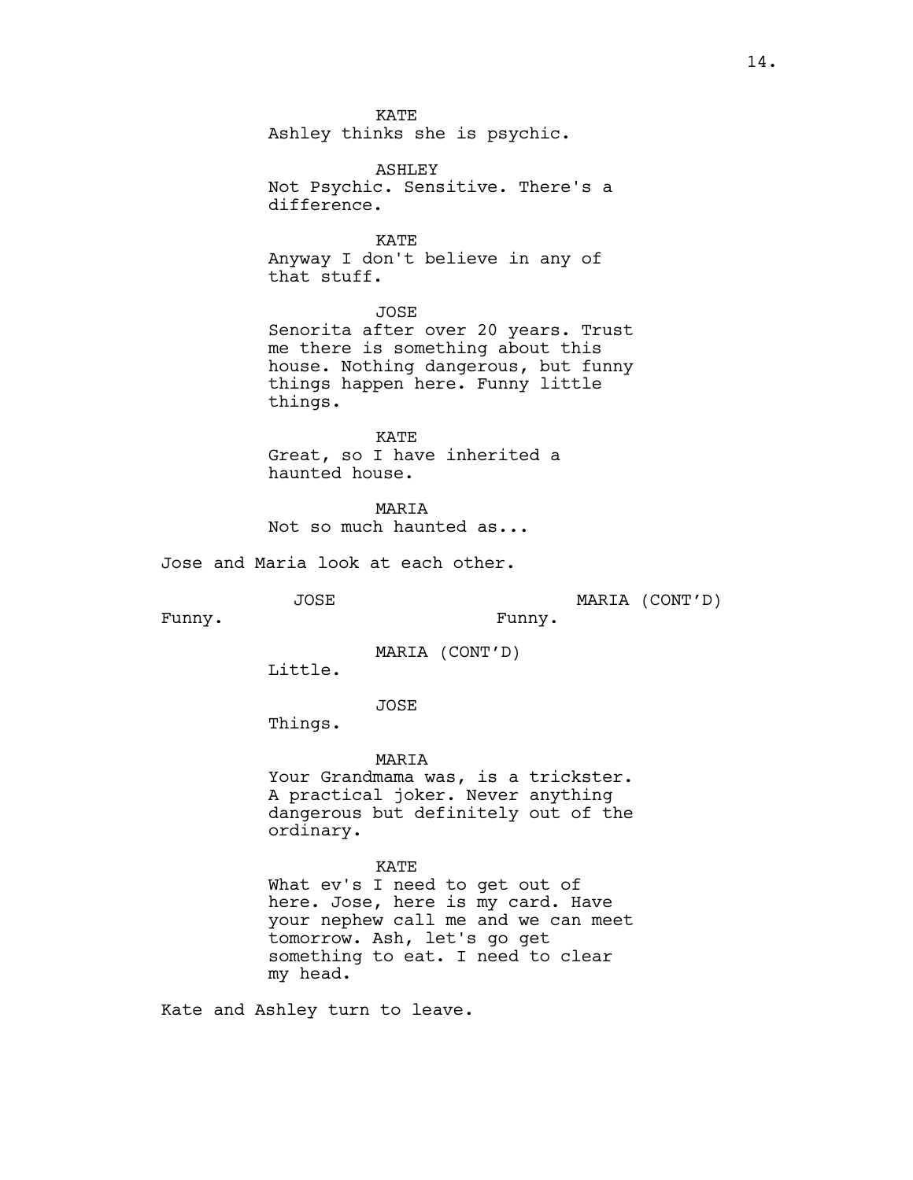KATE
Ashley thinks she is psychic.

ASHLEY
Not Psychic. Sensitive. There's a difference.

KATE
Anyway I don't believe in any of that stuff.

JOSE
Senorita after over 20 years. Trust me there is something about this house. Nothing dangerous, but funny things happen here. Funny little things.

KATE
Great, so I have inherited a haunted house.

MARIA
Not so much haunted as...

Jose and Maria look at each other.

JOSE
Funny.

MARIA (CONT'D)
Funny.

MARIA (CONT'D)
Little.

JOSE
Things.

MARIA
Your Grandmama was, is a trickster. A practical joker. Never anything dangerous but definitely out of the ordinary.

KATE
What ev's I need to get out of here. Jose, here is my card. Have your nephew call me and we can meet tomorrow. Ash, let's go get something to eat. I need to clear my head.

Kate and Ashley turn to leave.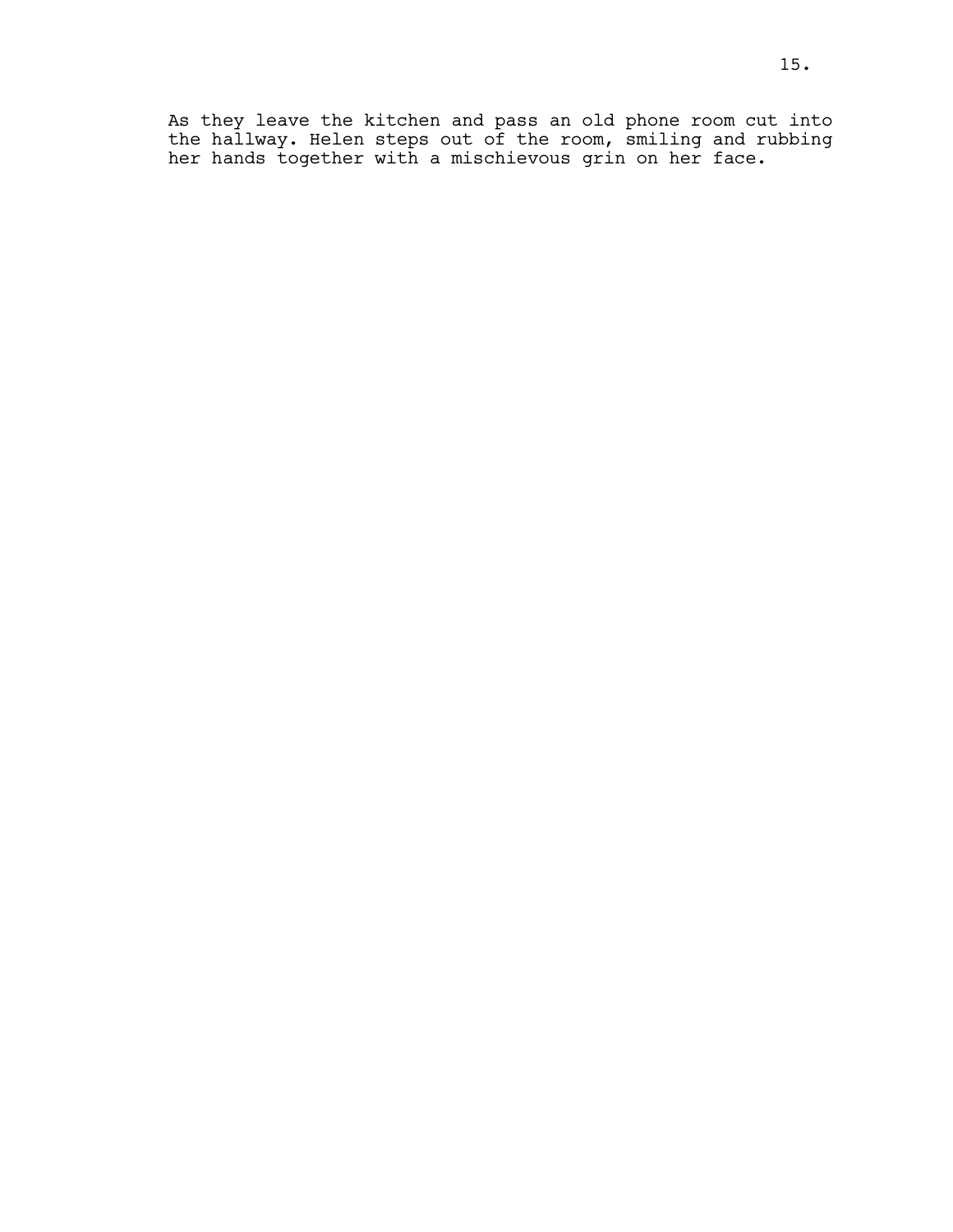As they leave the kitchen and pass an old phone room cut into the hallway. Helen steps out of the room, smiling and rubbing her hands together with a mischievous grin on her face.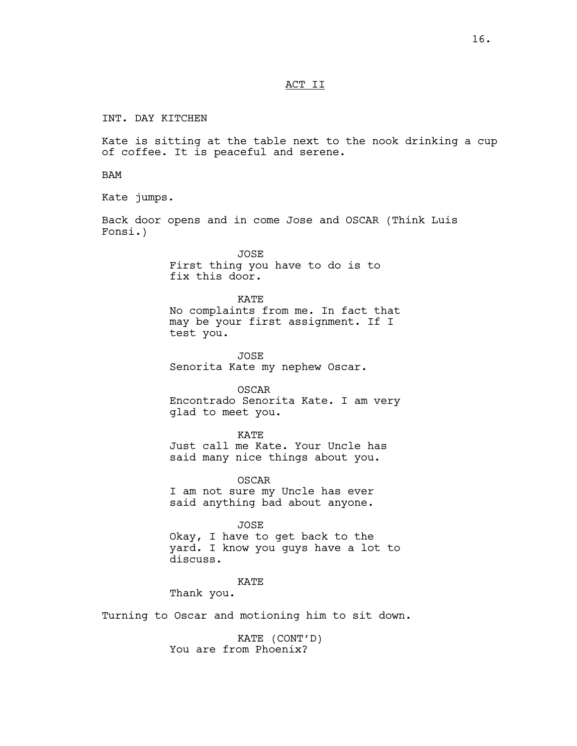ACT II

INT. DAY KITCHEN

Kate is sitting at the table next to the nook drinking a cup of coffee. It is peaceful and serene.

BAM

Kate jumps.

Back door opens and in come Jose and OSCAR (Think Luis Fonsi.)

JOSE
First thing you have to do is to fix this door.

KATE
No complaints from me. In fact that may be your first assignment. If I test you.

JOSE
Senorita Kate my nephew Oscar.

OSCAR
Encontrado Senorita Kate. I am very glad to meet you.

KATE
Just call me Kate. Your Uncle has said many nice things about you.

OSCAR
I am not sure my Uncle has ever said anything bad about anyone.

JOSE
Okay, I have to get back to the yard. I know you guys have a lot to discuss.

KATE
Thank you.

Turning to Oscar and motioning him to sit down.

KATE (CONT'D)
You are from Phoenix?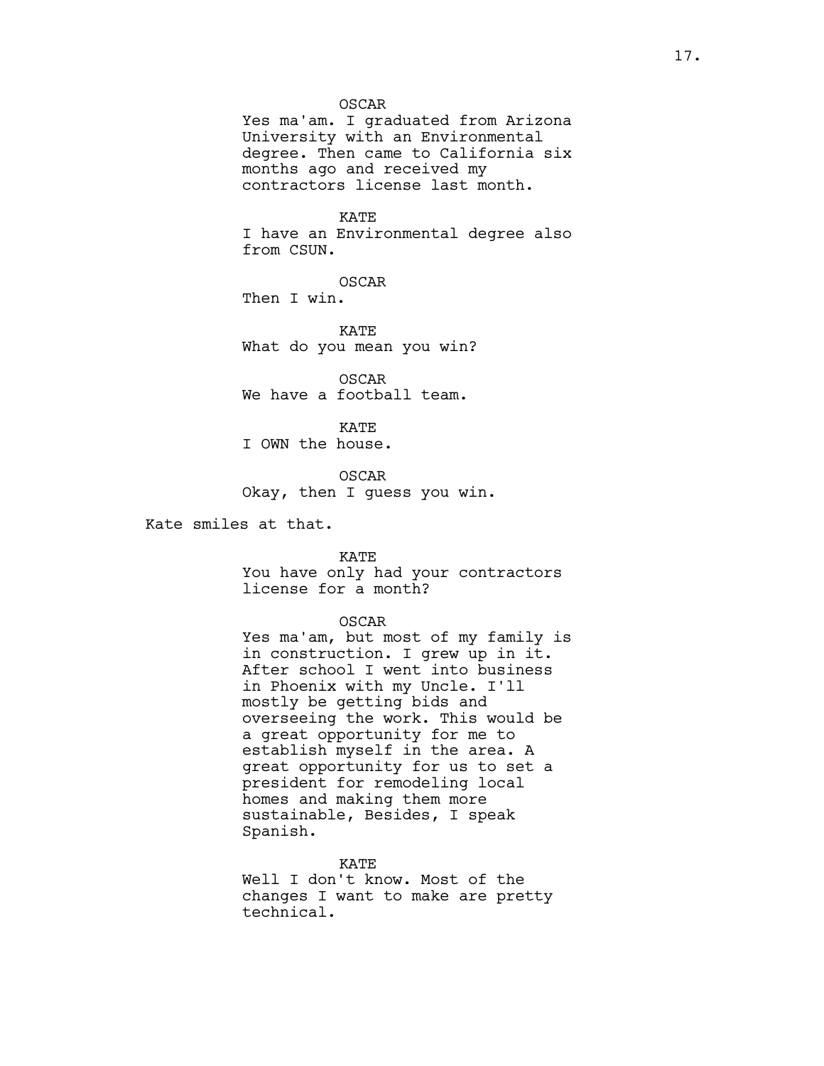OSCAR
Yes ma'am. I graduated from Arizona University with an Environmental degree. Then came to California six months ago and received my contractors license last month.

KATE
I have an Environmental degree also from CSUN.

OSCAR
Then I win.

KATE
What do you mean you win?

OSCAR
We have a football team.

KATE
I OWN the house.

OSCAR
Okay, then I guess you win.

Kate smiles at that.

KATE
You have only had your contractors license for a month?

OSCAR
Yes ma'am, but most of my family is in construction. I grew up in it. After school I went into business in Phoenix with my Uncle. I'll mostly be getting bids and overseeing the work. This would be a great opportunity for me to establish myself in the area. A great opportunity for us to set a president for remodeling local homes and making them more sustainable, Besides, I speak Spanish.

KATE
Well I don't know. Most of the changes I want to make are pretty technical.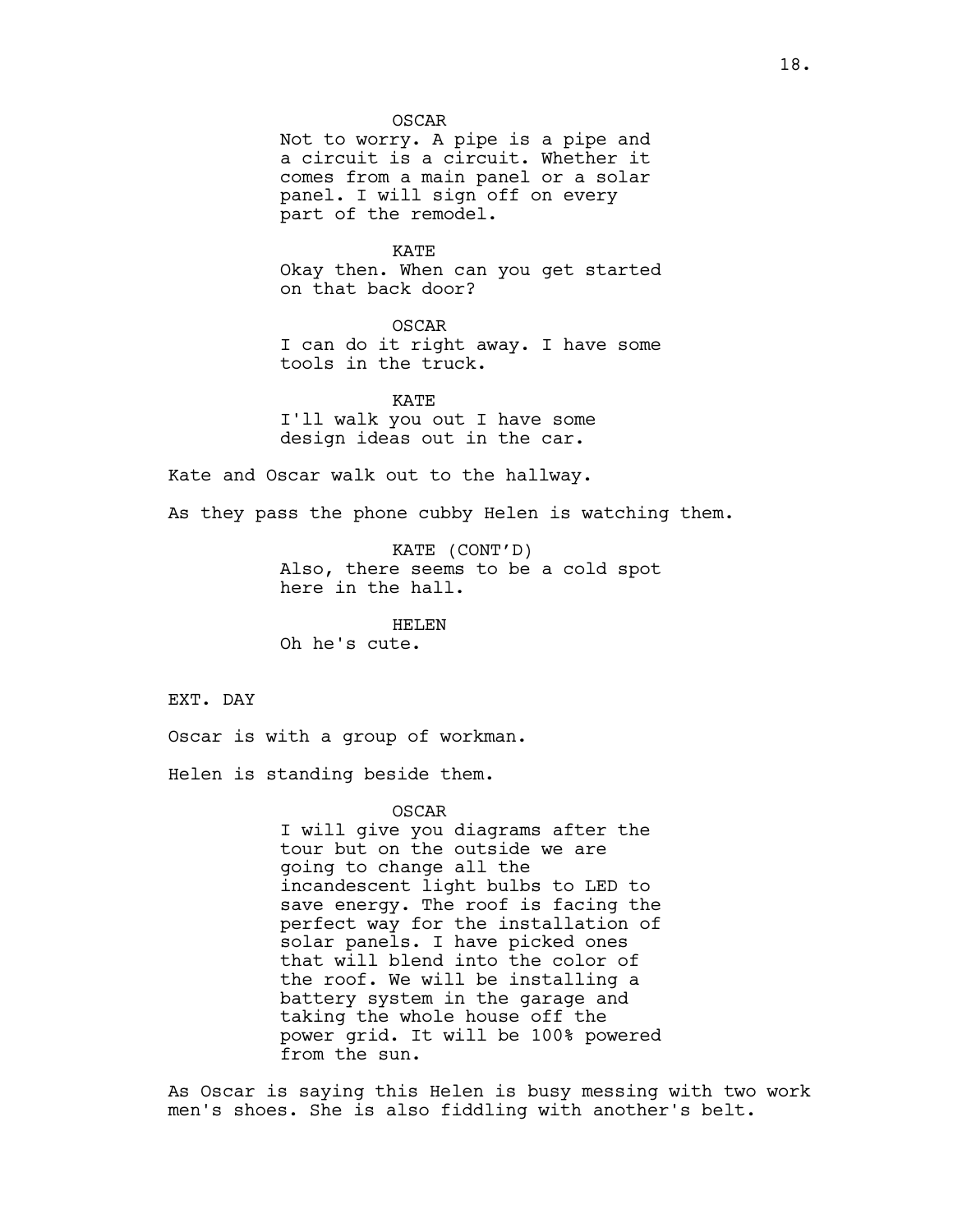OSCAR
Not to worry. A pipe is a pipe and a circuit is a circuit. Whether it comes from a main panel or a solar panel. I will sign off on every part of the remodel.

KATE
Okay then. When can you get started on that back door?

OSCAR
I can do it right away. I have some tools in the truck.

KATE
I'll walk you out I have some design ideas out in the car.

Kate and Oscar walk out to the hallway.

As they pass the phone cubby Helen is watching them.

KATE (CONT'D)
Also, there seems to be a cold spot here in the hall.

HELEN
Oh he's cute.

EXT. DAY

Oscar is with a group of workman.

Helen is standing beside them.

OSCAR
I will give you diagrams after the tour but on the outside we are going to change all the incandescent light bulbs to LED to save energy. The roof is facing the perfect way for the installation of solar panels. I have picked ones that will blend into the color of the roof. We will be installing a battery system in the garage and taking the whole house off the power grid. It will be 100% powered from the sun.

As Oscar is saying this Helen is busy messing with two work men's shoes. She is also fiddling with another's belt.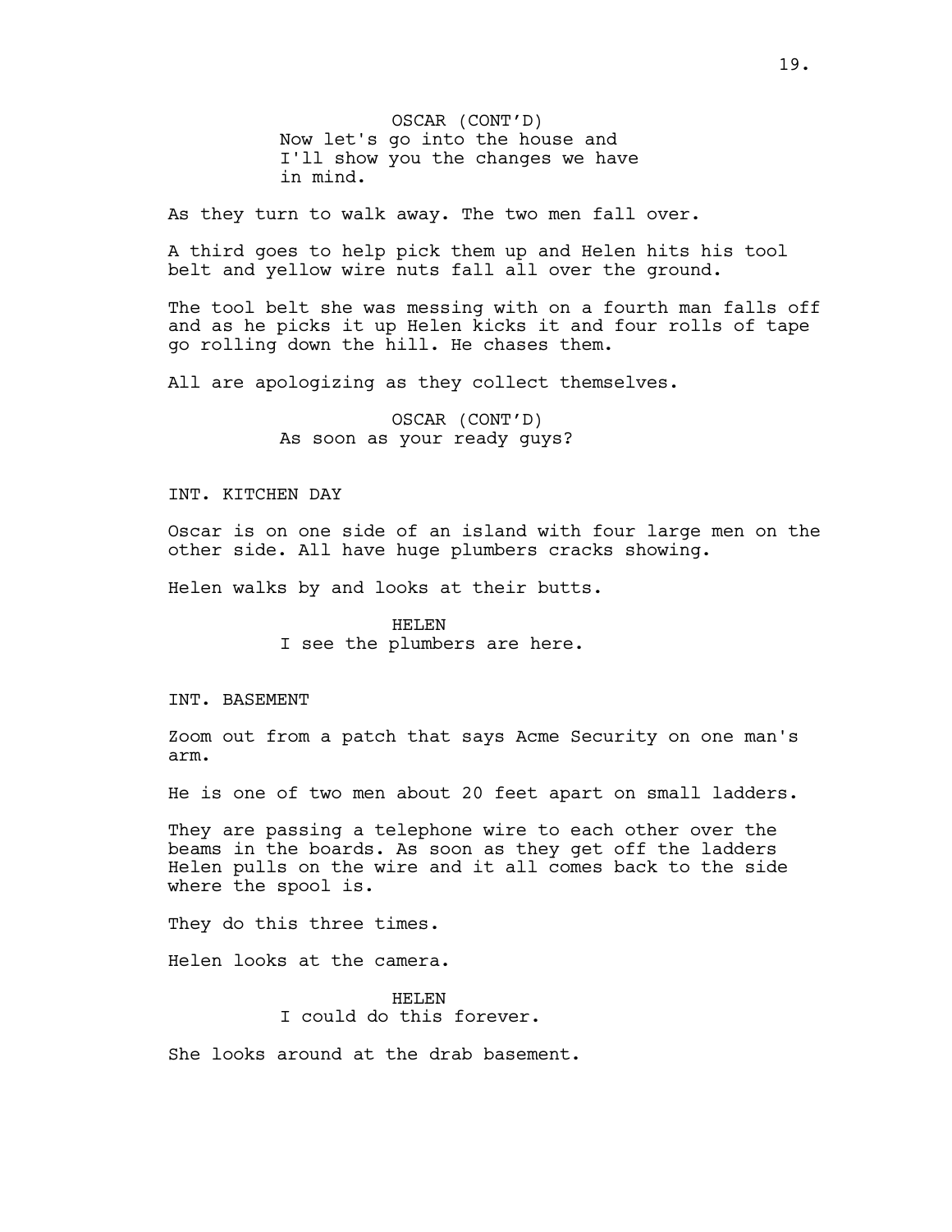OSCAR (CONT'D)
Now let's go into the house and I'll show you the changes we have in mind.

As they turn to walk away. The two men fall over.

A third goes to help pick them up and Helen hits his tool belt and yellow wire nuts fall all over the ground.

The tool belt she was messing with on a fourth man falls off and as he picks it up Helen kicks it and four rolls of tape go rolling down the hill. He chases them.

All are apologizing as they collect themselves.

OSCAR (CONT'D)
As soon as your ready guys?

INT. KITCHEN DAY

Oscar is on one side of an island with four large men on the other side. All have huge plumbers cracks showing.

Helen walks by and looks at their butts.

HELEN
I see the plumbers are here.

INT. BASEMENT

Zoom out from a patch that says Acme Security on one man's arm.

He is one of two men about 20 feet apart on small ladders.

They are passing a telephone wire to each other over the beams in the boards. As soon as they get off the ladders Helen pulls on the wire and it all comes back to the side where the spool is.

They do this three times.

Helen looks at the camera.

HELEN
I could do this forever.

She looks around at the drab basement.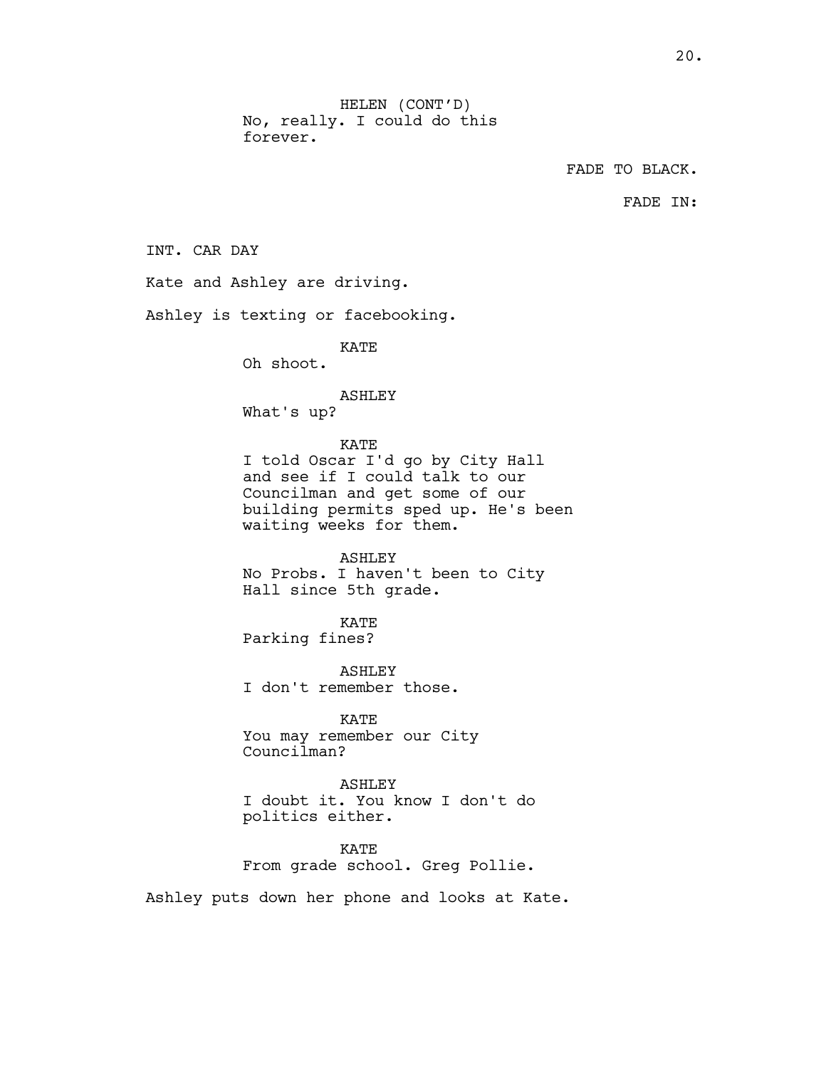HELEN (CONT'D)
No, really. I could do this forever.

FADE TO BLACK.

FADE IN:

INT. CAR DAY

Kate and Ashley are driving.

Ashley is texting or facebooking.

KATE
Oh shoot.

ASHLEY
What's up?

KATE
I told Oscar I'd go by City Hall and see if I could talk to our Councilman and get some of our building permits sped up. He's been waiting weeks for them.

ASHLEY
No Probs. I haven't been to City Hall since 5th grade.

KATE
Parking fines?

ASHLEY
I don't remember those.

KATE
You may remember our City Councilman?

ASHLEY
I doubt it. You know I don't do politics either.

KATE
From grade school. Greg Pollie.

Ashley puts down her phone and looks at Kate.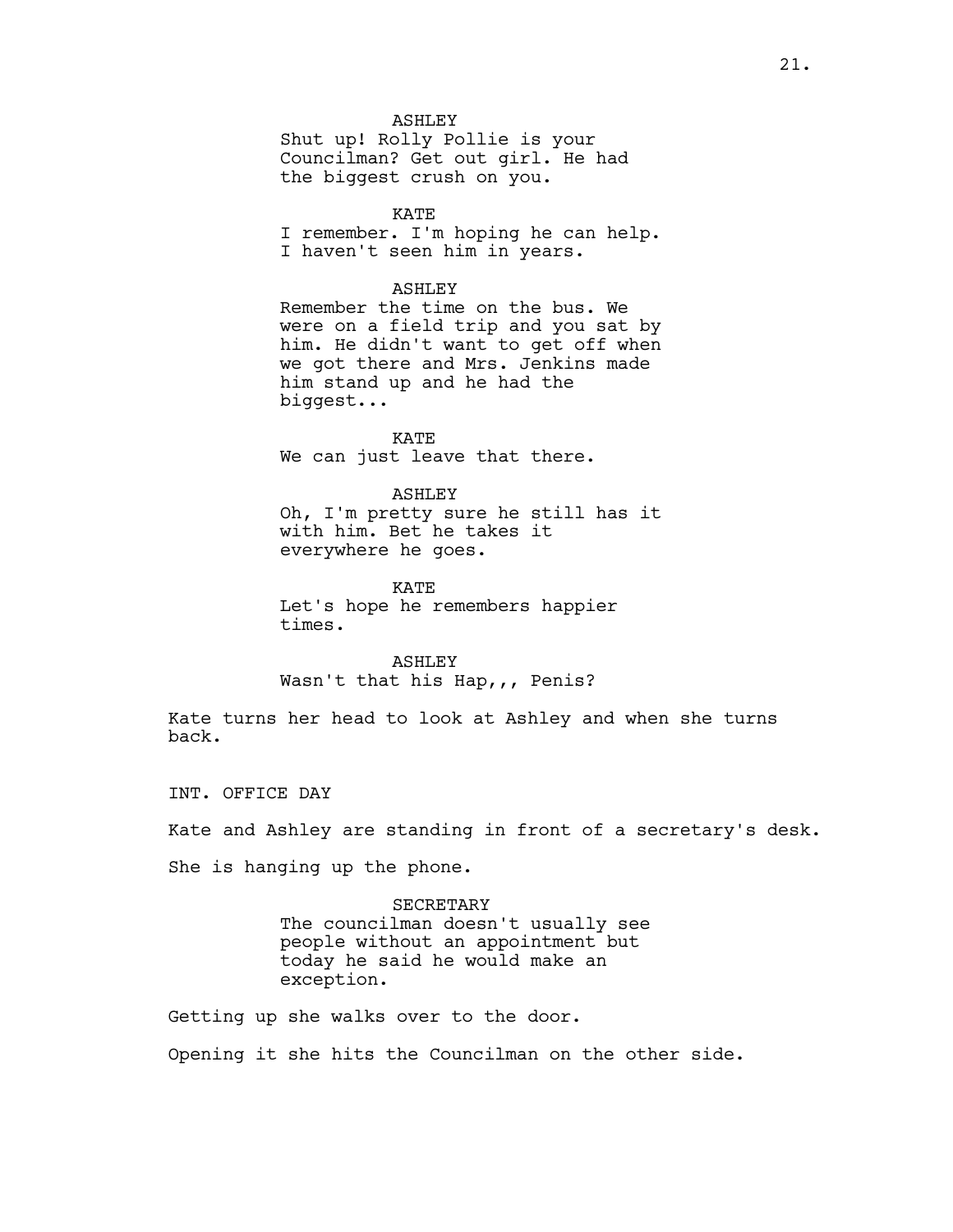ASHLEY
Shut up! Rolly Pollie is your Councilman? Get out girl. He had the biggest crush on you.

KATE
I remember. I'm hoping he can help. I haven't seen him in years.

ASHLEY
Remember the time on the bus. We were on a field trip and you sat by him. He didn't want to get off when we got there and Mrs. Jenkins made him stand up and he had the biggest...

KATE
We can just leave that there.

ASHLEY
Oh, I'm pretty sure he still has it with him. Bet he takes it everywhere he goes.

KATE
Let's hope he remembers happier times.

ASHLEY
Wasn't that his Hap,,, Penis?

Kate turns her head to look at Ashley and when she turns back.

INT. OFFICE DAY

Kate and Ashley are standing in front of a secretary's desk.

She is hanging up the phone.

SECRETARY
The councilman doesn't usually see people without an appointment but today he said he would make an exception.

Getting up she walks over to the door.

Opening it she hits the Councilman on the other side.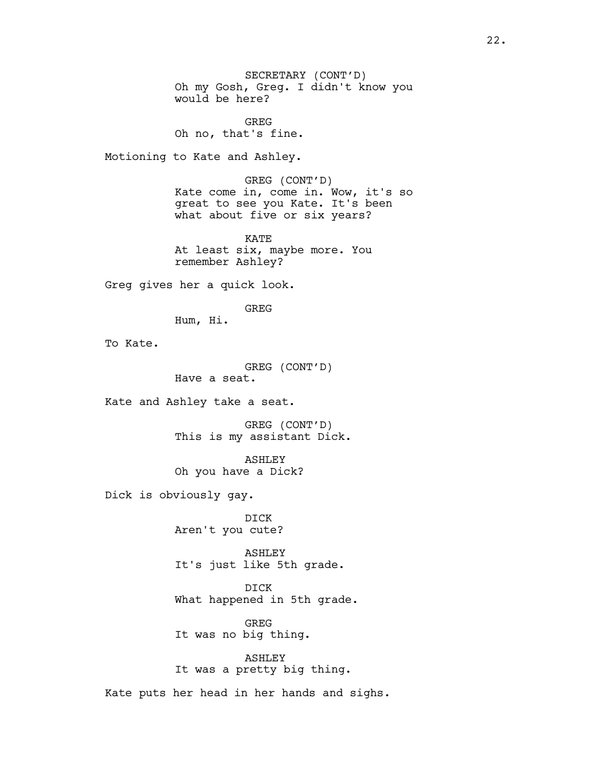SECRETARY (CONT'D)
Oh my Gosh, Greg. I didn't know you would be here?

GREG
Oh no, that's fine.

Motioning to Kate and Ashley.

GREG (CONT'D)
Kate come in, come in. Wow, it's so great to see you Kate. It's been what about five or six years?

KATE
At least six, maybe more. You remember Ashley?

Greg gives her a quick look.

GREG
Hum, Hi.

To Kate.

GREG (CONT'D)
Have a seat.

Kate and Ashley take a seat.

GREG (CONT'D)
This is my assistant Dick.

ASHLEY
Oh you have a Dick?

Dick is obviously gay.

DICK
Aren't you cute?

ASHLEY
It's just like 5th grade.

DICK
What happened in 5th grade.

GREG
It was no big thing.

ASHLEY
It was a pretty big thing.

Kate puts her head in her hands and sighs.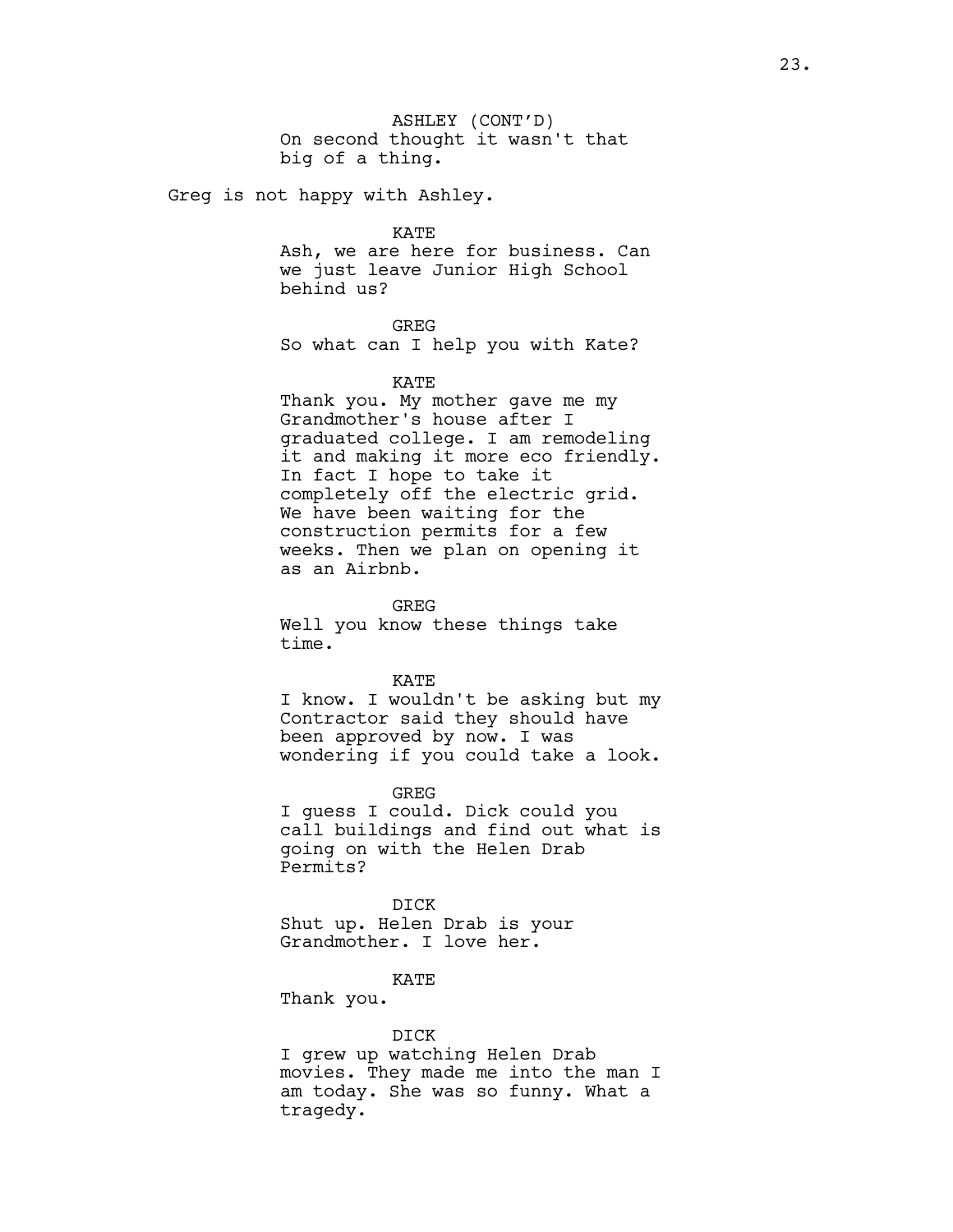ASHLEY (CONT'D)
On second thought it wasn't that big of a thing.

Greg is not happy with Ashley.

KATE
Ash, we are here for business. Can we just leave Junior High School behind us?

GREG
So what can I help you with Kate?

KATE
Thank you. My mother gave me my Grandmother's house after I graduated college. I am remodeling it and making it more eco friendly. In fact I hope to take it completely off the electric grid. We have been waiting for the construction permits for a few weeks. Then we plan on opening it as an Airbnb.

GREG
Well you know these things take time.

KATE
I know. I wouldn't be asking but my Contractor said they should have been approved by now. I was wondering if you could take a look.

GREG
I guess I could. Dick could you call buildings and find out what is going on with the Helen Drab Permits?

DICK
Shut up. Helen Drab is your Grandmother. I love her.

KATE
Thank you.

DICK
I grew up watching Helen Drab movies. They made me into the man I am today. She was so funny. What a tragedy.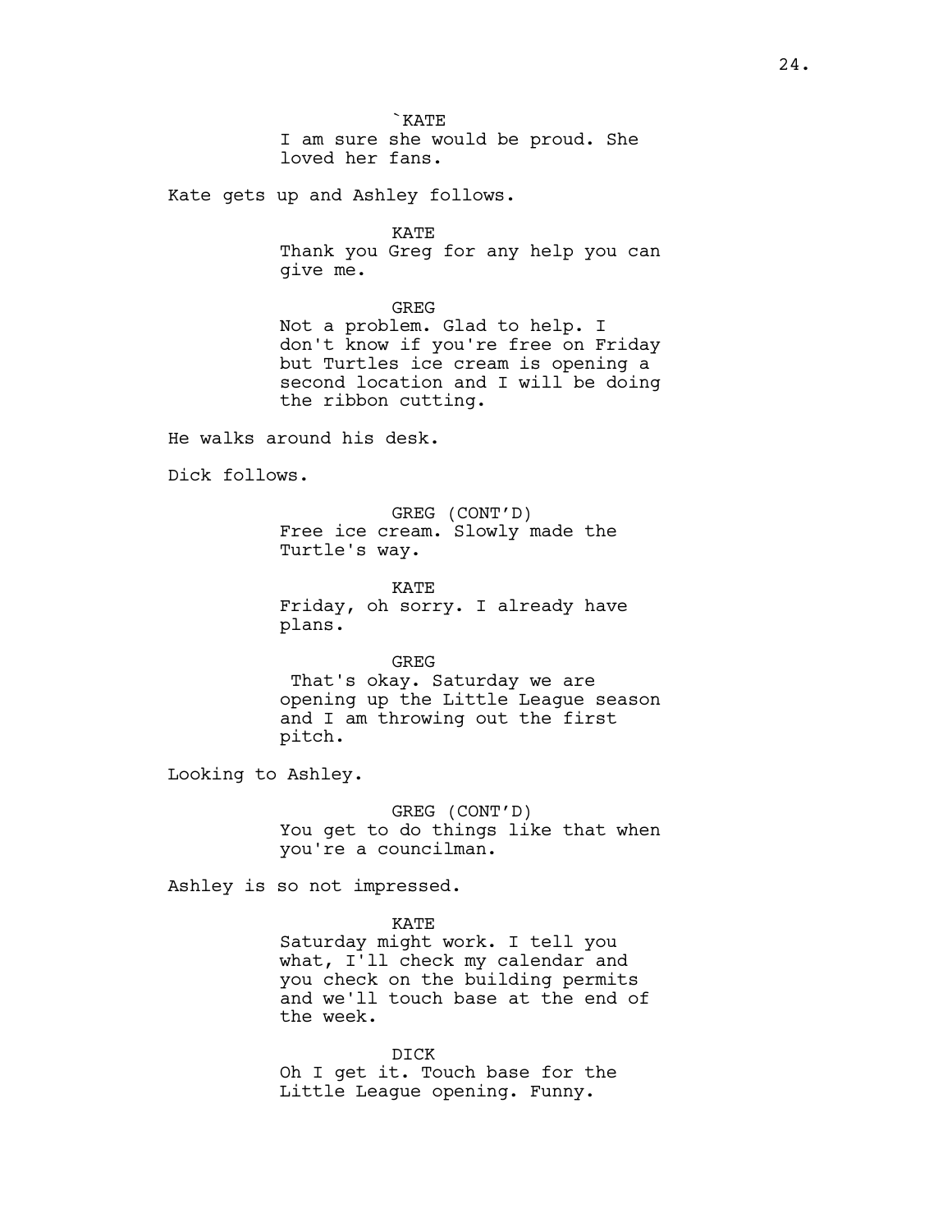`KATE
I am sure she would be proud. She loved her fans.

Kate gets up and Ashley follows.

KATE
Thank you Greg for any help you can give me.

GREG
Not a problem. Glad to help. I don't know if you're free on Friday but Turtles ice cream is opening a second location and I will be doing the ribbon cutting.

He walks around his desk.

Dick follows.

GREG (CONT'D)
Free ice cream. Slowly made the Turtle's way.

KATE
Friday, oh sorry. I already have plans.

GREG
That's okay. Saturday we are opening up the Little League season and I am throwing out the first pitch.

Looking to Ashley.

GREG (CONT'D)
You get to do things like that when you're a councilman.

Ashley is so not impressed.

KATE
Saturday might work. I tell you what, I'll check my calendar and you check on the building permits and we'll touch base at the end of the week.

DICK
Oh I get it. Touch base for the Little League opening. Funny.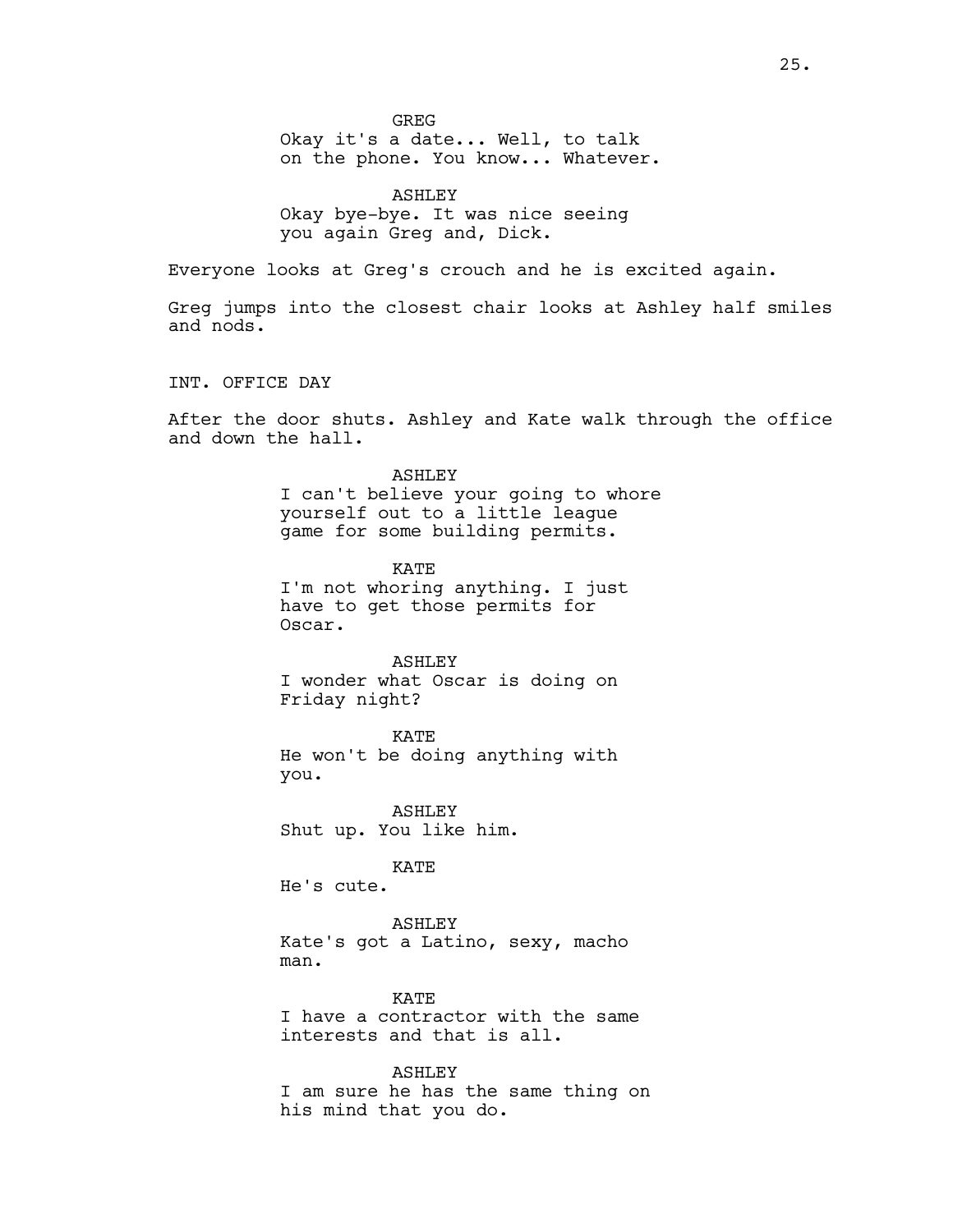GREG
Okay it's a date... Well, to talk on the phone. You know... Whatever.

ASHLEY
Okay bye-bye. It was nice seeing you again Greg and, Dick.

Everyone looks at Greg's crouch and he is excited again.

Greg jumps into the closest chair looks at Ashley half smiles and nods.

INT. OFFICE DAY

After the door shuts. Ashley and Kate walk through the office and down the hall.

ASHLEY
I can't believe your going to whore yourself out to a little league game for some building permits.

KATE
I'm not whoring anything. I just have to get those permits for Oscar.

ASHLEY
I wonder what Oscar is doing on Friday night?

KATE
He won't be doing anything with you.

ASHLEY
Shut up. You like him.

KATE
He's cute.

ASHLEY
Kate's got a Latino, sexy, macho man.

KATE
I have a contractor with the same interests and that is all.

ASHLEY
I am sure he has the same thing on his mind that you do.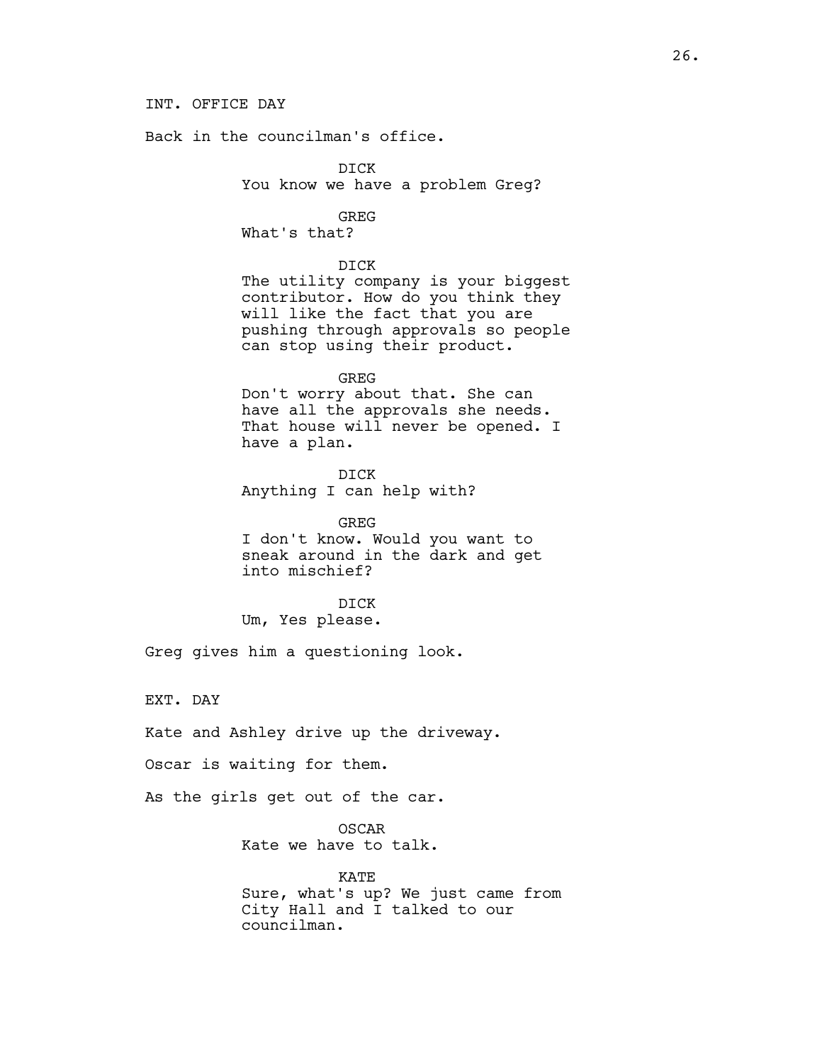INT. OFFICE DAY

Back in the councilman's office.

DICK
You know we have a problem Greg?

GREG
What's that?

DICK
The utility company is your biggest contributor. How do you think they will like the fact that you are pushing through approvals so people can stop using their product.

GREG
Don't worry about that. She can have all the approvals she needs. That house will never be opened. I have a plan.

DICK
Anything I can help with?

GREG
I don't know. Would you want to sneak around in the dark and get into mischief?

DICK
Um, Yes please.

Greg gives him a questioning look.

EXT. DAY

Kate and Ashley drive up the driveway.

Oscar is waiting for them.

As the girls get out of the car.

OSCAR
Kate we have to talk.

KATE
Sure, what's up? We just came from City Hall and I talked to our councilman.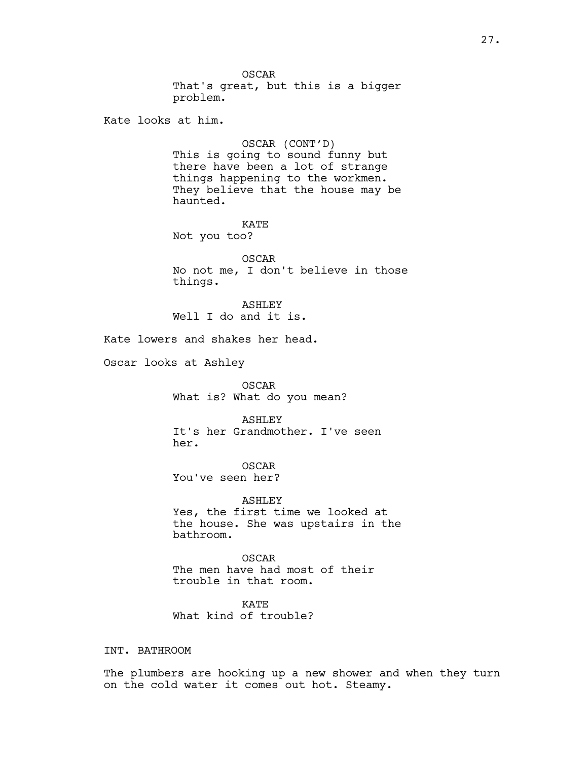OSCAR
That's great, but this is a bigger problem.

Kate looks at him.

OSCAR (CONT'D)
This is going to sound funny but there have been a lot of strange things happening to the workmen. They believe that the house may be haunted.

KATE
Not you too?

OSCAR
No not me, I don't believe in those things.

ASHLEY
Well I do and it is.

Kate lowers and shakes her head.

Oscar looks at Ashley

OSCAR
What is? What do you mean?

ASHLEY
It's her Grandmother. I've seen her.

OSCAR
You've seen her?

ASHLEY
Yes, the first time we looked at the house. She was upstairs in the bathroom.

OSCAR
The men have had most of their trouble in that room.

KATE
What kind of trouble?

INT. BATHROOM

The plumbers are hooking up a new shower and when they turn on the cold water it comes out hot. Steamy.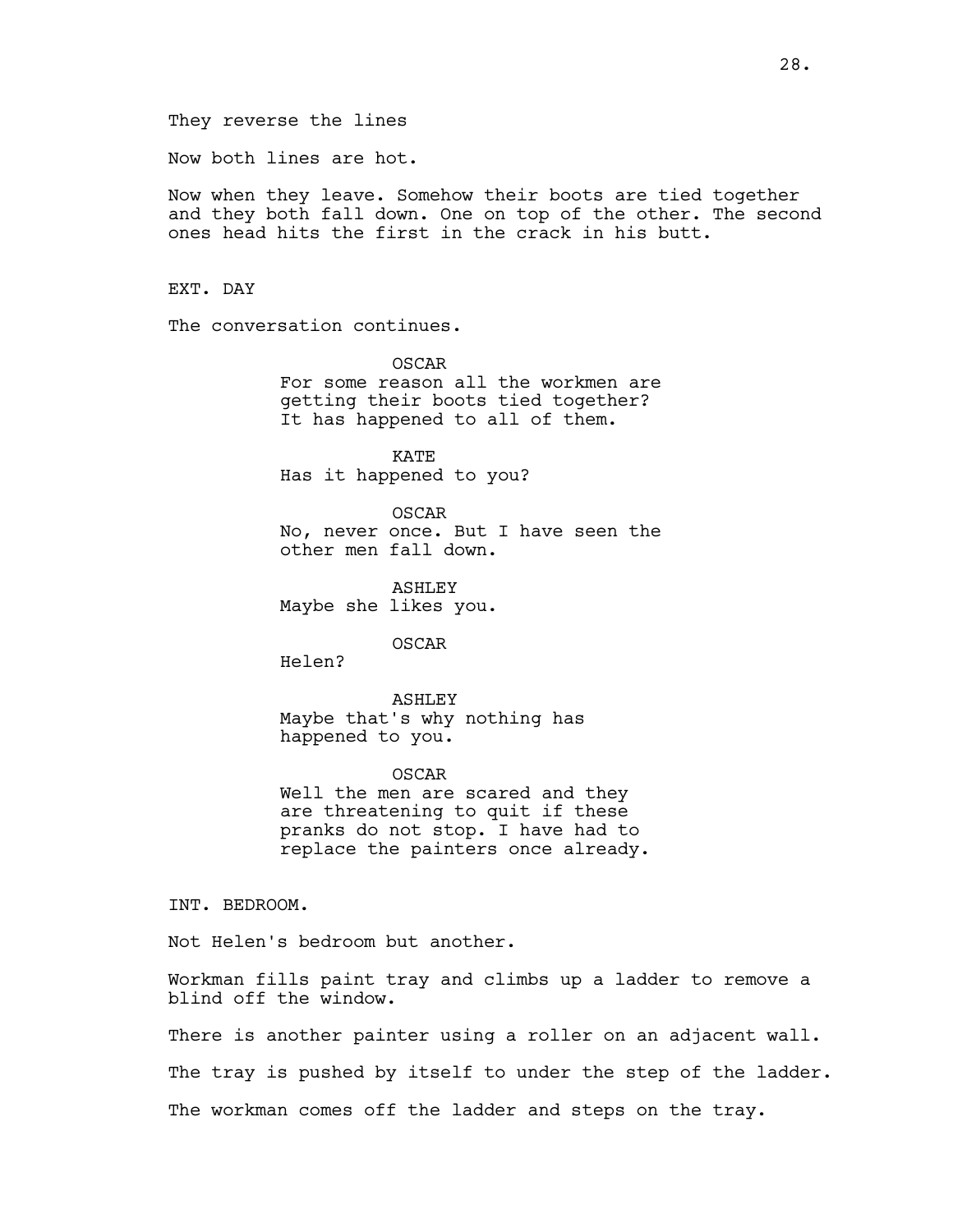They reverse the lines

Now both lines are hot.

Now when they leave. Somehow their boots are tied together and they both fall down. One on top of the other. The second ones head hits the first in the crack in his butt.

EXT. DAY

The conversation continues.

OSCAR
For some reason all the workmen are getting their boots tied together? It has happened to all of them.

KATE
Has it happened to you?

OSCAR
No, never once. But I have seen the other men fall down.

ASHLEY
Maybe she likes you.

OSCAR
Helen?

ASHLEY
Maybe that's why nothing has happened to you.

OSCAR
Well the men are scared and they are threatening to quit if these pranks do not stop. I have had to replace the painters once already.

INT. BEDROOM.

Not Helen's bedroom but another.

Workman fills paint tray and climbs up a ladder to remove a blind off the window.

There is another painter using a roller on an adjacent wall.

The tray is pushed by itself to under the step of the ladder.

The workman comes off the ladder and steps on the tray.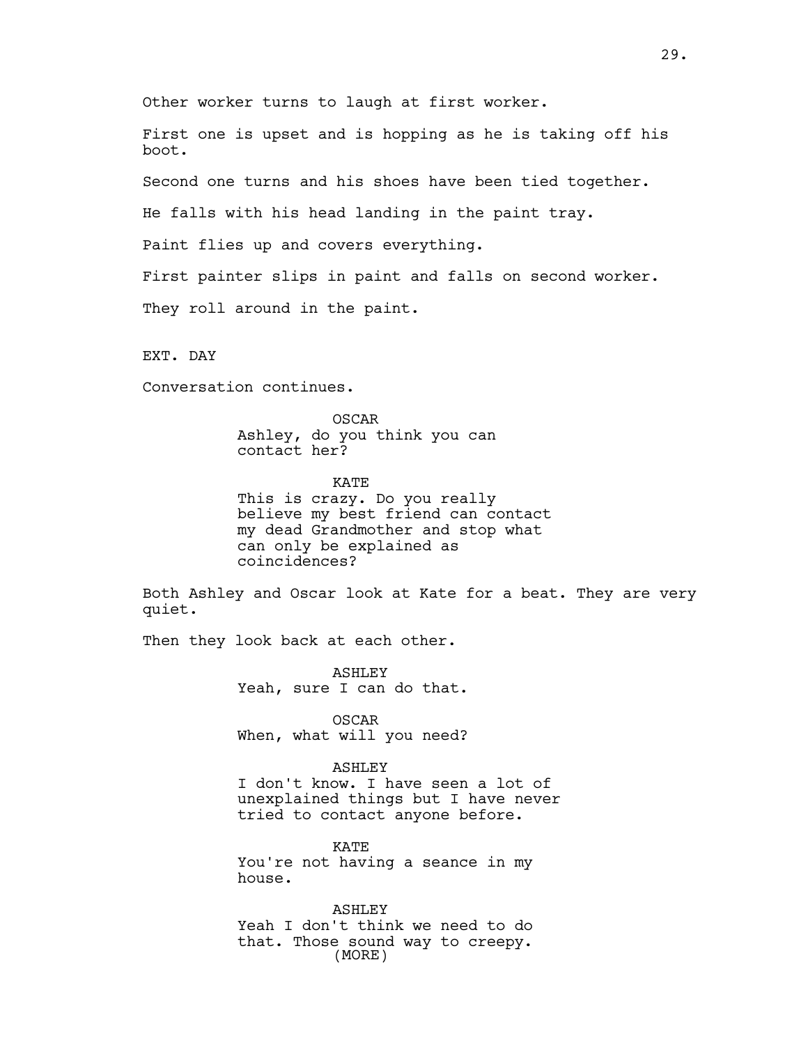Other worker turns to laugh at first worker.

First one is upset and is hopping as he is taking off his boot.

Second one turns and his shoes have been tied together.

He falls with his head landing in the paint tray.

Paint flies up and covers everything.

First painter slips in paint and falls on second worker.

They roll around in the paint.

EXT. DAY

Conversation continues.

OSCAR
Ashley, do you think you can contact her?

KATE
This is crazy. Do you really believe my best friend can contact my dead Grandmother and stop what can only be explained as coincidences?

Both Ashley and Oscar look at Kate for a beat. They are very quiet.

Then they look back at each other.

ASHLEY
Yeah, sure I can do that.

OSCAR
When, what will you need?

ASHLEY
I don't know. I have seen a lot of unexplained things but I have never tried to contact anyone before.

KATE
You're not having a seance in my house.

ASHLEY
Yeah I don't think we need to do that. Those sound way to creepy.
(MORE)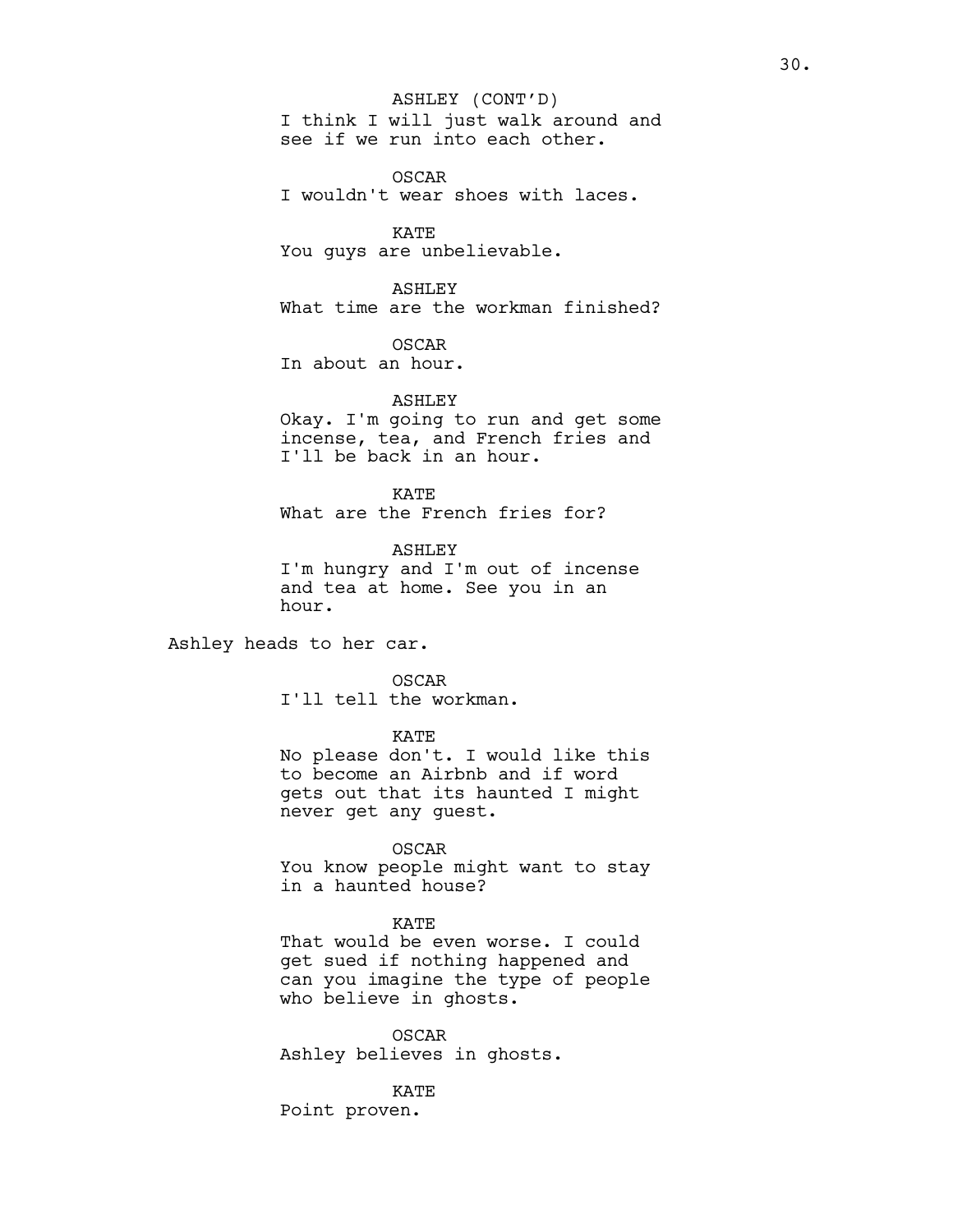ASHLEY (CONT'D)
I think I will just walk around and see if we run into each other.

OSCAR
I wouldn't wear shoes with laces.

KATE
You guys are unbelievable.

ASHLEY
What time are the workman finished?

OSCAR
In about an hour.

ASHLEY
Okay. I'm going to run and get some incense, tea, and French fries and I'll be back in an hour.

KATE
What are the French fries for?

ASHLEY
I'm hungry and I'm out of incense and tea at home. See you in an hour.

Ashley heads to her car.

OSCAR
I'll tell the workman.

KATE
No please don't. I would like this to become an Airbnb and if word gets out that its haunted I might never get any guest.

OSCAR
You know people might want to stay in a haunted house?

KATE
That would be even worse. I could get sued if nothing happened and can you imagine the type of people who believe in ghosts.

OSCAR
Ashley believes in ghosts.

KATE
Point proven.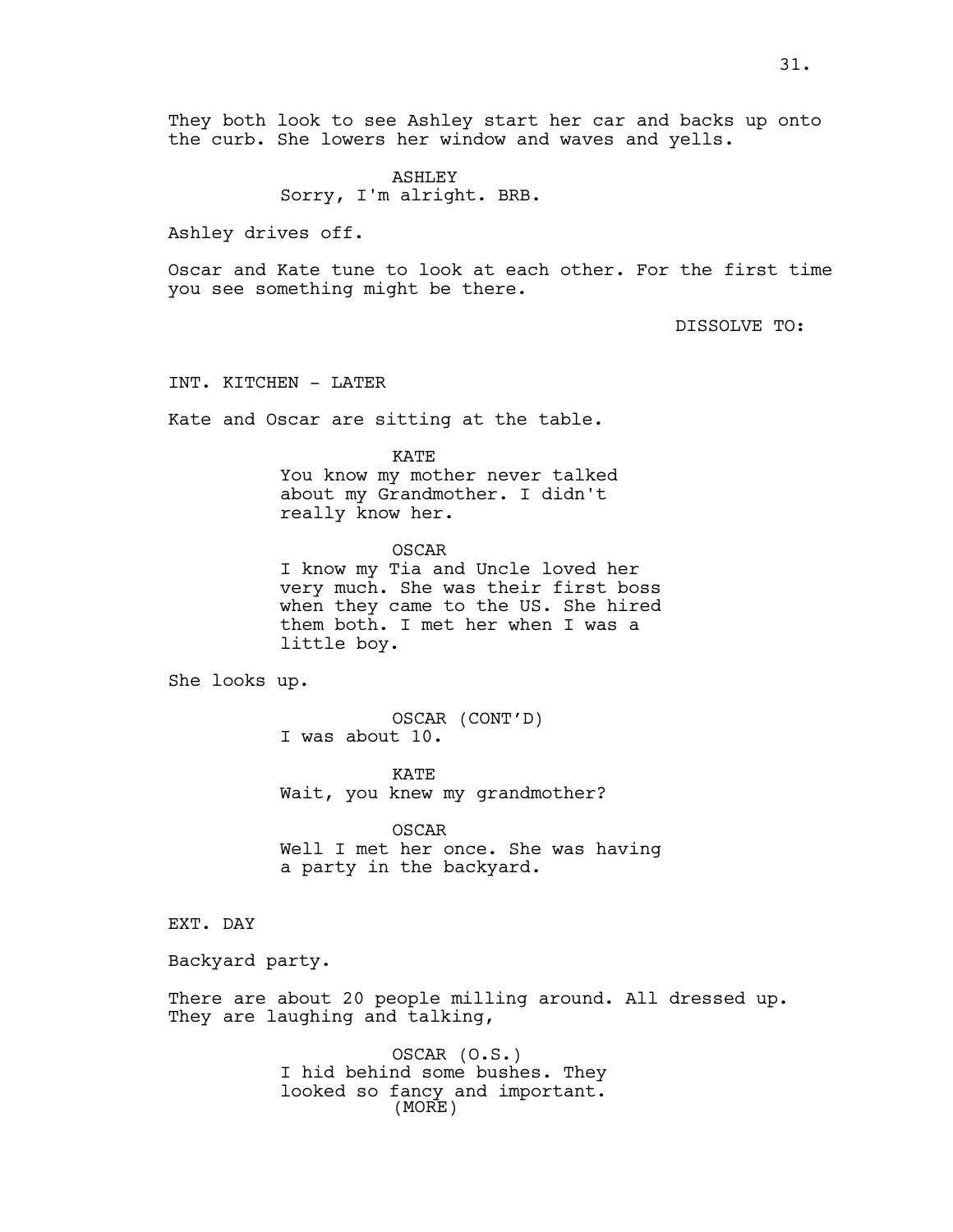They both look to see Ashley start her car and backs up onto the curb. She lowers her window and waves and yells.

ASHLEY
Sorry, I'm alright. BRB.

Ashley drives off.

Oscar and Kate tune to look at each other. For the first time you see something might be there.

DISSOLVE TO:

INT. KITCHEN - LATER

Kate and Oscar are sitting at the table.

KATE
You know my mother never talked about my Grandmother. I didn't really know her.

OSCAR
I know my Tia and Uncle loved her very much. She was their first boss when they came to the US. She hired them both. I met her when I was a little boy.

She looks up.

OSCAR (CONT'D)
I was about 10.

KATE
Wait, you knew my grandmother?

OSCAR
Well I met her once. She was having a party in the backyard.

EXT. DAY

Backyard party.

There are about 20 people milling around. All dressed up. They are laughing and talking,

OSCAR (O.S.)
I hid behind some bushes. They looked so fancy and important.
(MORE)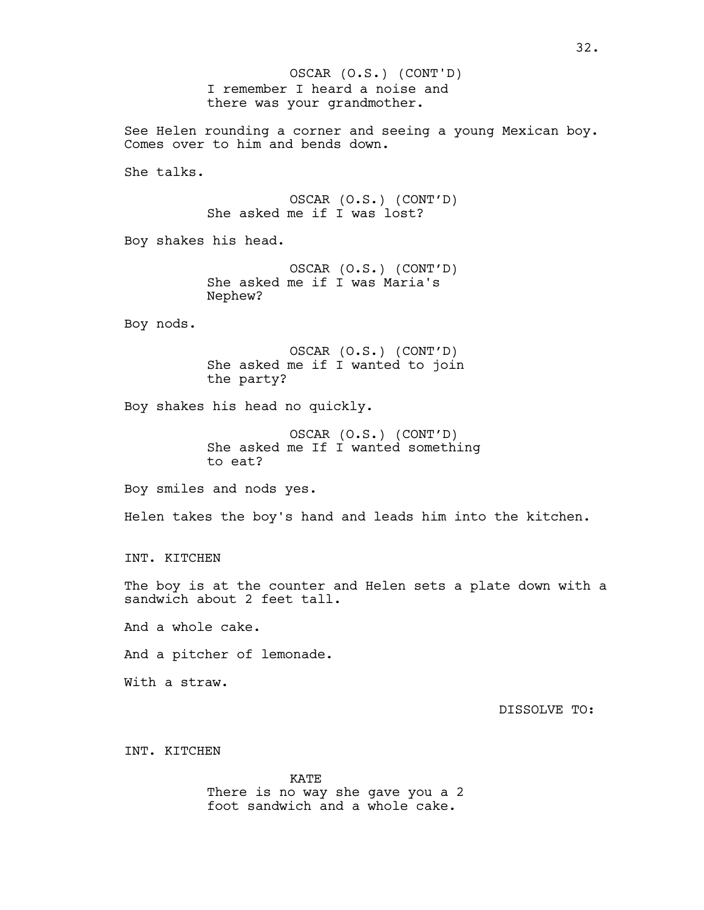OSCAR (O.S.) (CONT'D)
I remember I heard a noise and there was your grandmother.

See Helen rounding a corner and seeing a young Mexican boy. Comes over to him and bends down.

She talks.

OSCAR (O.S.) (CONT'D)
She asked me if I was lost?

Boy shakes his head.

OSCAR (O.S.) (CONT'D)
She asked me if I was Maria's Nephew?

Boy nods.

OSCAR (O.S.) (CONT'D)
She asked me if I wanted to join the party?

Boy shakes his head no quickly.

OSCAR (O.S.) (CONT'D)
She asked me If I wanted something to eat?

Boy smiles and nods yes.

Helen takes the boy's hand and leads him into the kitchen.

INT. KITCHEN

The boy is at the counter and Helen sets a plate down with a sandwich about 2 feet tall.

And a whole cake.

And a pitcher of lemonade.

With a straw.

DISSOLVE TO:

INT. KITCHEN

KATE
There is no way she gave you a 2 foot sandwich and a whole cake.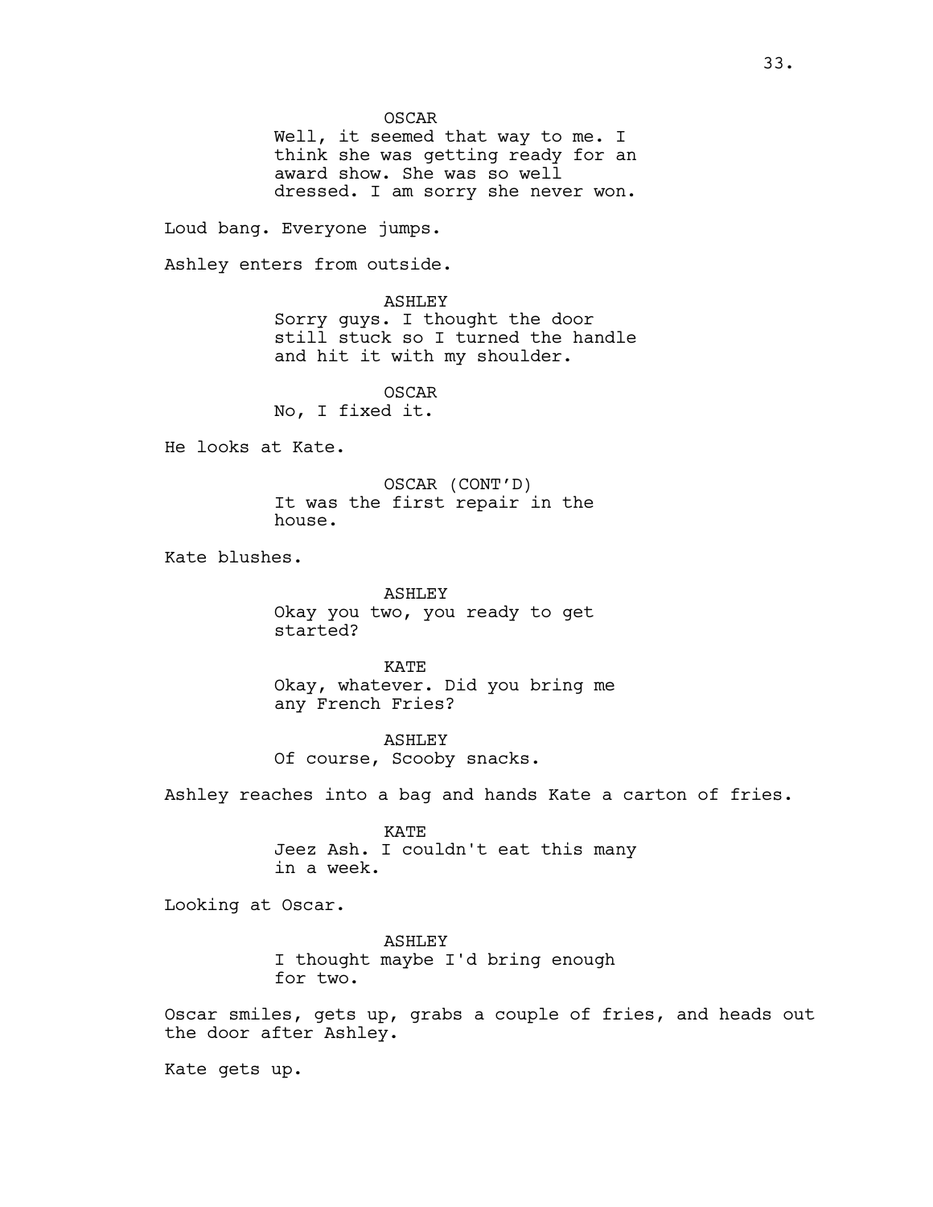OSCAR
Well, it seemed that way to me. I think she was getting ready for an award show. She was so well dressed. I am sorry she never won.

Loud bang. Everyone jumps.

Ashley enters from outside.

ASHLEY
Sorry guys. I thought the door still stuck so I turned the handle and hit it with my shoulder.

OSCAR
No, I fixed it.

He looks at Kate.

OSCAR (CONT'D)
It was the first repair in the house.

Kate blushes.

ASHLEY
Okay you two, you ready to get started?

KATE
Okay, whatever. Did you bring me any French Fries?

ASHLEY
Of course, Scooby snacks.

Ashley reaches into a bag and hands Kate a carton of fries.

KATE
Jeez Ash. I couldn't eat this many in a week.

Looking at Oscar.

ASHLEY
I thought maybe I'd bring enough for two.

Oscar smiles, gets up, grabs a couple of fries, and heads out the door after Ashley.

Kate gets up.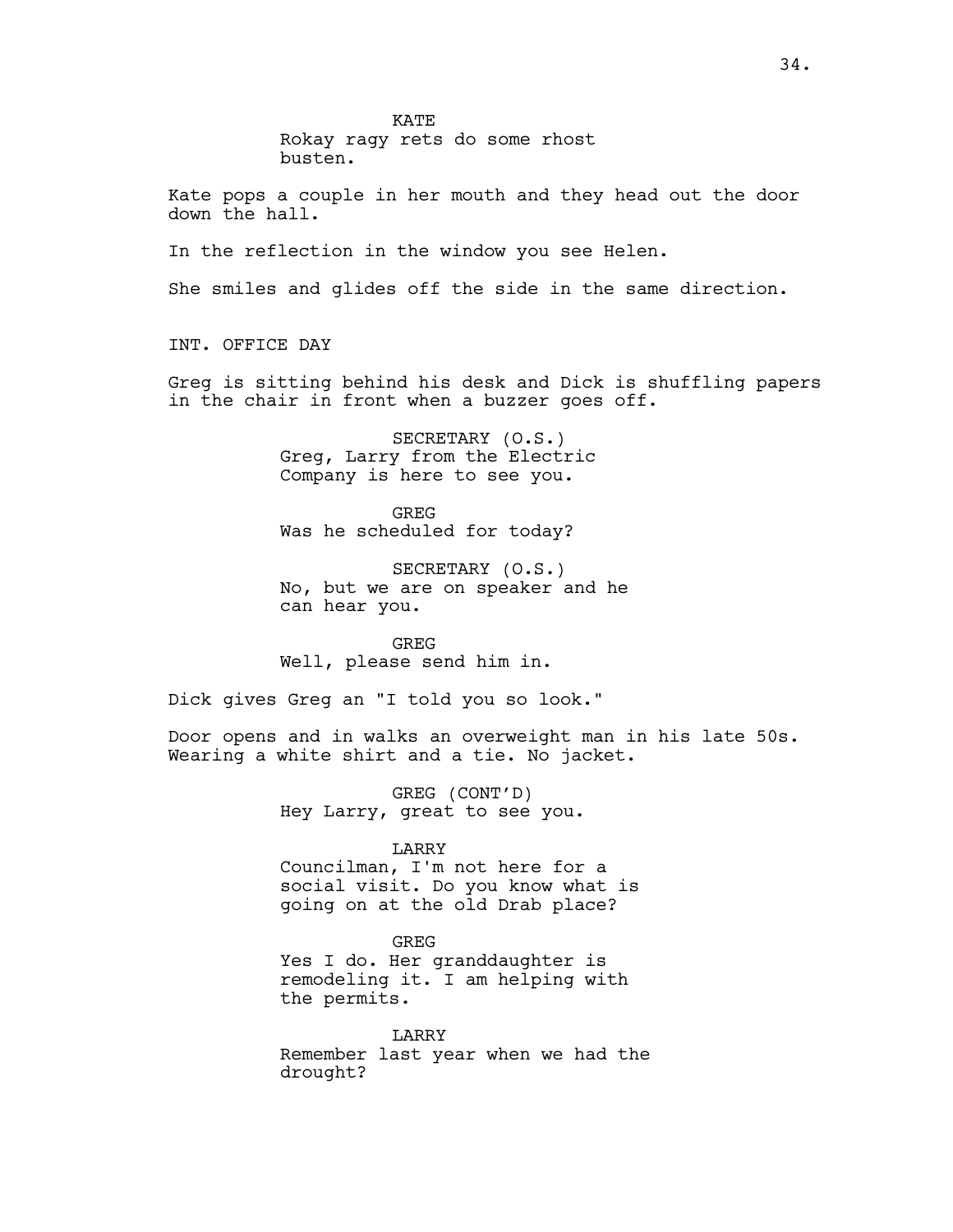KATE
Rokay ragy rets do some rhost busten.

Kate pops a couple in her mouth and they head out the door down the hall.

In the reflection in the window you see Helen.

She smiles and glides off the side in the same direction.

INT. OFFICE DAY

Greg is sitting behind his desk and Dick is shuffling papers in the chair in front when a buzzer goes off.

SECRETARY (O.S.)
Greg, Larry from the Electric Company is here to see you.

GREG
Was he scheduled for today?

SECRETARY (O.S.)
No, but we are on speaker and he can hear you.

GREG
Well, please send him in.

Dick gives Greg an "I told you so look."

Door opens and in walks an overweight man in his late 50s. Wearing a white shirt and a tie. No jacket.

GREG (CONT'D)
Hey Larry, great to see you.

LARRY
Councilman, I'm not here for a social visit. Do you know what is going on at the old Drab place?

GREG
Yes I do. Her granddaughter is remodeling it. I am helping with the permits.

LARRY
Remember last year when we had the drought?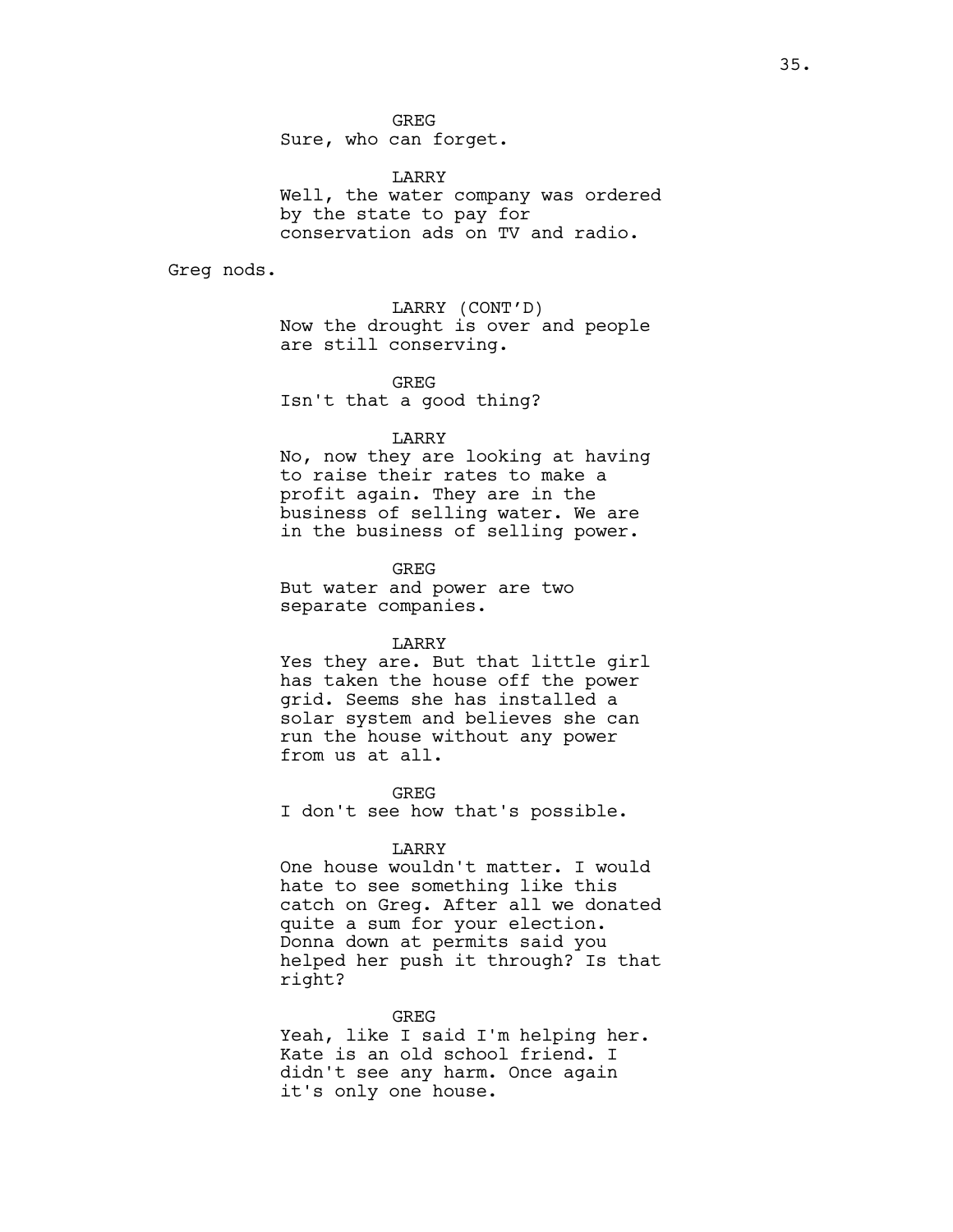GREG

Sure, who can forget.

LARRY

Well, the water company was ordered by the state to pay for conservation ads on TV and radio.

Greg nods.

LARRY (CONT'D)

Now the drought is over and people are still conserving.

GREG

Isn't that a good thing?

LARRY

No, now they are looking at having to raise their rates to make a profit again. They are in the business of selling water. We are in the business of selling power.

GREG

But water and power are two separate companies.

LARRY

Yes they are. But that little girl has taken the house off the power grid. Seems she has installed a solar system and believes she can run the house without any power from us at all.

GREG

I don't see how that's possible.

LARRY

One house wouldn't matter. I would hate to see something like this catch on Greg. After all we donated quite a sum for your election. Donna down at permits said you helped her push it through? Is that right?

GREG

Yeah, like I said I'm helping her. Kate is an old school friend. I didn't see any harm. Once again it's only one house.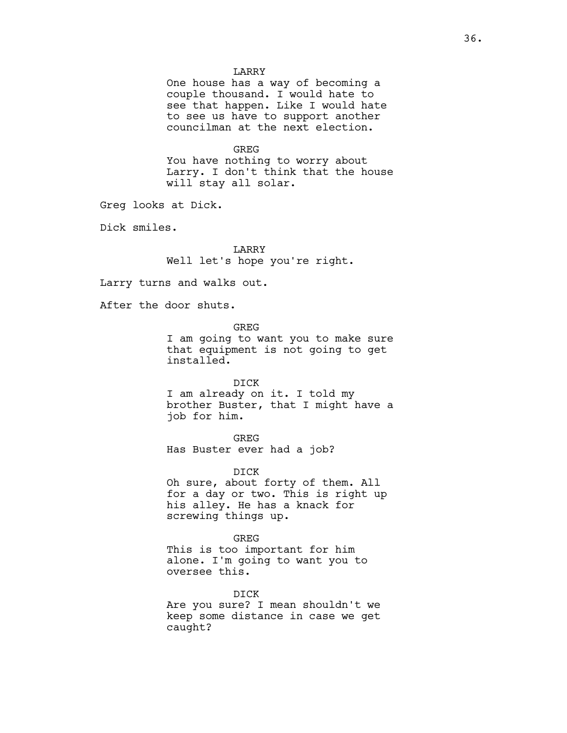LARRY

One house has a way of becoming a couple thousand. I would hate to see that happen. Like I would hate to see us have to support another councilman at the next election.

GREG

You have nothing to worry about Larry. I don't think that the house will stay all solar.

Greg looks at Dick.

Dick smiles.

LARRY

Well let's hope you're right.

Larry turns and walks out.

After the door shuts.

GREG

I am going to want you to make sure that equipment is not going to get installed.

DICK

I am already on it. I told my brother Buster, that I might have a job for him.

GREG

Has Buster ever had a job?

DICK

Oh sure, about forty of them. All for a day or two. This is right up his alley. He has a knack for screwing things up.

GREG

This is too important for him alone. I'm going to want you to oversee this.

DICK

Are you sure? I mean shouldn't we keep some distance in case we get caught?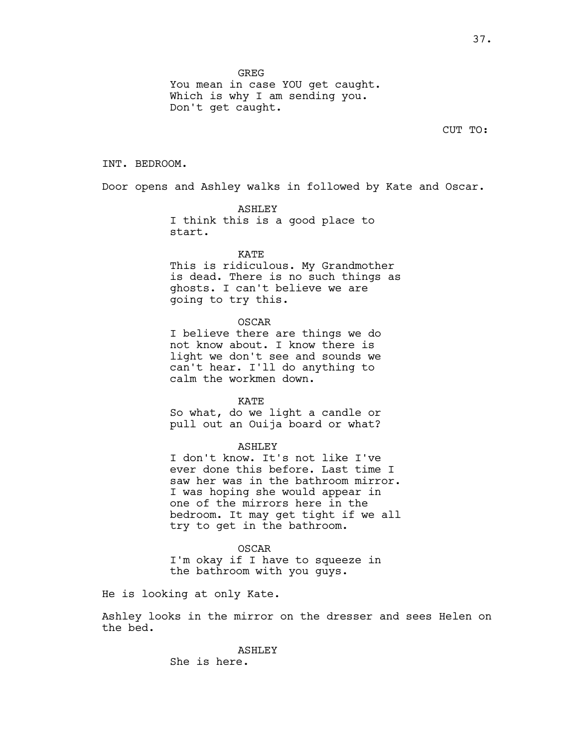GREG
You mean in case YOU get caught.
Which is why I am sending you.
Don't get caught.

CUT TO:

INT. BEDROOM.

Door opens and Ashley walks in followed by Kate and Oscar.

ASHLEY
I think this is a good place to
start.

KATE
This is ridiculous. My Grandmother
is dead. There is no such things as
ghosts. I can't believe we are
going to try this.

OSCAR
I believe there are things we do
not know about. I know there is
light we don't see and sounds we
can't hear. I'll do anything to
calm the workmen down.

KATE
So what, do we light a candle or
pull out an Ouija board or what?

ASHLEY
I don't know. It's not like I've
ever done this before. Last time I
saw her was in the bathroom mirror.
I was hoping she would appear in
one of the mirrors here in the
bedroom. It may get tight if we all
try to get in the bathroom.

OSCAR
I'm okay if I have to squeeze in
the bathroom with you guys.

He is looking at only Kate.

Ashley looks in the mirror on the dresser and sees Helen on
the bed.

ASHLEY
She is here.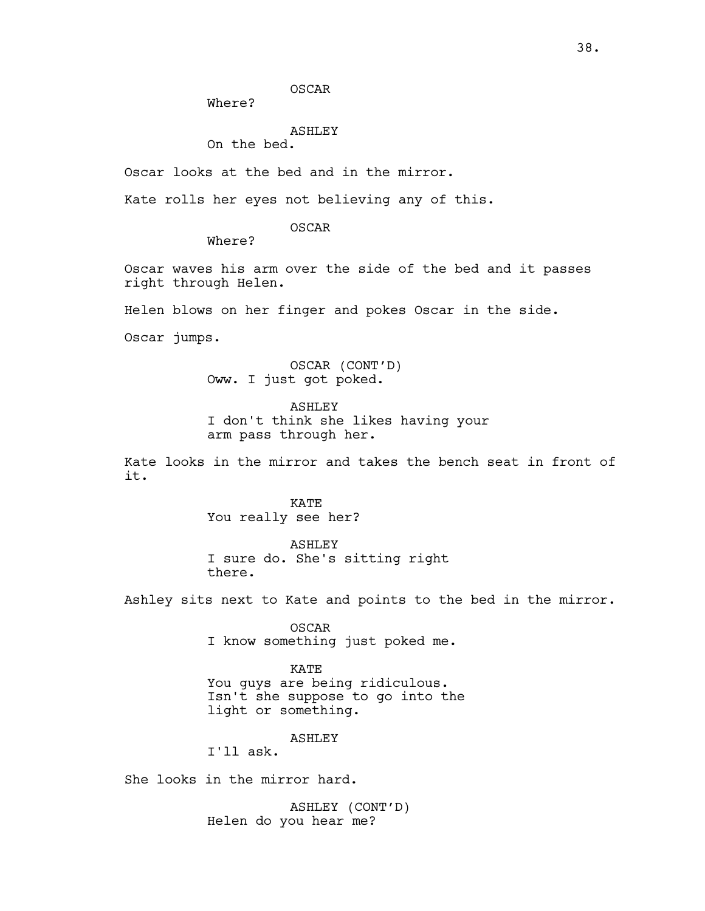OSCAR
Where?

ASHLEY
On the bed.

Oscar looks at the bed and in the mirror.

Kate rolls her eyes not believing any of this.

OSCAR
Where?

Oscar waves his arm over the side of the bed and it passes right through Helen.

Helen blows on her finger and pokes Oscar in the side.

Oscar jumps.

OSCAR (CONT'D)
Oww. I just got poked.

ASHLEY
I don't think she likes having your arm pass through her.

Kate looks in the mirror and takes the bench seat in front of it.

KATE
You really see her?

ASHLEY
I sure do. She's sitting right there.

Ashley sits next to Kate and points to the bed in the mirror.

OSCAR
I know something just poked me.

KATE
You guys are being ridiculous. Isn't she suppose to go into the light or something.

ASHLEY
I'll ask.

She looks in the mirror hard.

ASHLEY (CONT'D)
Helen do you hear me?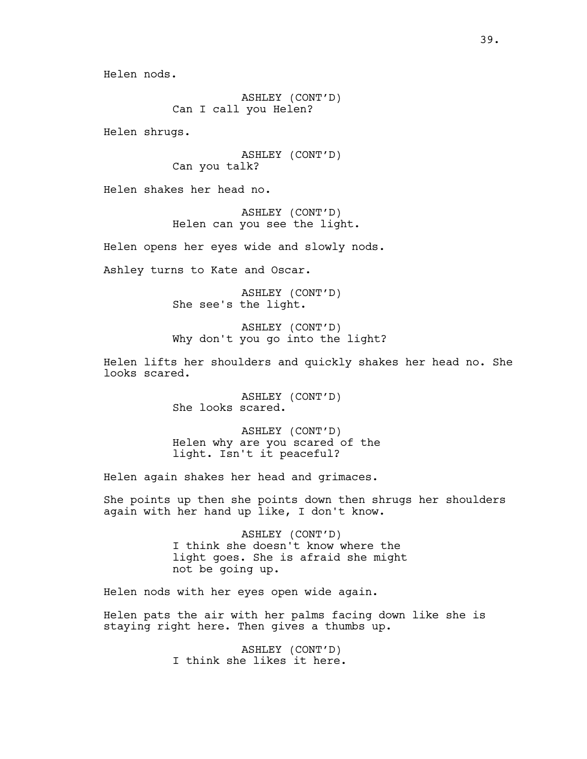Helen nods.

ASHLEY (CONT'D)
Can I call you Helen?

Helen shrugs.

ASHLEY (CONT'D)
Can you talk?

Helen shakes her head no.

ASHLEY (CONT'D)
Helen can you see the light.

Helen opens her eyes wide and slowly nods.

Ashley turns to Kate and Oscar.

ASHLEY (CONT'D)
She see's the light.

ASHLEY (CONT'D)
Why don't you go into the light?

Helen lifts her shoulders and quickly shakes her head no. She looks scared.

ASHLEY (CONT'D)
She looks scared.

ASHLEY (CONT'D)
Helen why are you scared of the light. Isn't it peaceful?

Helen again shakes her head and grimaces.

She points up then she points down then shrugs her shoulders again with her hand up like, I don't know.

ASHLEY (CONT'D)
I think she doesn't know where the light goes. She is afraid she might not be going up.

Helen nods with her eyes open wide again.

Helen pats the air with her palms facing down like she is staying right here. Then gives a thumbs up.

ASHLEY (CONT'D)
I think she likes it here.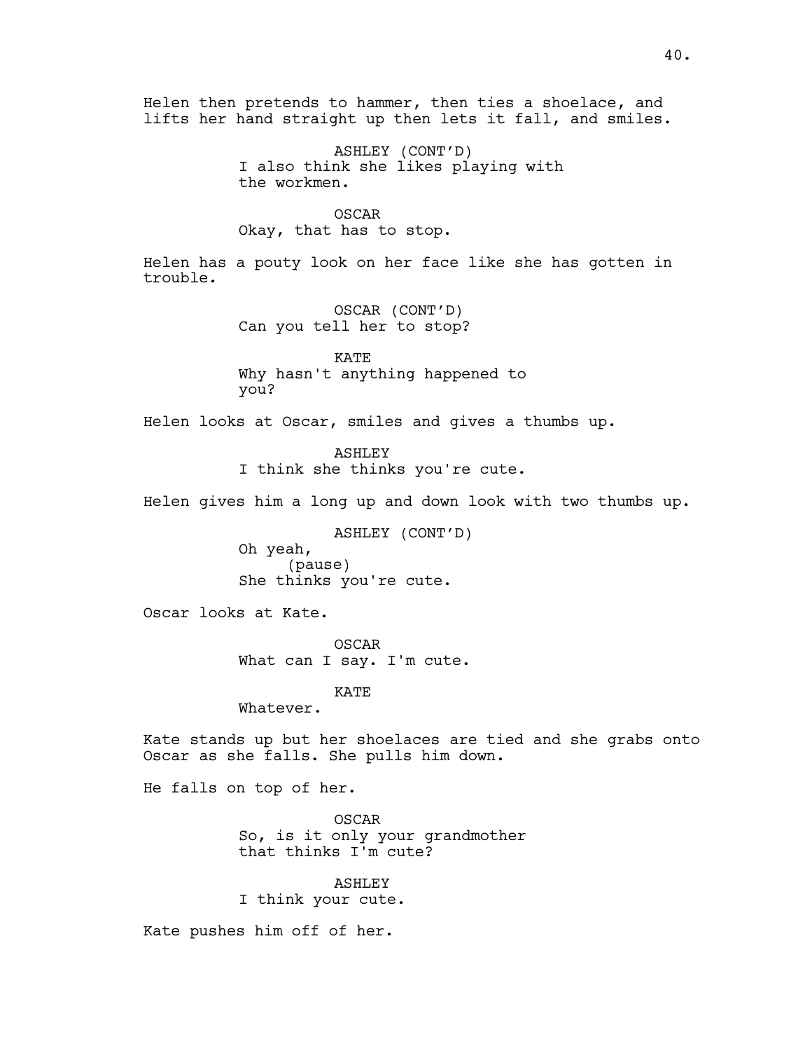Helen then pretends to hammer, then ties a shoelace, and lifts her hand straight up then lets it fall, and smiles.

ASHLEY (CONT'D)
I also think she likes playing with the workmen.

OSCAR
Okay, that has to stop.

Helen has a pouty look on her face like she has gotten in trouble.

OSCAR (CONT'D)
Can you tell her to stop?

KATE
Why hasn't anything happened to you?

Helen looks at Oscar, smiles and gives a thumbs up.

ASHLEY
I think she thinks you're cute.

Helen gives him a long up and down look with two thumbs up.

ASHLEY (CONT'D)
Oh yeah,
(pause)
She thinks you're cute.

Oscar looks at Kate.

OSCAR
What can I say. I'm cute.

KATE
Whatever.

Kate stands up but her shoelaces are tied and she grabs onto Oscar as she falls. She pulls him down.

He falls on top of her.

OSCAR
So, is it only your grandmother that thinks I'm cute?

ASHLEY
I think your cute.

Kate pushes him off of her.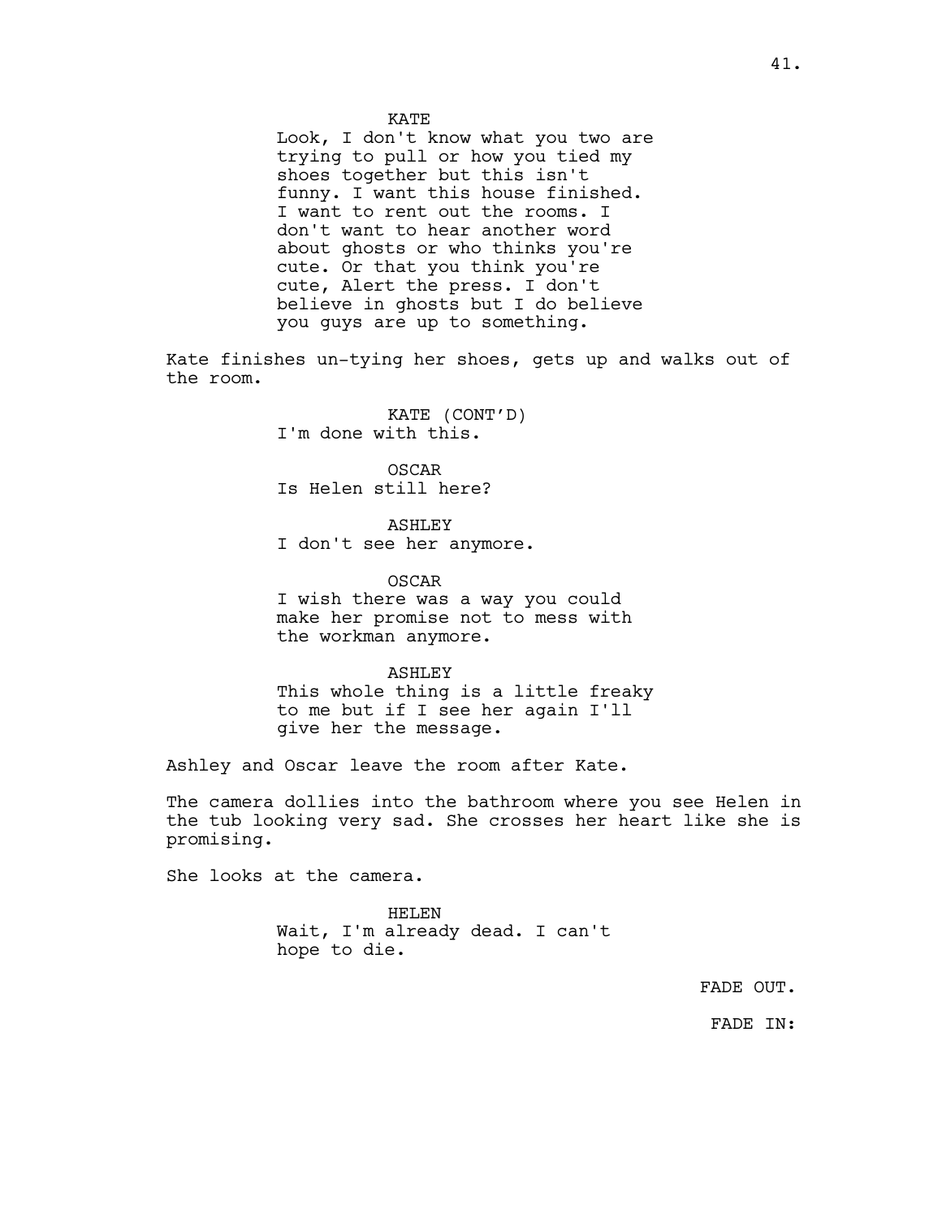KATE

Look, I don't know what you two are trying to pull or how you tied my shoes together but this isn't funny. I want this house finished. I want to rent out the rooms. I don't want to hear another word about ghosts or who thinks you're cute. Or that you think you're cute, Alert the press. I don't believe in ghosts but I do believe you guys are up to something.

Kate finishes un-tying her shoes, gets up and walks out of the room.

KATE (CONT'D)

I'm done with this.

OSCAR

Is Helen still here?

ASHLEY

I don't see her anymore.

OSCAR

I wish there was a way you could make her promise not to mess with the workman anymore.

ASHLEY

This whole thing is a little freaky to me but if I see her again I'll give her the message.

Ashley and Oscar leave the room after Kate.

The camera dollies into the bathroom where you see Helen in the tub looking very sad. She crosses her heart like she is promising.

She looks at the camera.

HELEN

Wait, I'm already dead. I can't hope to die.

FADE OUT.

FADE IN: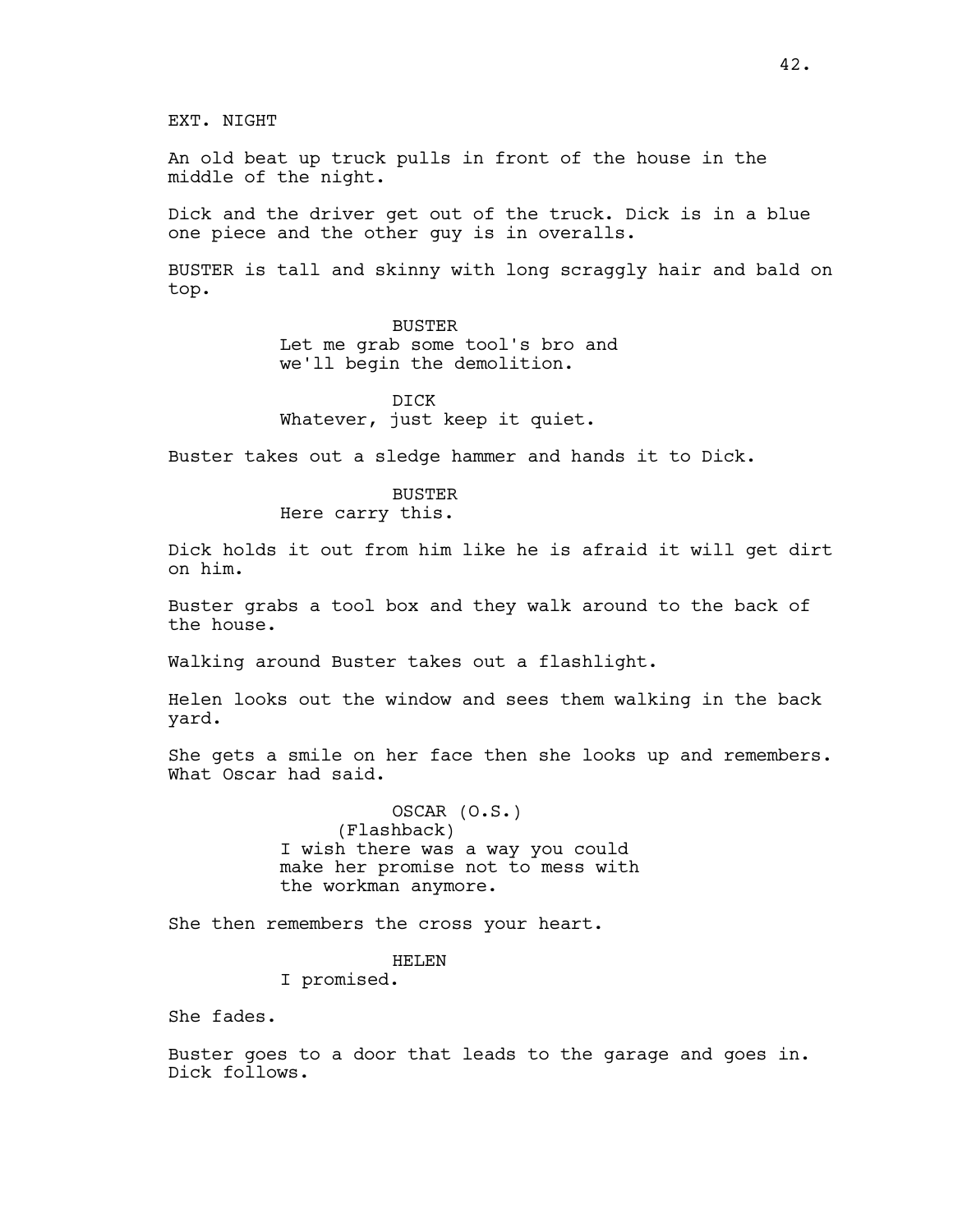EXT. NIGHT

An old beat up truck pulls in front of the house in the middle of the night.

Dick and the driver get out of the truck. Dick is in a blue one piece and the other guy is in overalls.

BUSTER is tall and skinny with long scraggly hair and bald on top.

BUSTER
Let me grab some tool's bro and we'll begin the demolition.

DICK
Whatever, just keep it quiet.

Buster takes out a sledge hammer and hands it to Dick.

BUSTER
Here carry this.

Dick holds it out from him like he is afraid it will get dirt on him.

Buster grabs a tool box and they walk around to the back of the house.

Walking around Buster takes out a flashlight.

Helen looks out the window and sees them walking in the back yard.

She gets a smile on her face then she looks up and remembers. What Oscar had said.

OSCAR (O.S.)
(Flashback)
I wish there was a way you could make her promise not to mess with the workman anymore.

She then remembers the cross your heart.

HELEN
I promised.

She fades.

Buster goes to a door that leads to the garage and goes in. Dick follows.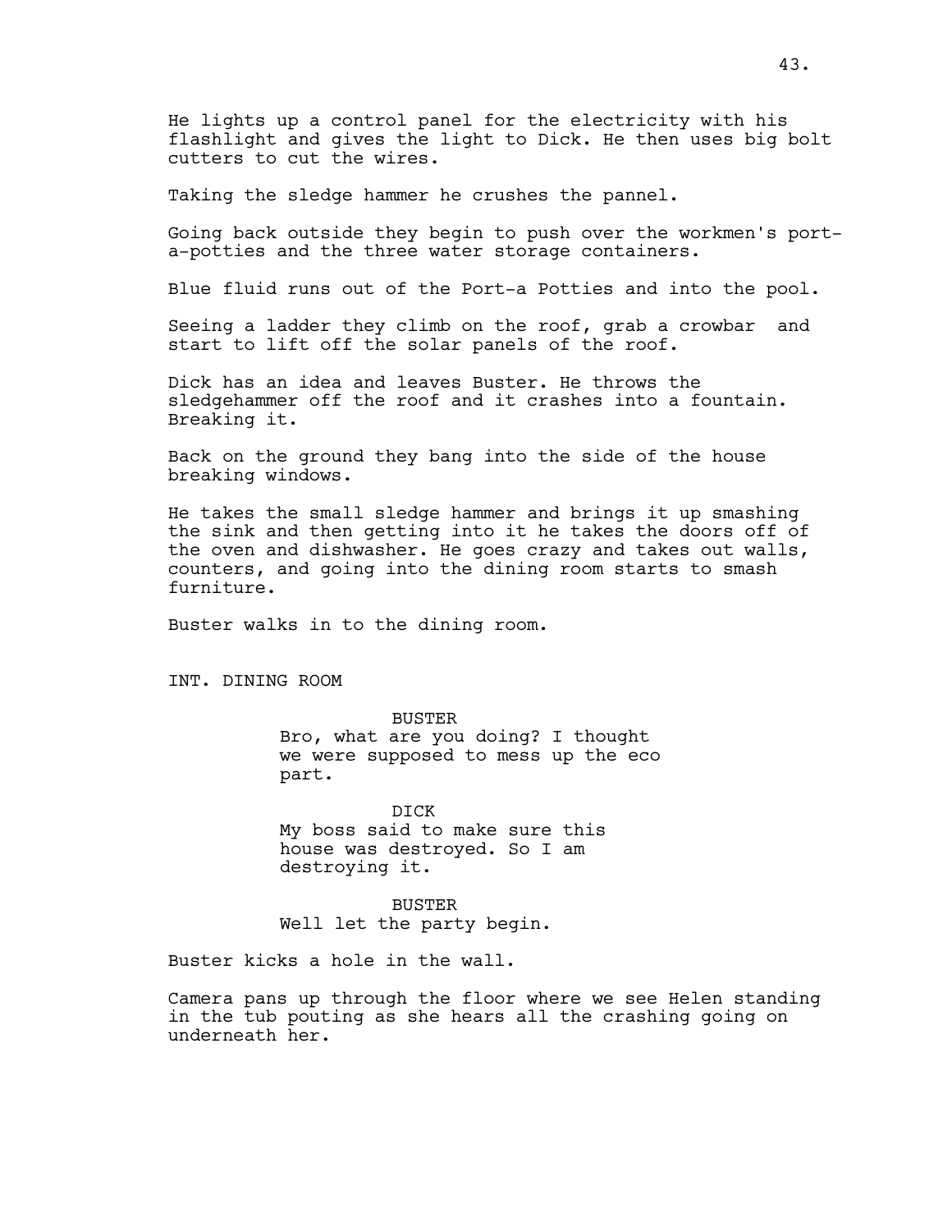He lights up a control panel for the electricity with his flashlight and gives the light to Dick. He then uses big bolt cutters to cut the wires.

Taking the sledge hammer he crushes the pannel.

Going back outside they begin to push over the workmen's port-a-potties and the three water storage containers.

Blue fluid runs out of the Port-a Potties and into the pool.

Seeing a ladder they climb on the roof, grab a crowbar and start to lift off the solar panels of the roof.

Dick has an idea and leaves Buster. He throws the sledgehammer off the roof and it crashes into a fountain. Breaking it.

Back on the ground they bang into the side of the house breaking windows.

He takes the small sledge hammer and brings it up smashing the sink and then getting into it he takes the doors off of the oven and dishwasher. He goes crazy and takes out walls, counters, and going into the dining room starts to smash furniture.

Buster walks in to the dining room.

INT. DINING ROOM

BUSTER
Bro, what are you doing? I thought we were supposed to mess up the eco part.

DICK
My boss said to make sure this house was destroyed. So I am destroying it.

BUSTER
Well let the party begin.

Buster kicks a hole in the wall.

Camera pans up through the floor where we see Helen standing in the tub pouting as she hears all the crashing going on underneath her.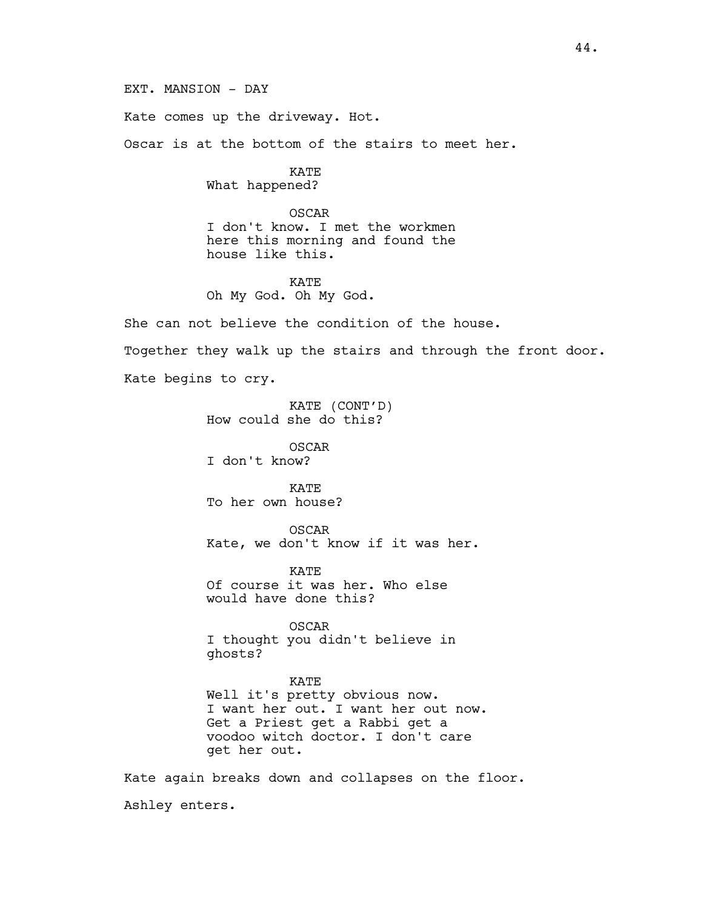EXT. MANSION - DAY

Kate comes up the driveway. Hot.

Oscar is at the bottom of the stairs to meet her.

KATE
What happened?

OSCAR
I don't know. I met the workmen here this morning and found the house like this.

KATE
Oh My God. Oh My God.

She can not believe the condition of the house.

Together they walk up the stairs and through the front door.

Kate begins to cry.

KATE (CONT'D)
How could she do this?

OSCAR
I don't know?

KATE
To her own house?

OSCAR
Kate, we don't know if it was her.

KATE
Of course it was her. Who else would have done this?

OSCAR
I thought you didn't believe in ghosts?

KATE
Well it's pretty obvious now. I want her out. I want her out now. Get a Priest get a Rabbi get a voodoo witch doctor. I don't care get her out.

Kate again breaks down and collapses on the floor.

Ashley enters.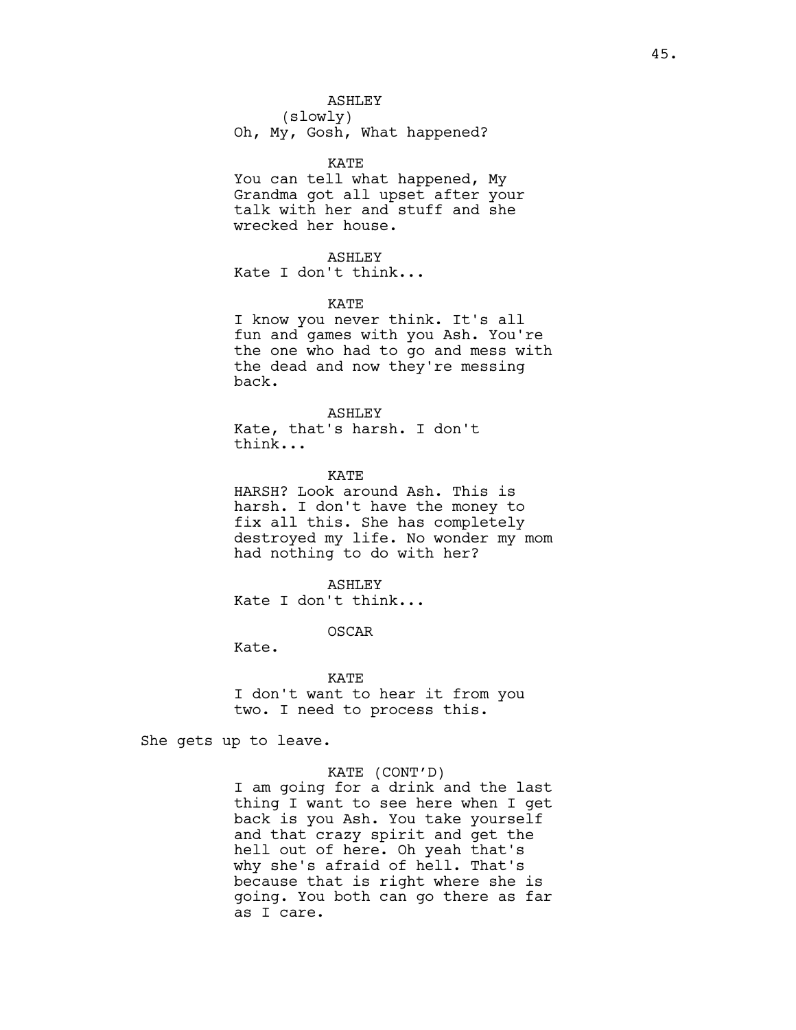ASHLEY
(slowly)
Oh, My, Gosh, What happened?

KATE
You can tell what happened, My Grandma got all upset after your talk with her and stuff and she wrecked her house.

ASHLEY
Kate I don't think...

KATE
I know you never think. It's all fun and games with you Ash. You're the one who had to go and mess with the dead and now they're messing back.

ASHLEY
Kate, that's harsh. I don't think...

KATE
HARSH? Look around Ash. This is harsh. I don't have the money to fix all this. She has completely destroyed my life. No wonder my mom had nothing to do with her?

ASHLEY
Kate I don't think...

OSCAR
Kate.

KATE
I don't want to hear it from you two. I need to process this.

She gets up to leave.

KATE (CONT'D)
I am going for a drink and the last thing I want to see here when I get back is you Ash. You take yourself and that crazy spirit and get the hell out of here. Oh yeah that's why she's afraid of hell. That's because that is right where she is going. You both can go there as far as I care.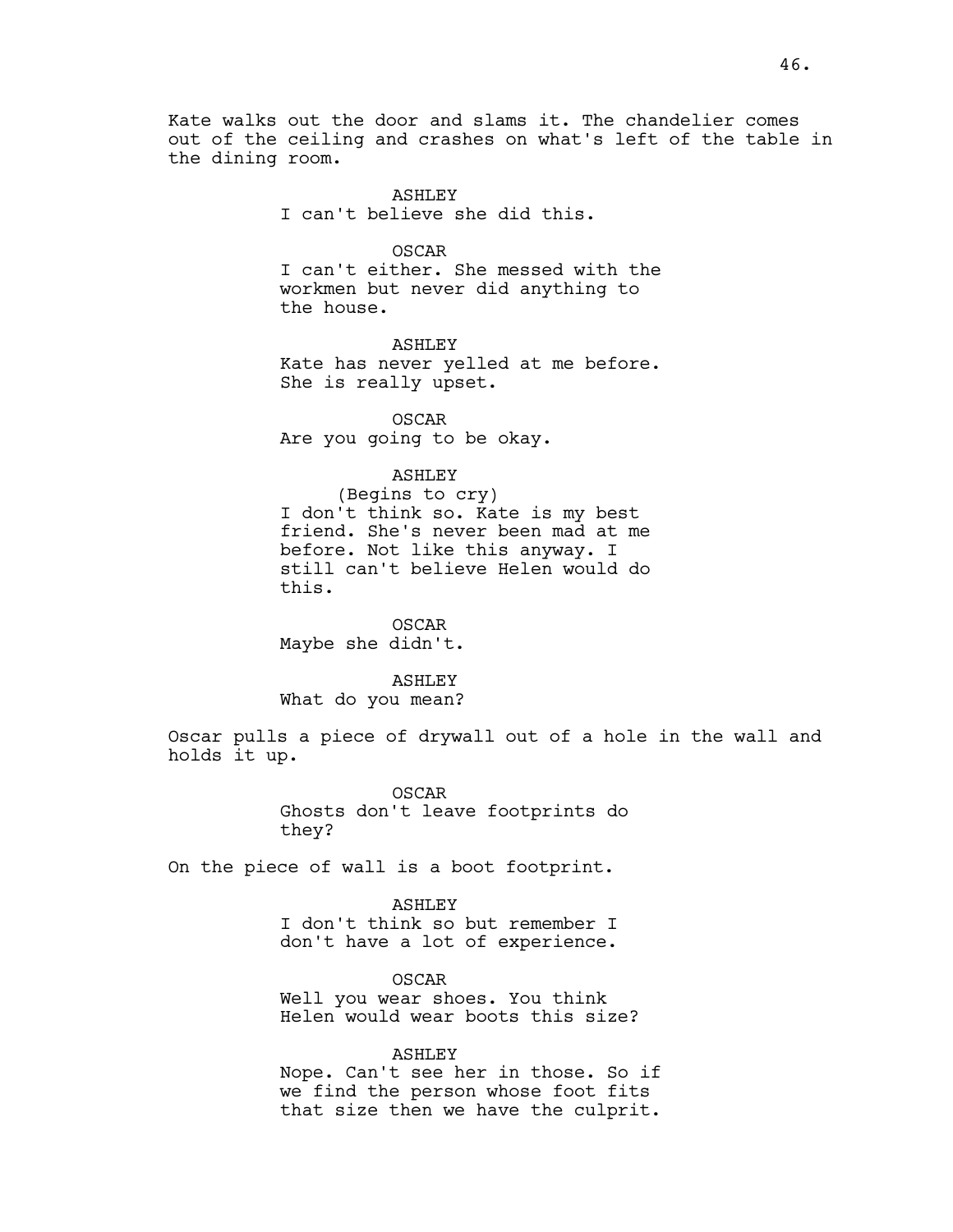Kate walks out the door and slams it. The chandelier comes out of the ceiling and crashes on what's left of the table in the dining room.

ASHLEY
I can't believe she did this.

OSCAR
I can't either. She messed with the workmen but never did anything to the house.

ASHLEY
Kate has never yelled at me before. She is really upset.

OSCAR
Are you going to be okay.

ASHLEY
(Begins to cry)
I don't think so. Kate is my best friend. She's never been mad at me before. Not like this anyway. I still can't believe Helen would do this.

OSCAR
Maybe she didn't.

ASHLEY
What do you mean?

Oscar pulls a piece of drywall out of a hole in the wall and holds it up.

OSCAR
Ghosts don't leave footprints do they?

On the piece of wall is a boot footprint.

ASHLEY
I don't think so but remember I don't have a lot of experience.

OSCAR
Well you wear shoes. You think Helen would wear boots this size?

ASHLEY
Nope. Can't see her in those. So if we find the person whose foot fits that size then we have the culprit.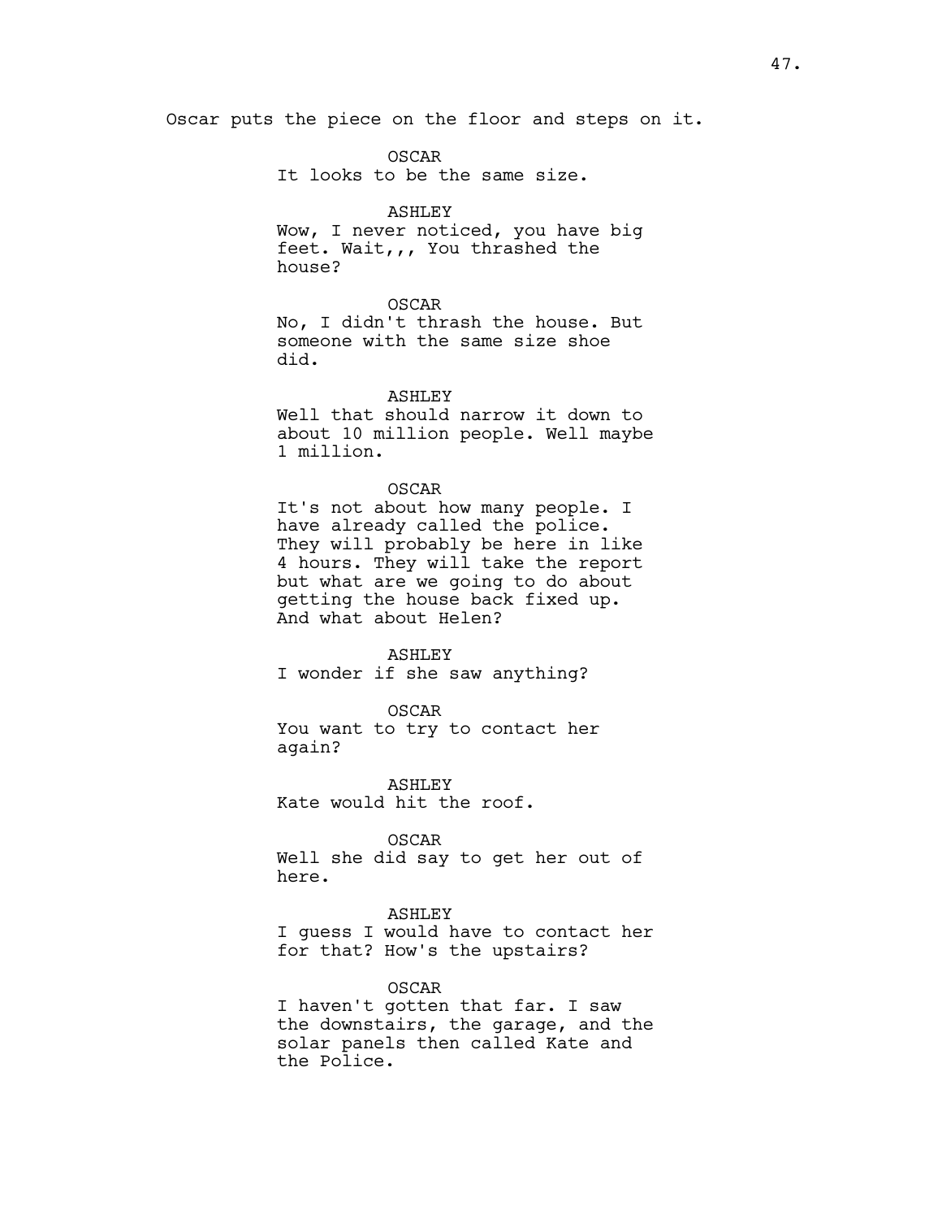Oscar puts the piece on the floor and steps on it.

OSCAR
It looks to be the same size.

ASHLEY
Wow, I never noticed, you have big feet. Wait,,, You thrashed the house?

OSCAR
No, I didn't thrash the house. But someone with the same size shoe did.

ASHLEY
Well that should narrow it down to about 10 million people. Well maybe 1 million.

OSCAR
It's not about how many people. I have already called the police. They will probably be here in like 4 hours. They will take the report but what are we going to do about getting the house back fixed up. And what about Helen?

ASHLEY
I wonder if she saw anything?

OSCAR
You want to try to contact her again?

ASHLEY
Kate would hit the roof.

OSCAR
Well she did say to get her out of here.

ASHLEY
I guess I would have to contact her for that? How's the upstairs?

OSCAR
I haven't gotten that far. I saw the downstairs, the garage, and the solar panels then called Kate and the Police.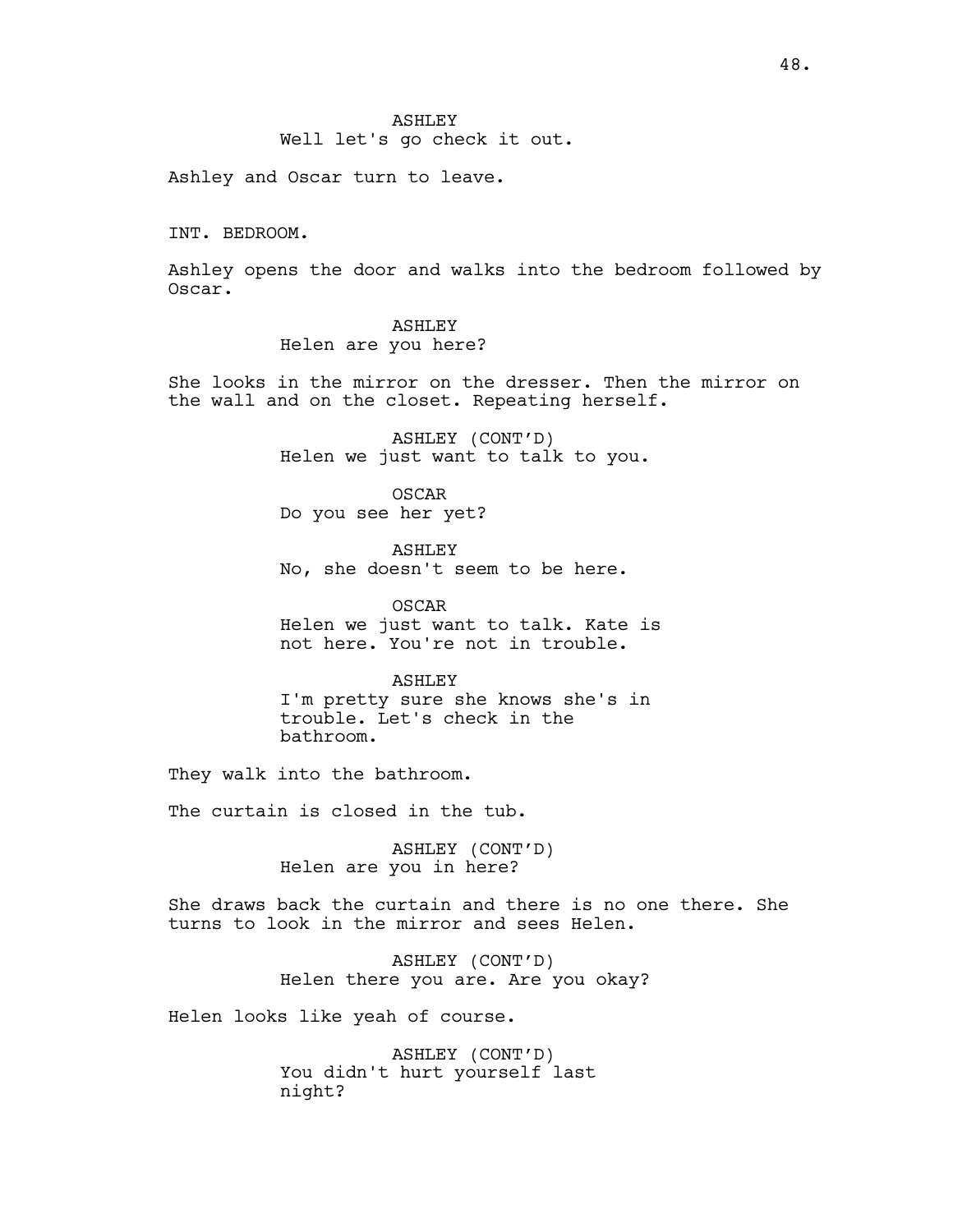ASHLEY
Well let's go check it out.

Ashley and Oscar turn to leave.

INT. BEDROOM.

Ashley opens the door and walks into the bedroom followed by Oscar.

ASHLEY
Helen are you here?

She looks in the mirror on the dresser. Then the mirror on the wall and on the closet. Repeating herself.

ASHLEY (CONT'D)
Helen we just want to talk to you.

OSCAR
Do you see her yet?

ASHLEY
No, she doesn't seem to be here.

OSCAR
Helen we just want to talk. Kate is not here. You're not in trouble.

ASHLEY
I'm pretty sure she knows she's in trouble. Let's check in the bathroom.

They walk into the bathroom.

The curtain is closed in the tub.

ASHLEY (CONT'D)
Helen are you in here?

She draws back the curtain and there is no one there. She turns to look in the mirror and sees Helen.

ASHLEY (CONT'D)
Helen there you are. Are you okay?

Helen looks like yeah of course.

ASHLEY (CONT'D)
You didn't hurt yourself last night?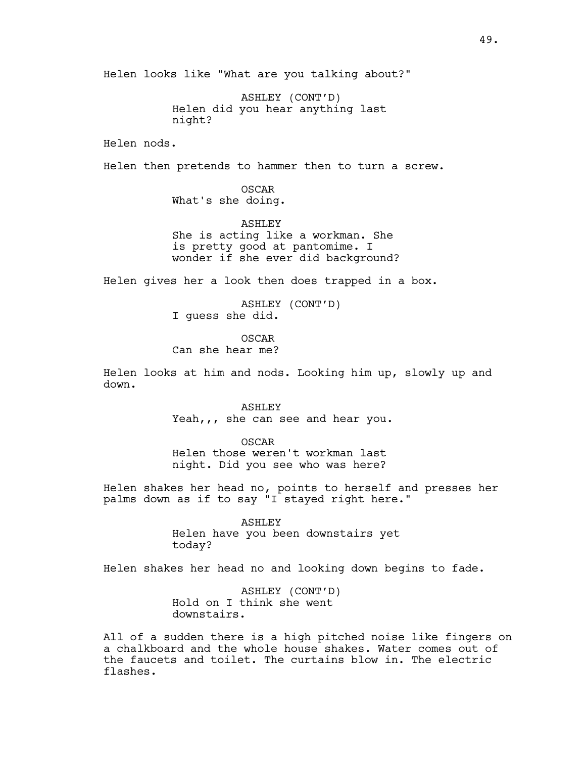Helen looks like "What are you talking about?"

ASHLEY (CONT'D)
Helen did you hear anything last night?

Helen nods.

Helen then pretends to hammer then to turn a screw.

OSCAR
What's she doing.

ASHLEY
She is acting like a workman. She is pretty good at pantomime. I wonder if she ever did background?

Helen gives her a look then does trapped in a box.

ASHLEY (CONT'D)
I guess she did.

OSCAR
Can she hear me?

Helen looks at him and nods. Looking him up, slowly up and down.

ASHLEY
Yeah,,, she can see and hear you.

OSCAR
Helen those weren't workman last night. Did you see who was here?

Helen shakes her head no, points to herself and presses her palms down as if to say "I stayed right here."

ASHLEY
Helen have you been downstairs yet today?

Helen shakes her head no and looking down begins to fade.

ASHLEY (CONT'D)
Hold on I think she went downstairs.

All of a sudden there is a high pitched noise like fingers on a chalkboard and the whole house shakes. Water comes out of the faucets and toilet. The curtains blow in. The electric flashes.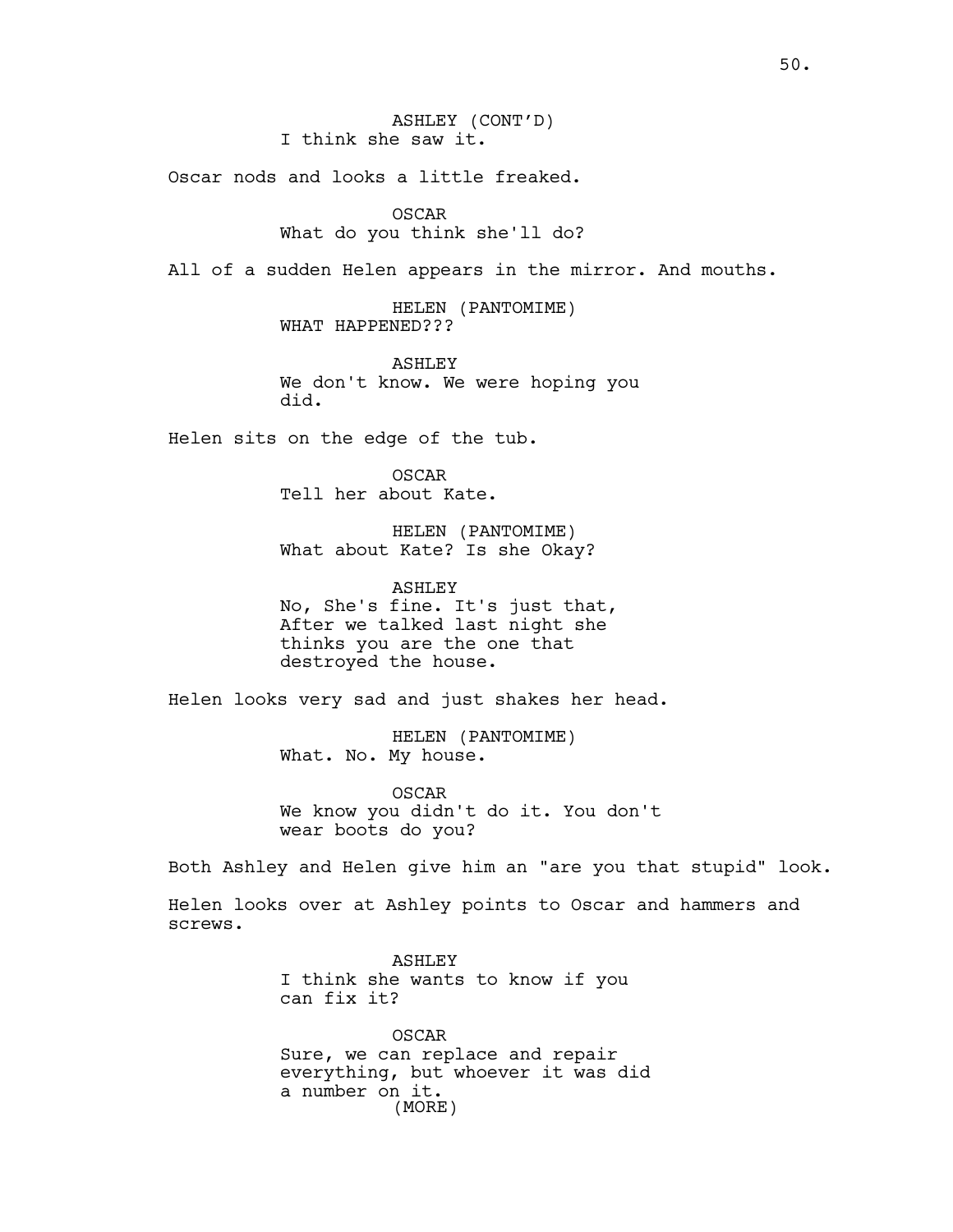ASHLEY (CONT'D)
I think she saw it.

Oscar nods and looks a little freaked.

OSCAR
What do you think she'll do?

All of a sudden Helen appears in the mirror. And mouths.

HELEN (PANTOMIME)
WHAT HAPPENED???

ASHLEY
We don't know. We were hoping you did.

Helen sits on the edge of the tub.

OSCAR
Tell her about Kate.

HELEN (PANTOMIME)
What about Kate? Is she Okay?

ASHLEY
No, She's fine. It's just that, After we talked last night she thinks you are the one that destroyed the house.

Helen looks very sad and just shakes her head.

HELEN (PANTOMIME)
What. No. My house.

OSCAR
We know you didn't do it. You don't wear boots do you?

Both Ashley and Helen give him an "are you that stupid" look.

Helen looks over at Ashley points to Oscar and hammers and screws.

ASHLEY
I think she wants to know if you can fix it?

OSCAR
Sure, we can replace and repair everything, but whoever it was did a number on it.
(MORE)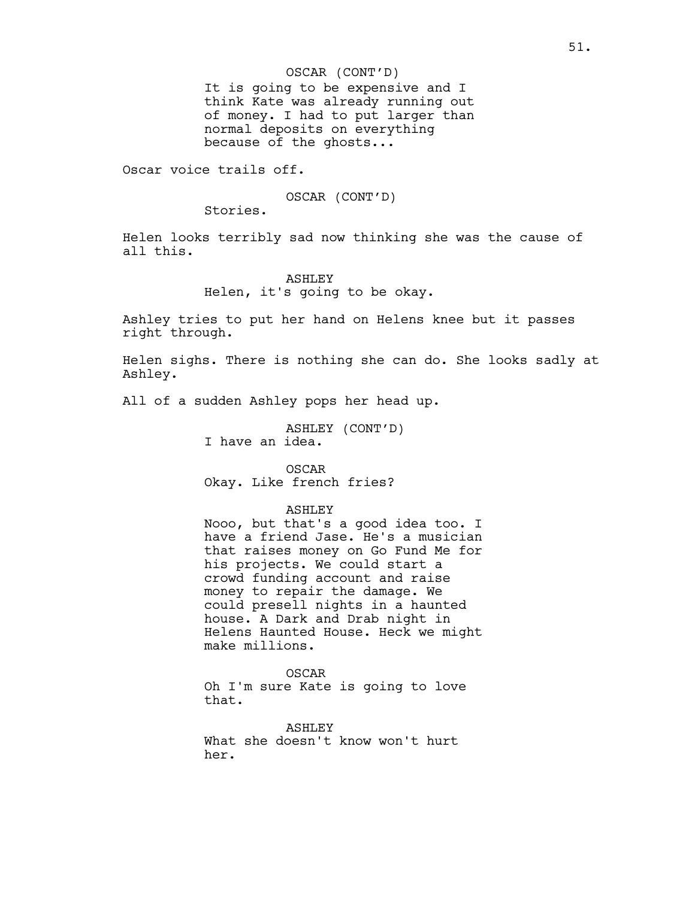OSCAR (CONT'D)
It is going to be expensive and I think Kate was already running out of money. I had to put larger than normal deposits on everything because of the ghosts...

Oscar voice trails off.

OSCAR (CONT'D)
Stories.

Helen looks terribly sad now thinking she was the cause of all this.

ASHLEY
Helen, it's going to be okay.

Ashley tries to put her hand on Helens knee but it passes right through.

Helen sighs. There is nothing she can do. She looks sadly at Ashley.

All of a sudden Ashley pops her head up.

ASHLEY (CONT'D)
I have an idea.

OSCAR
Okay. Like french fries?

ASHLEY
Nooo, but that's a good idea too. I have a friend Jase. He's a musician that raises money on Go Fund Me for his projects. We could start a crowd funding account and raise money to repair the damage. We could presell nights in a haunted house. A Dark and Drab night in Helens Haunted House. Heck we might make millions.

OSCAR
Oh I'm sure Kate is going to love that.

ASHLEY
What she doesn't know won't hurt her.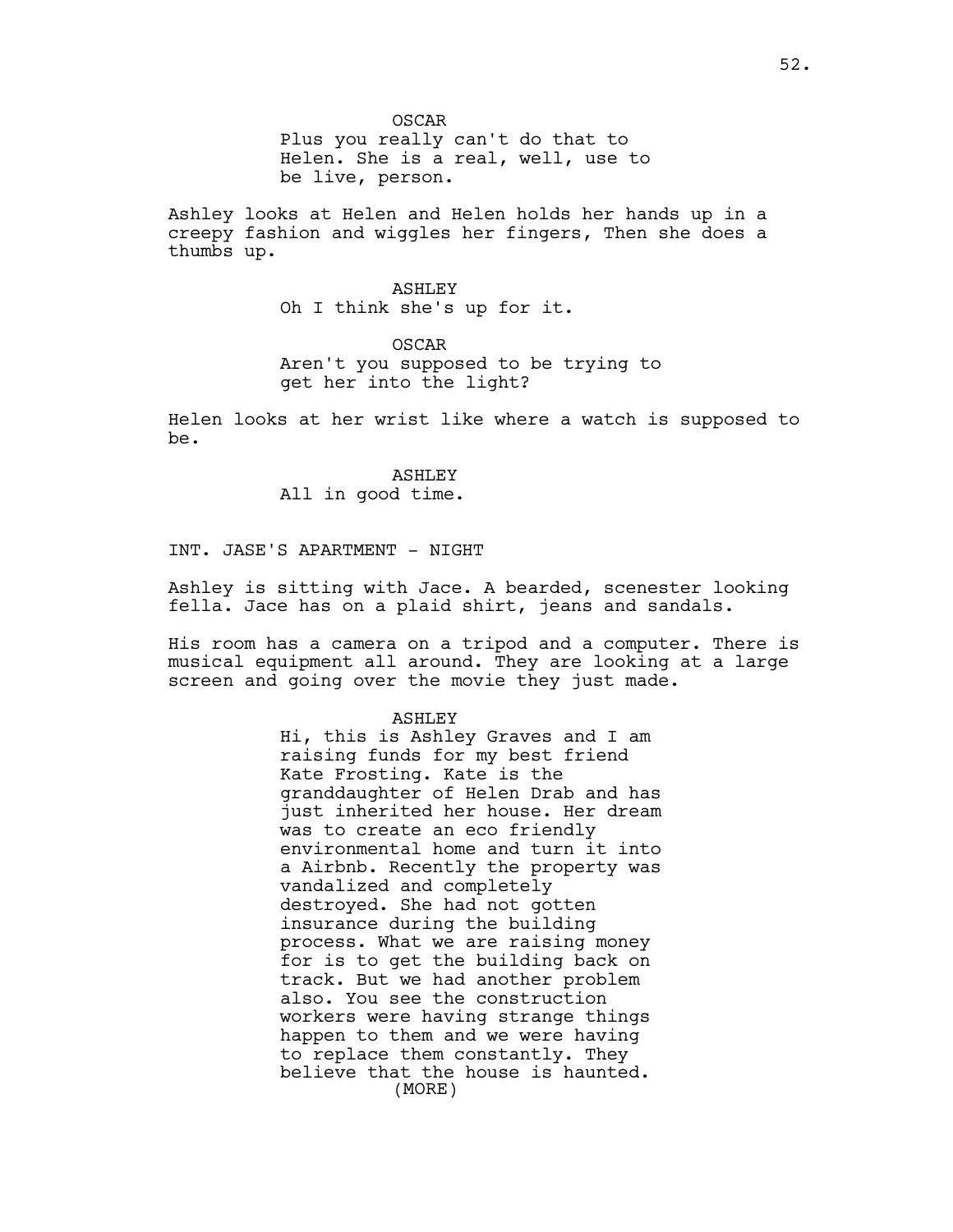OSCAR

Plus you really can't do that to Helen. She is a real, well, use to be live, person.

Ashley looks at Helen and Helen holds her hands up in a creepy fashion and wiggles her fingers, Then she does a thumbs up.

ASHLEY

Oh I think she's up for it.

OSCAR

Aren't you supposed to be trying to get her into the light?

Helen looks at her wrist like where a watch is supposed to be.

ASHLEY

All in good time.

INT. JASE'S APARTMENT - NIGHT

Ashley is sitting with Jace. A bearded, scenester looking fella. Jace has on a plaid shirt, jeans and sandals.

His room has a camera on a tripod and a computer. There is musical equipment all around. They are looking at a large screen and going over the movie they just made.

ASHLEY

Hi, this is Ashley Graves and I am raising funds for my best friend Kate Frosting. Kate is the granddaughter of Helen Drab and has just inherited her house. Her dream was to create an eco friendly environmental home and turn it into a Airbnb. Recently the property was vandalized and completely destroyed. She had not gotten insurance during the building process. What we are raising money for is to get the building back on track. But we had another problem also. You see the construction workers were having strange things happen to them and we were having to replace them constantly. They believe that the house is haunted.

(MORE)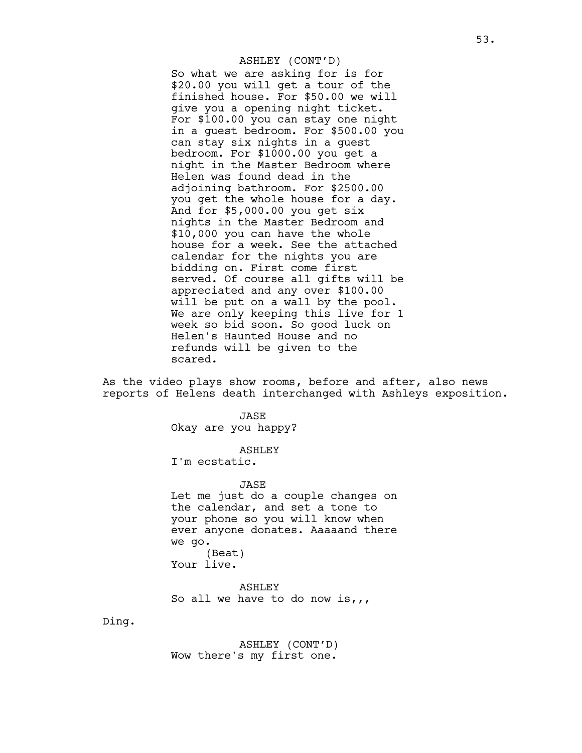ASHLEY (CONT'D)

So what we are asking for is for $20.00 you will get a tour of the finished house. For $50.00 we will give you a opening night ticket. For $100.00 you can stay one night in a guest bedroom. For $500.00 you can stay six nights in a guest bedroom. For $1000.00 you get a night in the Master Bedroom where Helen was found dead in the adjoining bathroom. For $2500.00 you get the whole house for a day. And for $5,000.00 you get six nights in the Master Bedroom and $10,000 you can have the whole house for a week. See the attached calendar for the nights you are bidding on. First come first served. Of course all gifts will be appreciated and any over $100.00 will be put on a wall by the pool. We are only keeping this live for 1 week so bid soon. So good luck on Helen's Haunted House and no refunds will be given to the scared.

As the video plays show rooms, before and after, also news reports of Helens death interchanged with Ashleys exposition.

JASE

Okay are you happy?

ASHLEY

I'm ecstatic.

JASE

Let me just do a couple changes on the calendar, and set a tone to your phone so you will know when ever anyone donates. Aaaaand there we go.

(Beat)

Your live.

ASHLEY

So all we have to do now is,,,

Ding.

ASHLEY (CONT'D)

Wow there's my first one.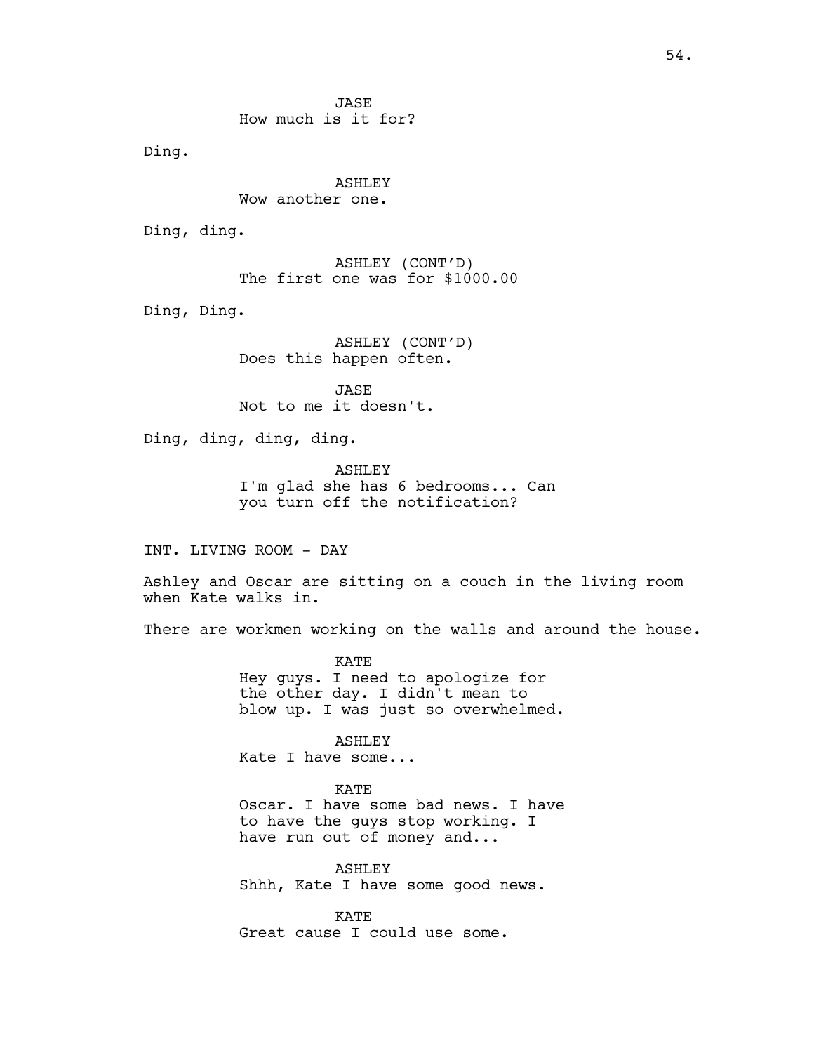JASE
How much is it for?

Ding.

ASHLEY
Wow another one.

Ding, ding.

ASHLEY (CONT'D)
The first one was for $1000.00

Ding, Ding.

ASHLEY (CONT'D)
Does this happen often.

JASE
Not to me it doesn't.

Ding, ding, ding, ding.

ASHLEY
I'm glad she has 6 bedrooms... Can you turn off the notification?

INT. LIVING ROOM - DAY

Ashley and Oscar are sitting on a couch in the living room when Kate walks in.

There are workmen working on the walls and around the house.

KATE
Hey guys. I need to apologize for the other day. I didn't mean to blow up. I was just so overwhelmed.

ASHLEY
Kate I have some...

KATE
Oscar. I have some bad news. I have to have the guys stop working. I have run out of money and...

ASHLEY
Shhh, Kate I have some good news.

KATE
Great cause I could use some.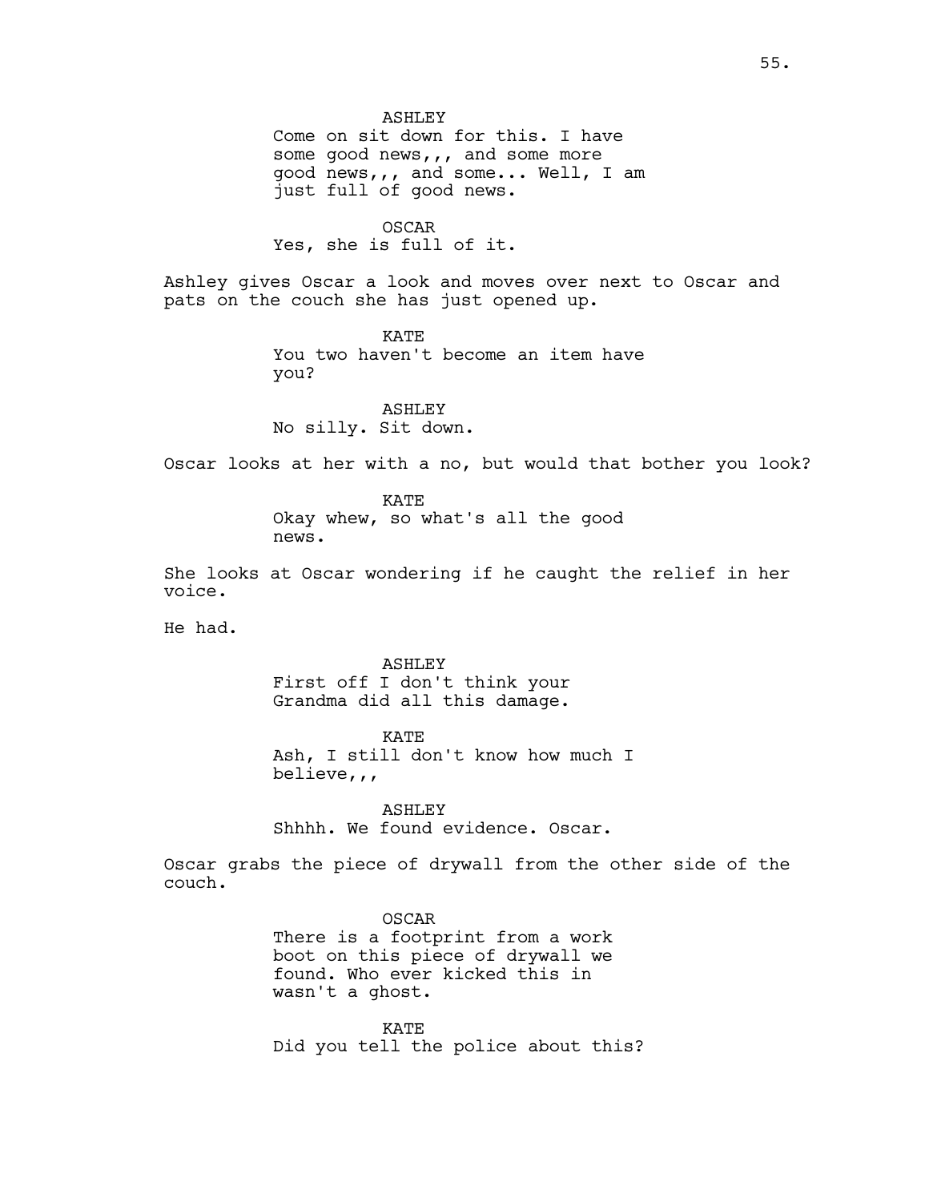ASHLEY
Come on sit down for this. I have some good news,,, and some more good news,,, and some... Well, I am just full of good news.

OSCAR
Yes, she is full of it.

Ashley gives Oscar a look and moves over next to Oscar and pats on the couch she has just opened up.

KATE
You two haven't become an item have you?

ASHLEY
No silly. Sit down.

Oscar looks at her with a no, but would that bother you look?

KATE
Okay whew, so what's all the good news.

She looks at Oscar wondering if he caught the relief in her voice.

He had.

ASHLEY
First off I don't think your Grandma did all this damage.

KATE
Ash, I still don't know how much I believe,,,

ASHLEY
Shhhh. We found evidence. Oscar.

Oscar grabs the piece of drywall from the other side of the couch.

OSCAR
There is a footprint from a work boot on this piece of drywall we found. Who ever kicked this in wasn't a ghost.

KATE
Did you tell the police about this?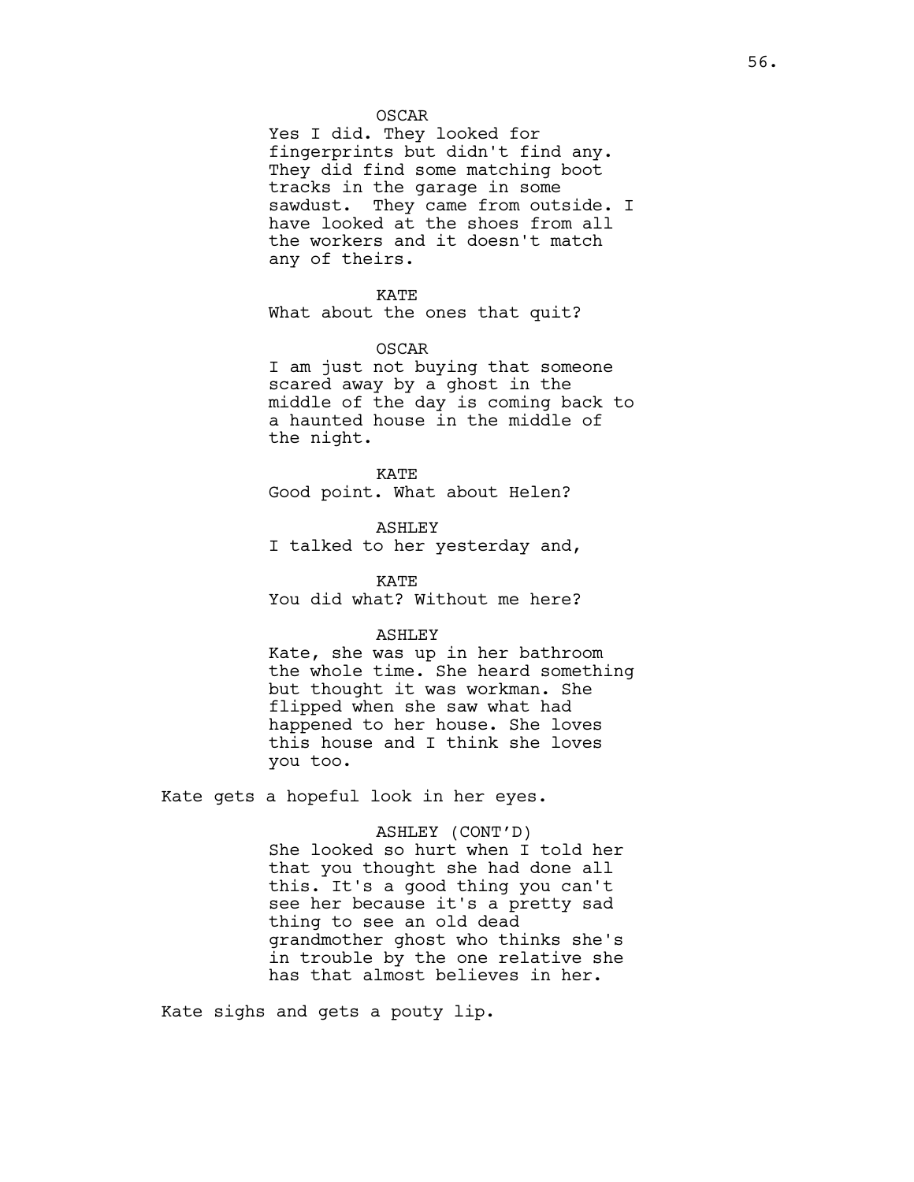OSCAR
Yes I did. They looked for fingerprints but didn't find any. They did find some matching boot tracks in the garage in some sawdust. They came from outside. I have looked at the shoes from all the workers and it doesn't match any of theirs.

KATE
What about the ones that quit?

OSCAR
I am just not buying that someone scared away by a ghost in the middle of the day is coming back to a haunted house in the middle of the night.

KATE
Good point. What about Helen?

ASHLEY
I talked to her yesterday and,

KATE
You did what? Without me here?

ASHLEY
Kate, she was up in her bathroom the whole time. She heard something but thought it was workman. She flipped when she saw what had happened to her house. She loves this house and I think she loves you too.

Kate gets a hopeful look in her eyes.

ASHLEY (CONT'D)
She looked so hurt when I told her that you thought she had done all this. It's a good thing you can't see her because it's a pretty sad thing to see an old dead grandmother ghost who thinks she's in trouble by the one relative she has that almost believes in her.

Kate sighs and gets a pouty lip.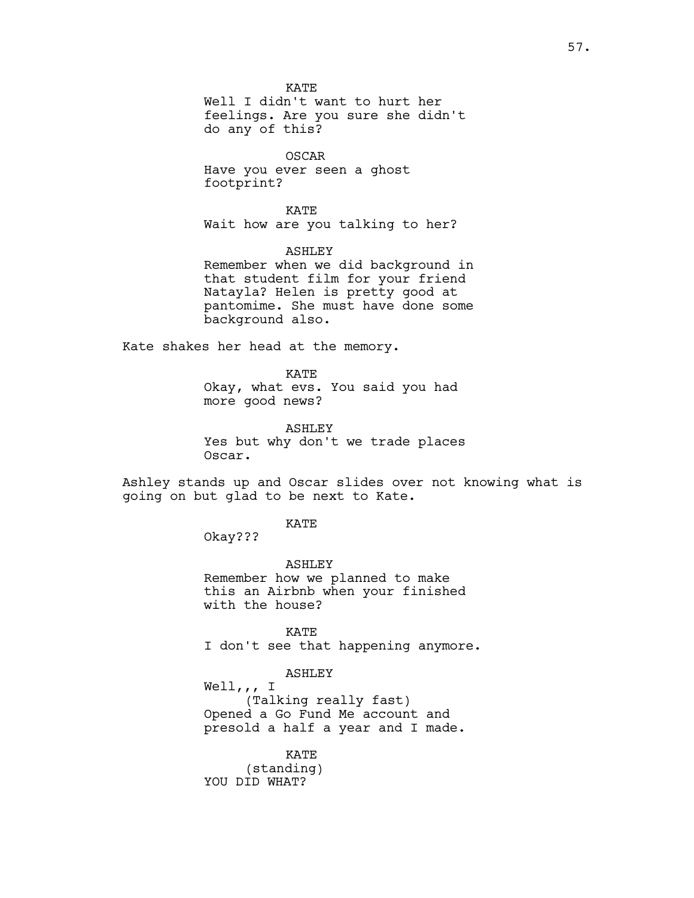KATE
Well I didn't want to hurt her feelings. Are you sure she didn't do any of this?

OSCAR
Have you ever seen a ghost footprint?

KATE
Wait how are you talking to her?

ASHLEY
Remember when we did background in that student film for your friend Natayla? Helen is pretty good at pantomime. She must have done some background also.

Kate shakes her head at the memory.

KATE
Okay, what evs. You said you had more good news?

ASHLEY
Yes but why don't we trade places Oscar.

Ashley stands up and Oscar slides over not knowing what is going on but glad to be next to Kate.

KATE
Okay???

ASHLEY
Remember how we planned to make this an Airbnb when your finished with the house?

KATE
I don't see that happening anymore.

ASHLEY
Well,,, I
(Talking really fast)
Opened a Go Fund Me account and presold a half a year and I made.

KATE
(standing)
YOU DID WHAT?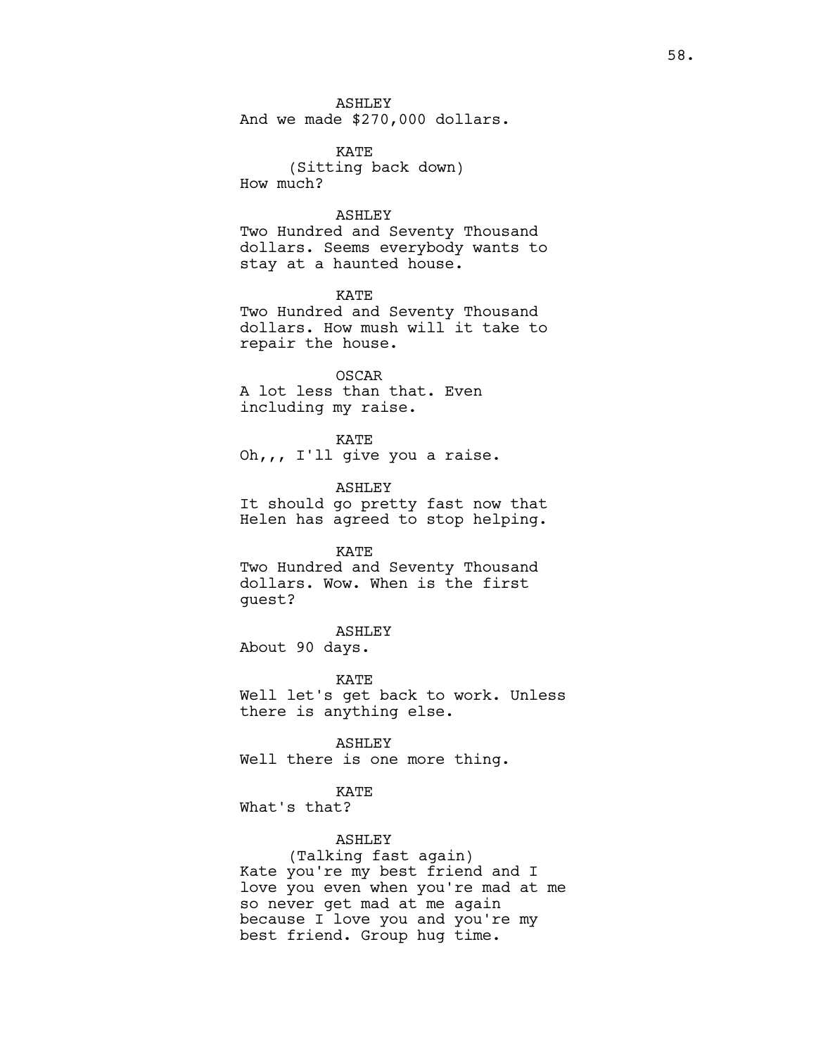ASHLEY
And we made $270,000 dollars.

KATE
(Sitting back down)
How much?

ASHLEY
Two Hundred and Seventy Thousand dollars. Seems everybody wants to stay at a haunted house.

KATE
Two Hundred and Seventy Thousand dollars. How mush will it take to repair the house.

OSCAR
A lot less than that. Even including my raise.

KATE
Oh,,, I'll give you a raise.

ASHLEY
It should go pretty fast now that Helen has agreed to stop helping.

KATE
Two Hundred and Seventy Thousand dollars. Wow. When is the first guest?

ASHLEY
About 90 days.

KATE
Well let's get back to work. Unless there is anything else.

ASHLEY
Well there is one more thing.

KATE
What's that?

ASHLEY
(Talking fast again)
Kate you're my best friend and I love you even when you're mad at me so never get mad at me again because I love you and you're my best friend. Group hug time.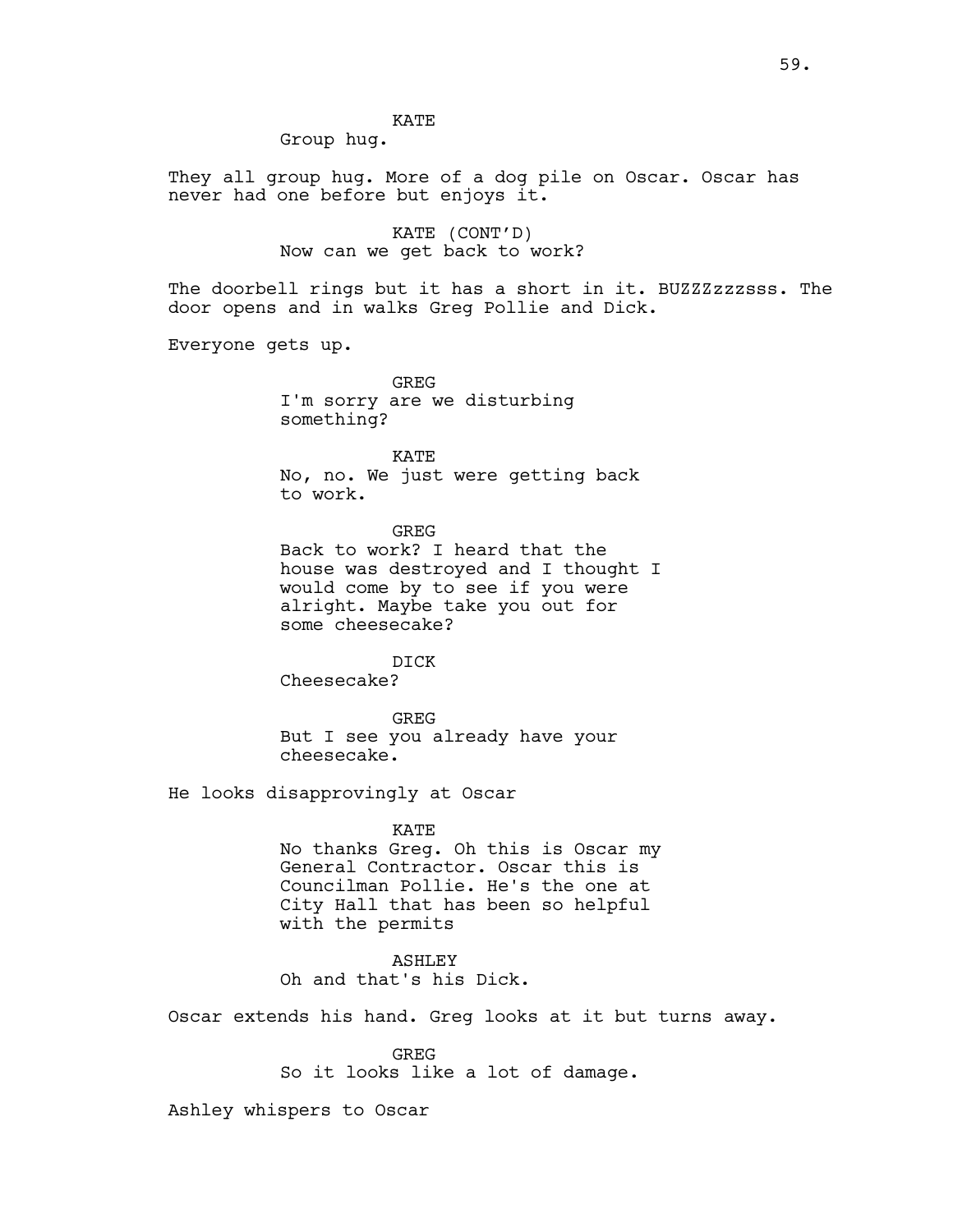KATE
Group hug.

They all group hug. More of a dog pile on Oscar. Oscar has never had one before but enjoys it.

KATE (CONT'D)
Now can we get back to work?

The doorbell rings but it has a short in it. BUZZZzzzsss. The door opens and in walks Greg Pollie and Dick.

Everyone gets up.

GREG
I'm sorry are we disturbing something?

KATE
No, no. We just were getting back to work.

GREG
Back to work? I heard that the house was destroyed and I thought I would come by to see if you were alright. Maybe take you out for some cheesecake?

DICK
Cheesecake?

GREG
But I see you already have your cheesecake.

He looks disapprovingly at Oscar

KATE
No thanks Greg. Oh this is Oscar my General Contractor. Oscar this is Councilman Pollie. He's the one at City Hall that has been so helpful with the permits

ASHLEY
Oh and that's his Dick.

Oscar extends his hand. Greg looks at it but turns away.

GREG
So it looks like a lot of damage.

Ashley whispers to Oscar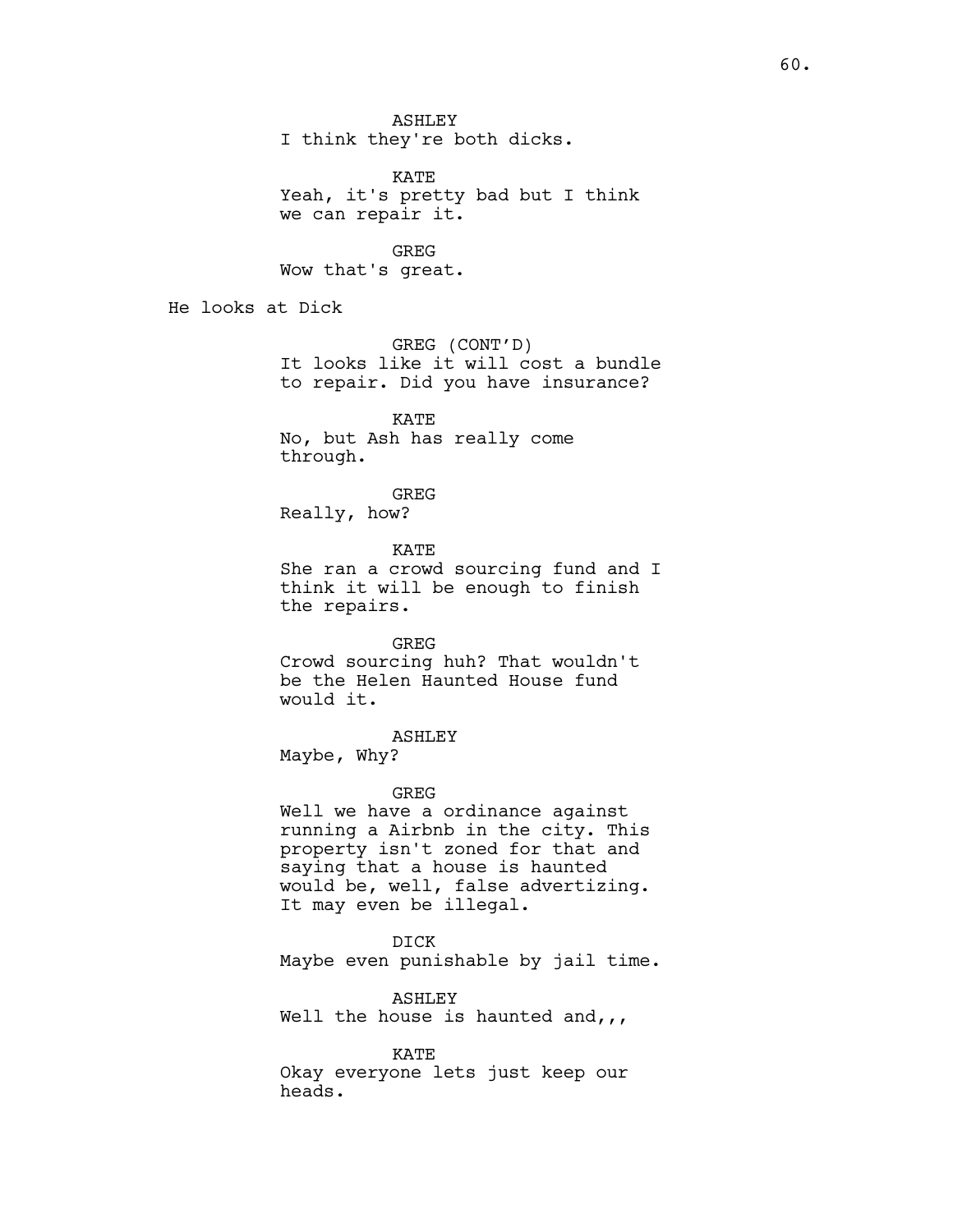ASHLEY
I think they're both dicks.

KATE
Yeah, it's pretty bad but I think we can repair it.

GREG
Wow that's great.

He looks at Dick

GREG (CONT'D)
It looks like it will cost a bundle to repair. Did you have insurance?

KATE
No, but Ash has really come through.

GREG
Really, how?

KATE
She ran a crowd sourcing fund and I think it will be enough to finish the repairs.

GREG
Crowd sourcing huh? That wouldn't be the Helen Haunted House fund would it.

ASHLEY
Maybe, Why?

GREG
Well we have a ordinance against running a Airbnb in the city. This property isn't zoned for that and saying that a house is haunted would be, well, false advertizing. It may even be illegal.

DICK
Maybe even punishable by jail time.

ASHLEY
Well the house is haunted and,,,

KATE
Okay everyone lets just keep our heads.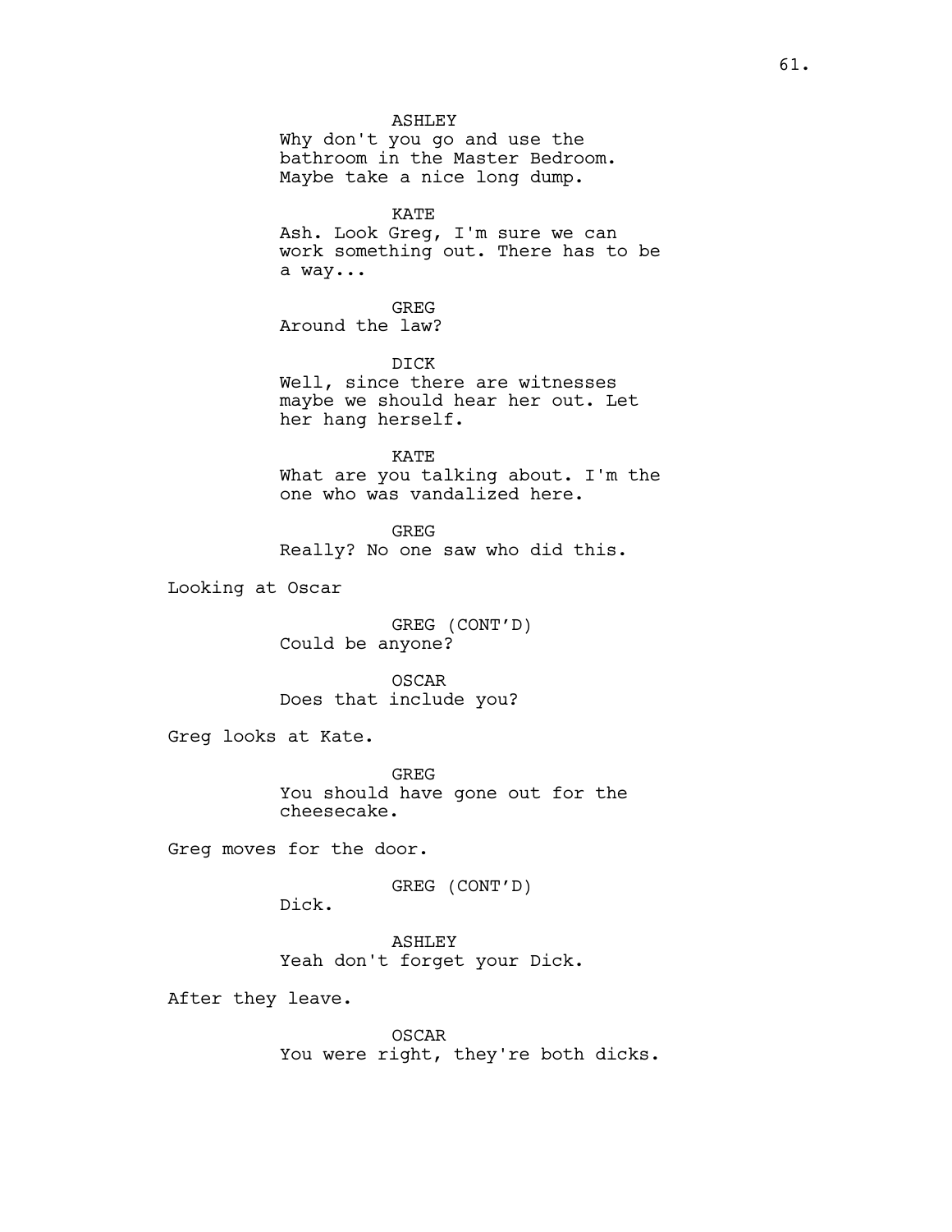ASHLEY
Why don't you go and use the bathroom in the Master Bedroom. Maybe take a nice long dump.

KATE
Ash. Look Greg, I'm sure we can work something out. There has to be a way...

GREG
Around the law?

DICK
Well, since there are witnesses maybe we should hear her out. Let her hang herself.

KATE
What are you talking about. I'm the one who was vandalized here.

GREG
Really? No one saw who did this.

Looking at Oscar

GREG (CONT'D)
Could be anyone?

OSCAR
Does that include you?

Greg looks at Kate.

GREG
You should have gone out for the cheesecake.

Greg moves for the door.

GREG (CONT'D)
Dick.

ASHLEY
Yeah don't forget your Dick.

After they leave.

OSCAR
You were right, they're both dicks.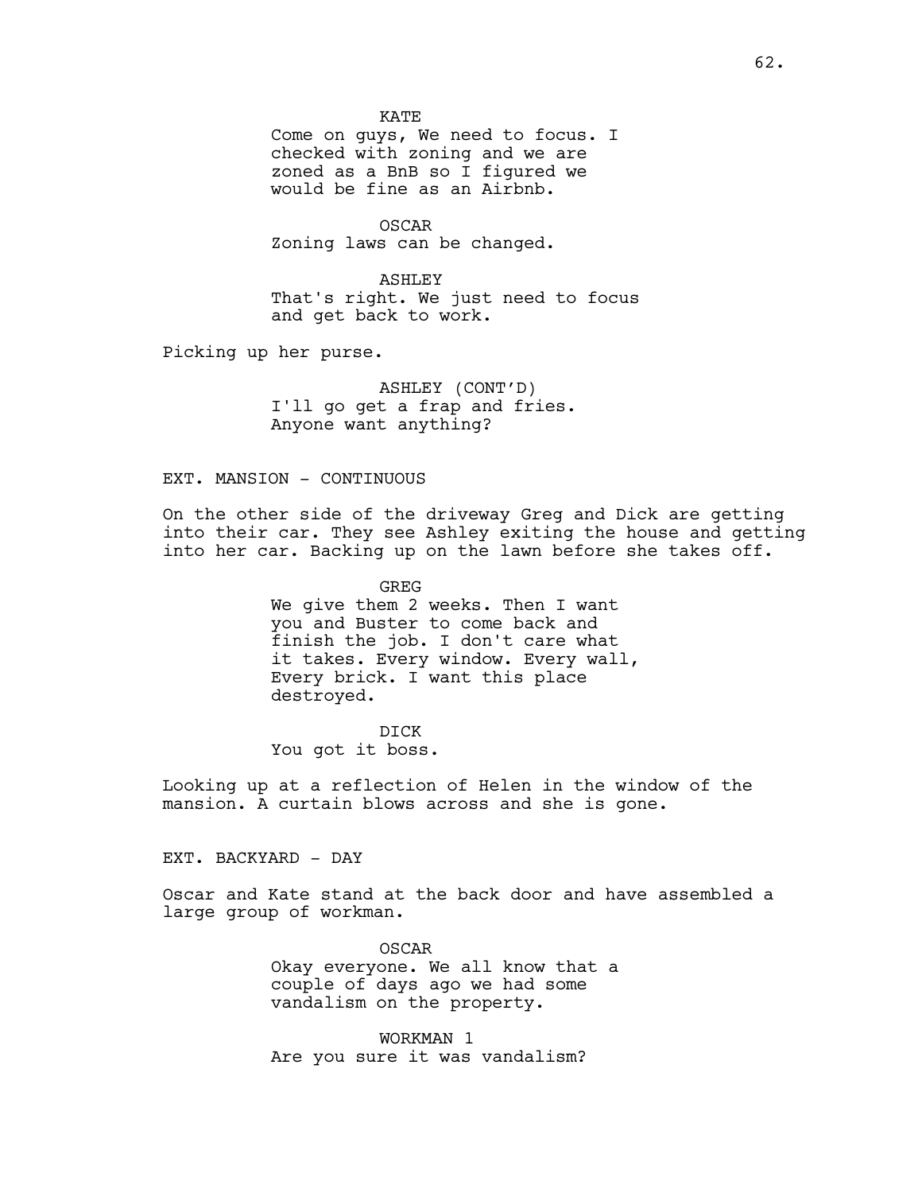KATE
Come on guys, We need to focus. I checked with zoning and we are zoned as a BnB so I figured we would be fine as an Airbnb.

OSCAR
Zoning laws can be changed.

ASHLEY
That's right. We just need to focus and get back to work.

Picking up her purse.

ASHLEY (CONT'D)
I'll go get a frap and fries. Anyone want anything?

EXT. MANSION - CONTINUOUS

On the other side of the driveway Greg and Dick are getting into their car. They see Ashley exiting the house and getting into her car. Backing up on the lawn before she takes off.

GREG
We give them 2 weeks. Then I want you and Buster to come back and finish the job. I don't care what it takes. Every window. Every wall, Every brick. I want this place destroyed.

DICK
You got it boss.

Looking up at a reflection of Helen in the window of the mansion. A curtain blows across and she is gone.

EXT. BACKYARD - DAY

Oscar and Kate stand at the back door and have assembled a large group of workman.

OSCAR
Okay everyone. We all know that a couple of days ago we had some vandalism on the property.

WORKMAN 1
Are you sure it was vandalism?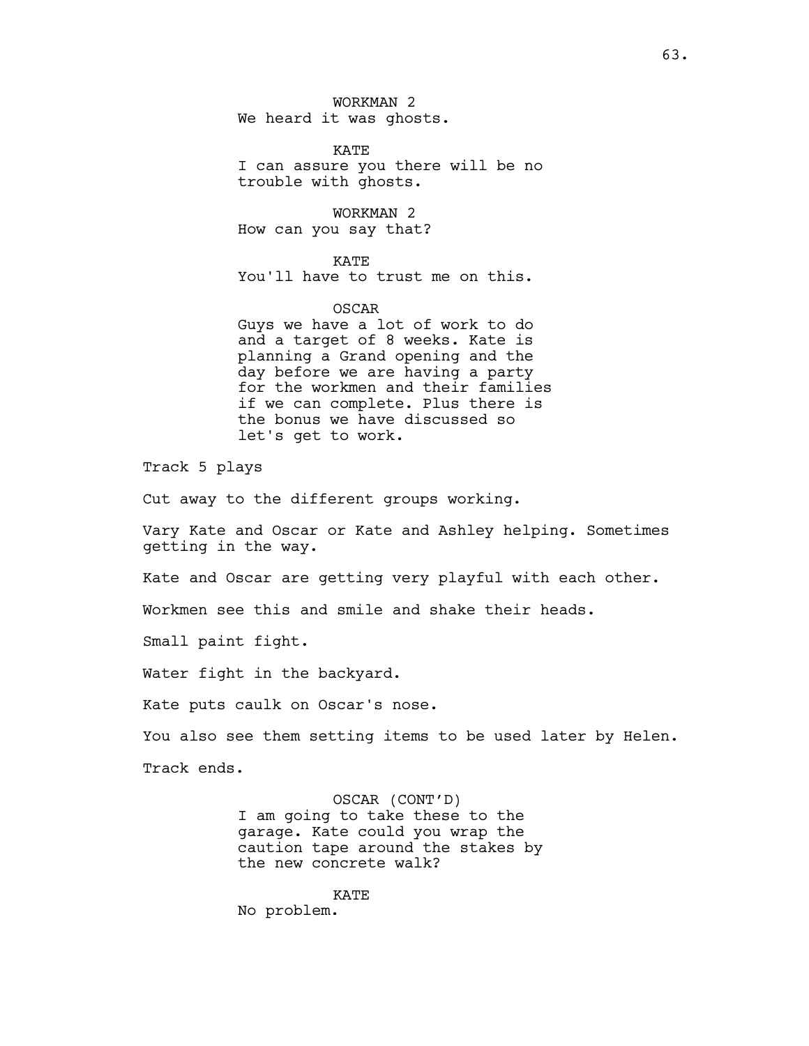WORKMAN 2
We heard it was ghosts.

KATE
I can assure you there will be no trouble with ghosts.

WORKMAN 2
How can you say that?

KATE
You'll have to trust me on this.

OSCAR
Guys we have a lot of work to do and a target of 8 weeks. Kate is planning a Grand opening and the day before we are having a party for the workmen and their families if we can complete. Plus there is the bonus we have discussed so let's get to work.

Track 5 plays

Cut away to the different groups working.

Vary Kate and Oscar or Kate and Ashley helping. Sometimes getting in the way.

Kate and Oscar are getting very playful with each other.

Workmen see this and smile and shake their heads.

Small paint fight.

Water fight in the backyard.

Kate puts caulk on Oscar's nose.

You also see them setting items to be used later by Helen.

Track ends.

OSCAR (CONT'D)
I am going to take these to the garage. Kate could you wrap the caution tape around the stakes by the new concrete walk?

KATE
No problem.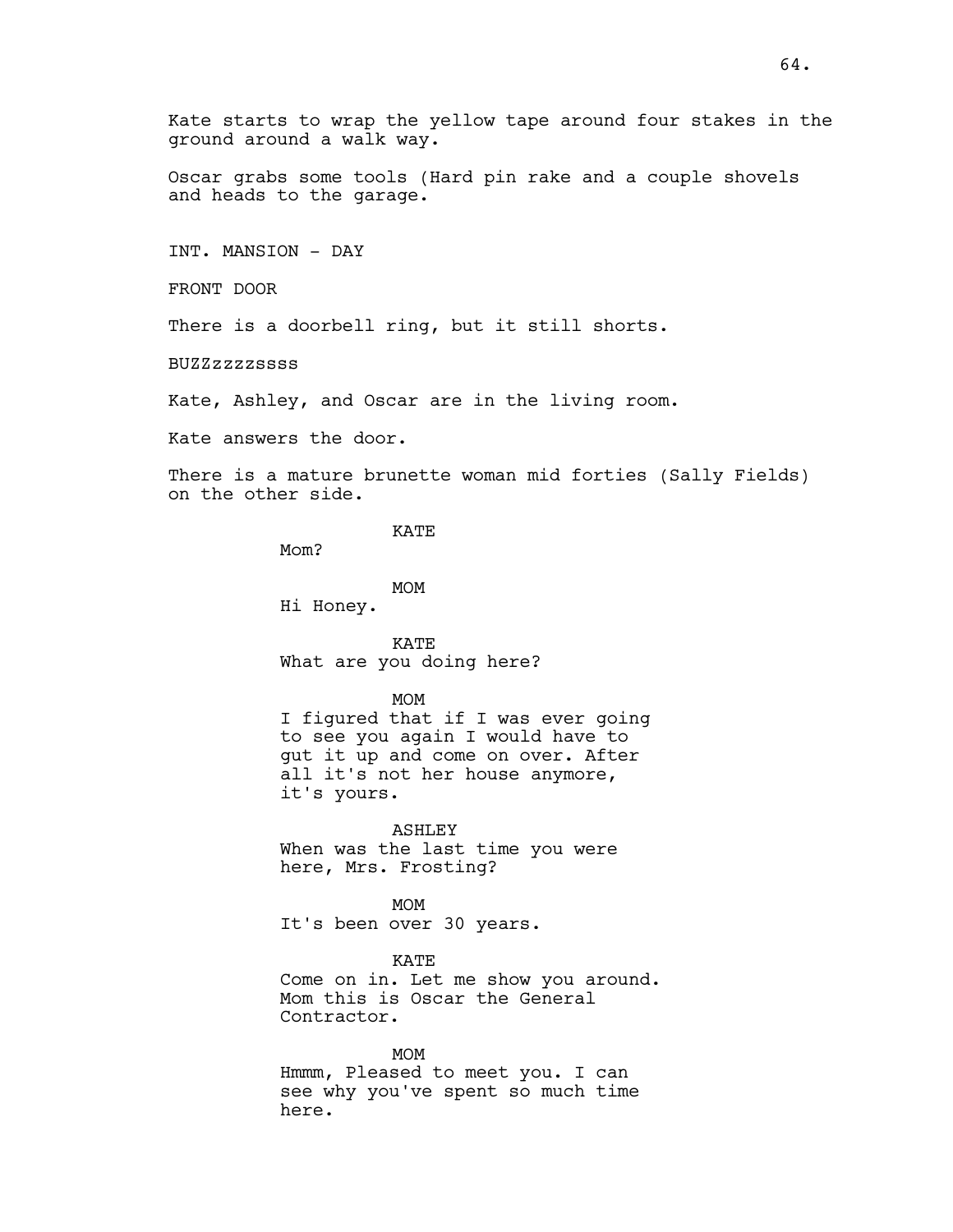Kate starts to wrap the yellow tape around four stakes in the ground around a walk way.

Oscar grabs some tools (Hard pin rake and a couple shovels and heads to the garage.

INT. MANSION - DAY

FRONT DOOR

There is a doorbell ring, but it still shorts.

BUZZzzzzssss

Kate, Ashley, and Oscar are in the living room.

Kate answers the door.

There is a mature brunette woman mid forties (Sally Fields) on the other side.

KATE
Mom?

MOM
Hi Honey.

KATE
What are you doing here?

MOM
I figured that if I was ever going to see you again I would have to gut it up and come on over. After all it's not her house anymore, it's yours.

ASHLEY
When was the last time you were here, Mrs. Frosting?

MOM
It's been over 30 years.

KATE
Come on in. Let me show you around. Mom this is Oscar the General Contractor.

MOM
Hmmm, Pleased to meet you. I can see why you've spent so much time here.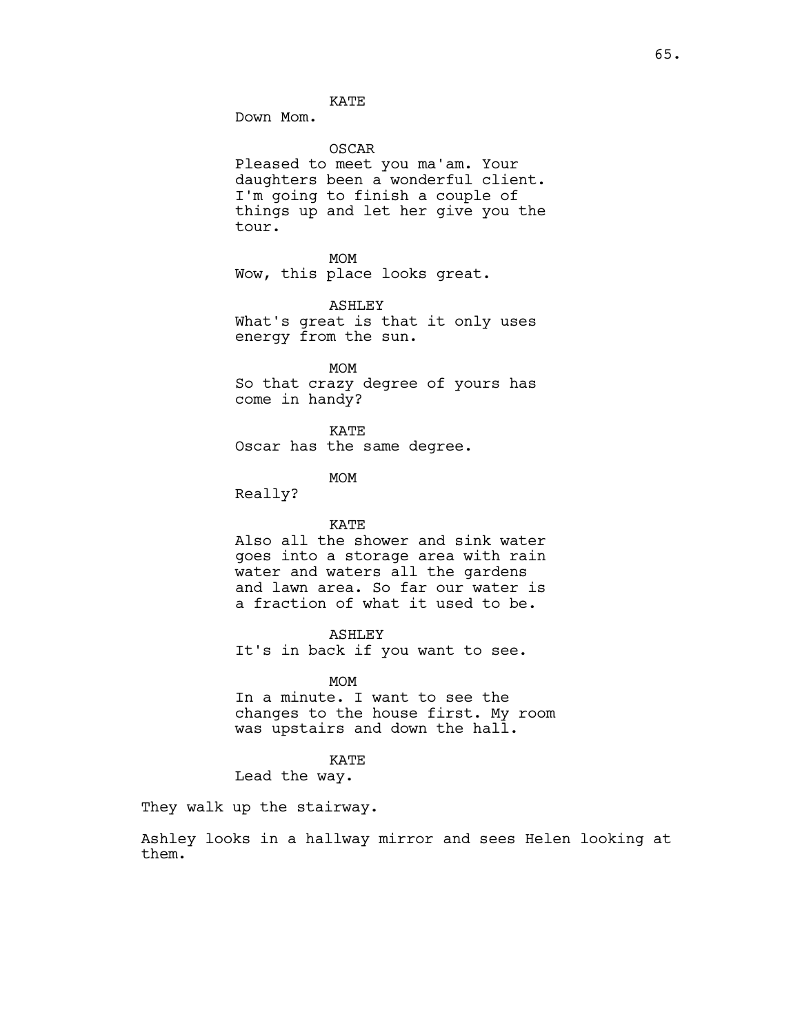KATE
Down Mom.

OSCAR
Pleased to meet you ma'am. Your daughters been a wonderful client. I'm going to finish a couple of things up and let her give you the tour.

MOM
Wow, this place looks great.

ASHLEY
What's great is that it only uses energy from the sun.

MOM
So that crazy degree of yours has come in handy?

KATE
Oscar has the same degree.

MOM
Really?

KATE
Also all the shower and sink water goes into a storage area with rain water and waters all the gardens and lawn area. So far our water is a fraction of what it used to be.

ASHLEY
It's in back if you want to see.

MOM
In a minute. I want to see the changes to the house first. My room was upstairs and down the hall.

KATE
Lead the way.

They walk up the stairway.

Ashley looks in a hallway mirror and sees Helen looking at them.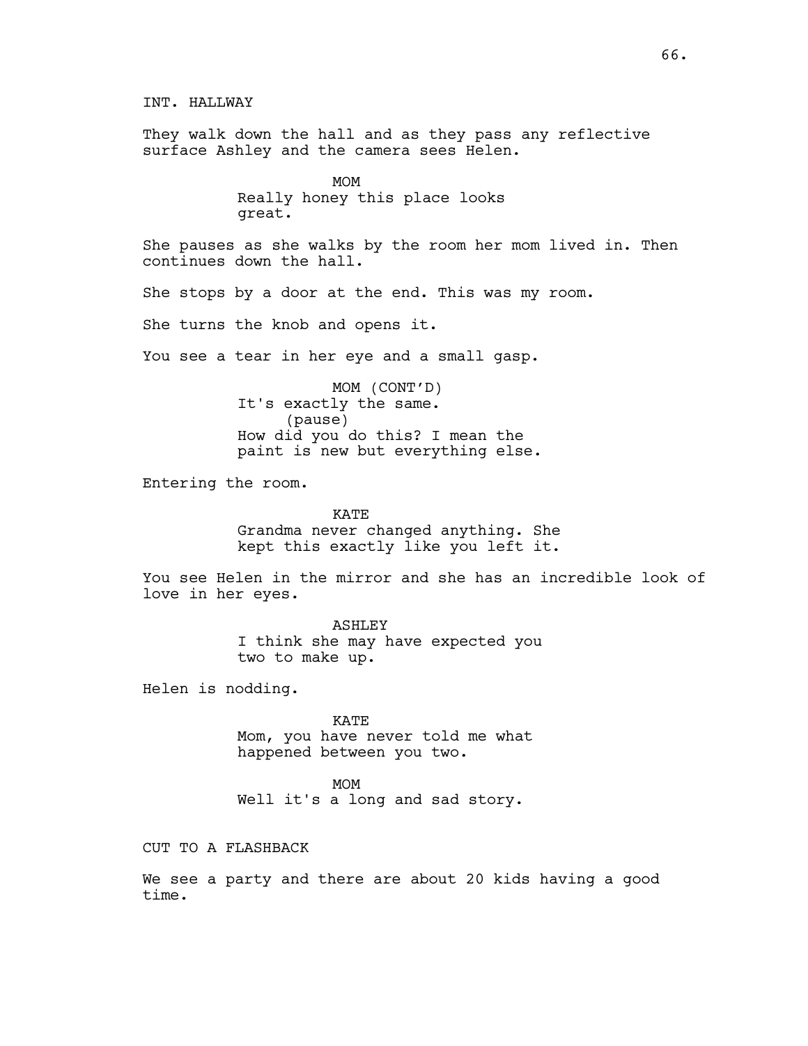INT. HALLWAY

They walk down the hall and as they pass any reflective surface Ashley and the camera sees Helen.

MOM
Really honey this place looks great.

She pauses as she walks by the room her mom lived in. Then continues down the hall.

She stops by a door at the end. This was my room.

She turns the knob and opens it.

You see a tear in her eye and a small gasp.

MOM (CONT'D)
It's exactly the same.
(pause)
How did you do this? I mean the paint is new but everything else.

Entering the room.

KATE
Grandma never changed anything. She kept this exactly like you left it.

You see Helen in the mirror and she has an incredible look of love in her eyes.

ASHLEY
I think she may have expected you two to make up.

Helen is nodding.

KATE
Mom, you have never told me what happened between you two.

MOM
Well it's a long and sad story.

CUT TO A FLASHBACK

We see a party and there are about 20 kids having a good time.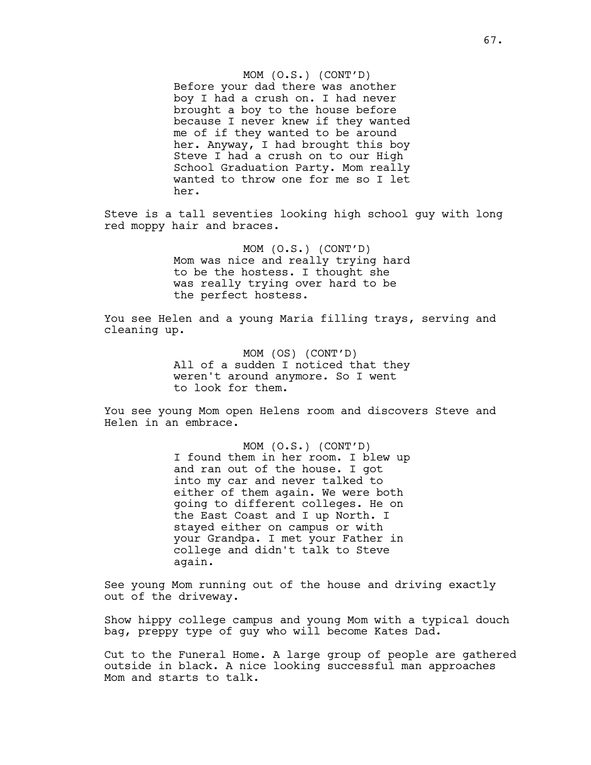MOM (O.S.) (CONT'D)
Before your dad there was another boy I had a crush on. I had never brought a boy to the house before because I never knew if they wanted me of if they wanted to be around her. Anyway, I had brought this boy Steve I had a crush on to our High School Graduation Party. Mom really wanted to throw one for me so I let her.

Steve is a tall seventies looking high school guy with long red moppy hair and braces.

MOM (O.S.) (CONT'D)
Mom was nice and really trying hard to be the hostess. I thought she was really trying over hard to be the perfect hostess.

You see Helen and a young Maria filling trays, serving and cleaning up.

MOM (OS) (CONT'D)
All of a sudden I noticed that they weren't around anymore. So I went to look for them.

You see young Mom open Helens room and discovers Steve and Helen in an embrace.

MOM (O.S.) (CONT'D)
I found them in her room. I blew up and ran out of the house. I got into my car and never talked to either of them again. We were both going to different colleges. He on the East Coast and I up North. I stayed either on campus or with your Grandpa. I met your Father in college and didn't talk to Steve again.

See young Mom running out of the house and driving exactly out of the driveway.

Show hippy college campus and young Mom with a typical douch bag, preppy type of guy who will become Kates Dad.

Cut to the Funeral Home. A large group of people are gathered outside in black. A nice looking successful man approaches Mom and starts to talk.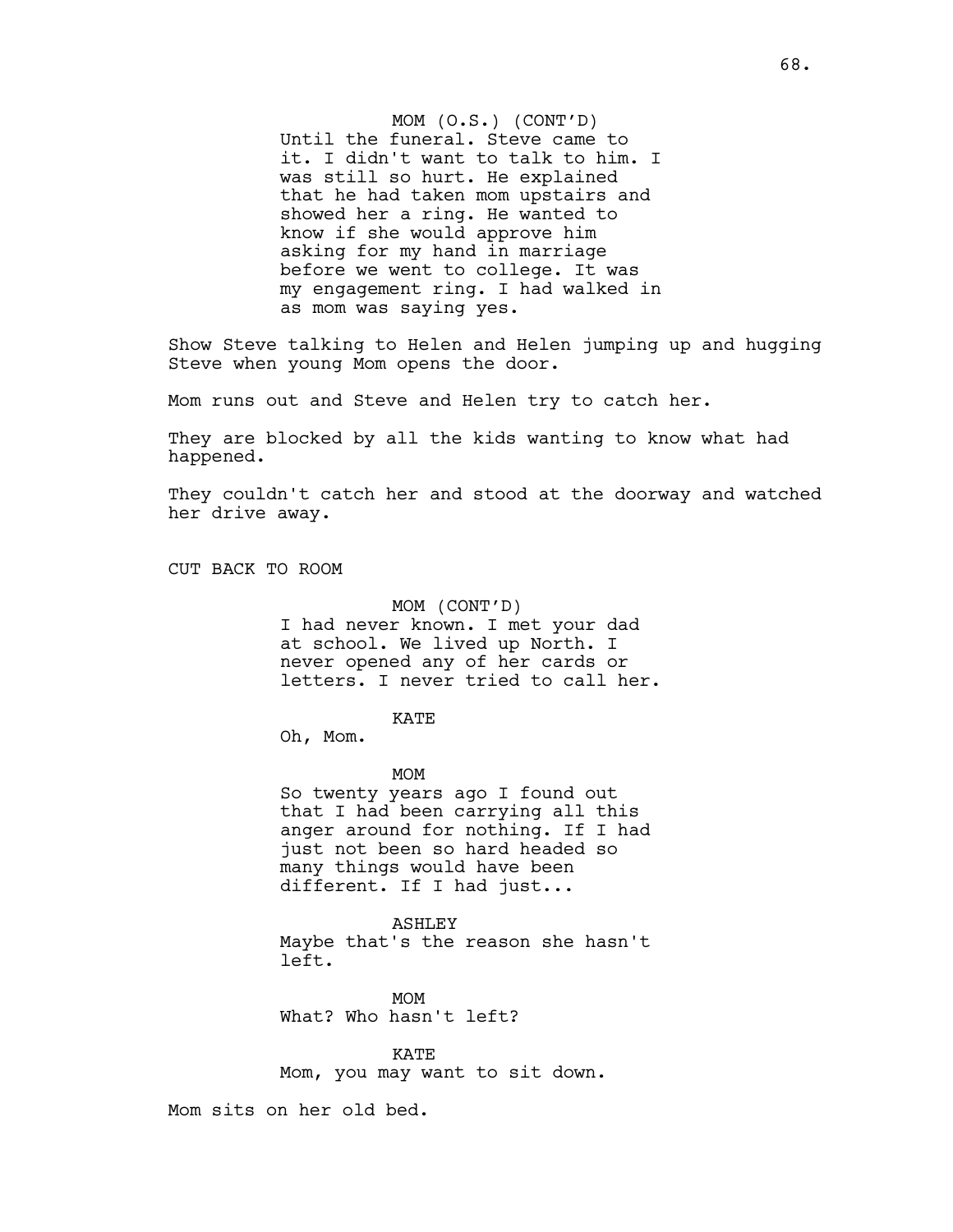MOM (O.S.) (CONT'D)
Until the funeral. Steve came to it. I didn't want to talk to him. I was still so hurt. He explained that he had taken mom upstairs and showed her a ring. He wanted to know if she would approve him asking for my hand in marriage before we went to college. It was my engagement ring. I had walked in as mom was saying yes.

Show Steve talking to Helen and Helen jumping up and hugging Steve when young Mom opens the door.

Mom runs out and Steve and Helen try to catch her.

They are blocked by all the kids wanting to know what had happened.

They couldn't catch her and stood at the doorway and watched her drive away.

CUT BACK TO ROOM

MOM (CONT'D)
I had never known. I met your dad at school. We lived up North. I never opened any of her cards or letters. I never tried to call her.

KATE
Oh, Mom.

MOM
So twenty years ago I found out that I had been carrying all this anger around for nothing. If I had just not been so hard headed so many things would have been different. If I had just...

ASHLEY
Maybe that's the reason she hasn't left.

MOM
What? Who hasn't left?

KATE
Mom, you may want to sit down.

Mom sits on her old bed.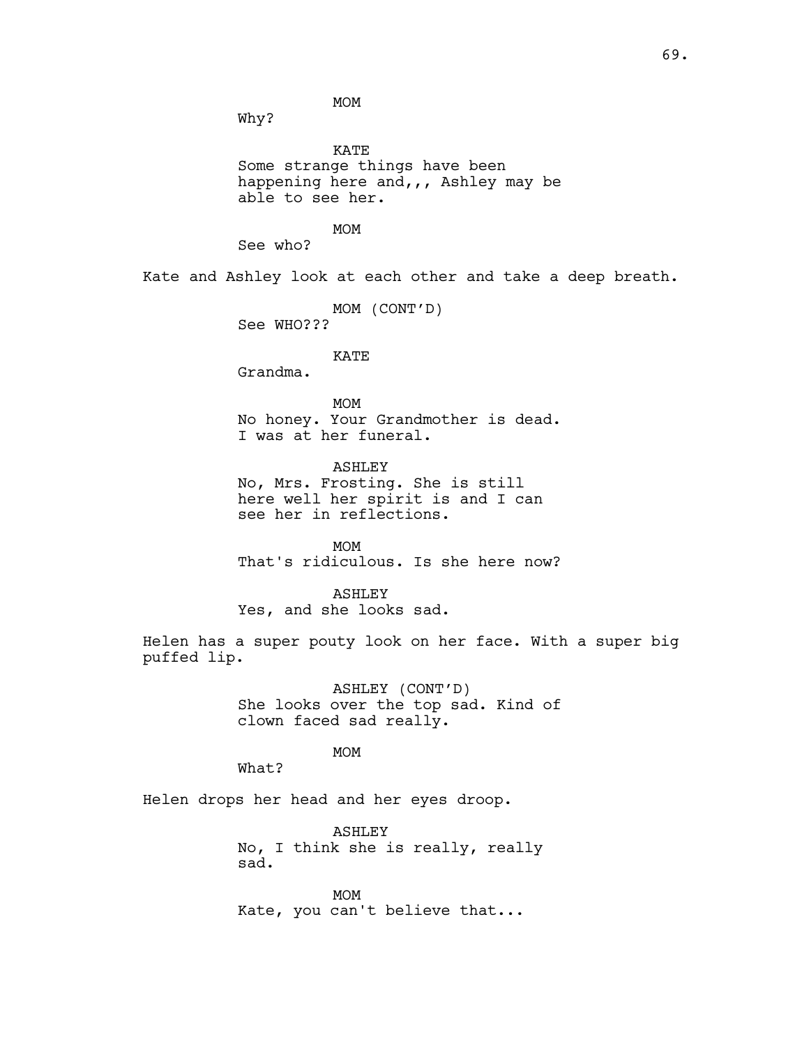MOM
Why?

KATE
Some strange things have been happening here and,,, Ashley may be able to see her.

MOM
See who?

Kate and Ashley look at each other and take a deep breath.

MOM (CONT'D)
See WHO???

KATE
Grandma.

MOM
No honey. Your Grandmother is dead. I was at her funeral.

ASHLEY
No, Mrs. Frosting. She is still here well her spirit is and I can see her in reflections.

MOM
That's ridiculous. Is she here now?

ASHLEY
Yes, and she looks sad.

Helen has a super pouty look on her face. With a super big puffed lip.

ASHLEY (CONT'D)
She looks over the top sad. Kind of clown faced sad really.

MOM
What?

Helen drops her head and her eyes droop.

ASHLEY
No, I think she is really, really sad.

MOM
Kate, you can't believe that...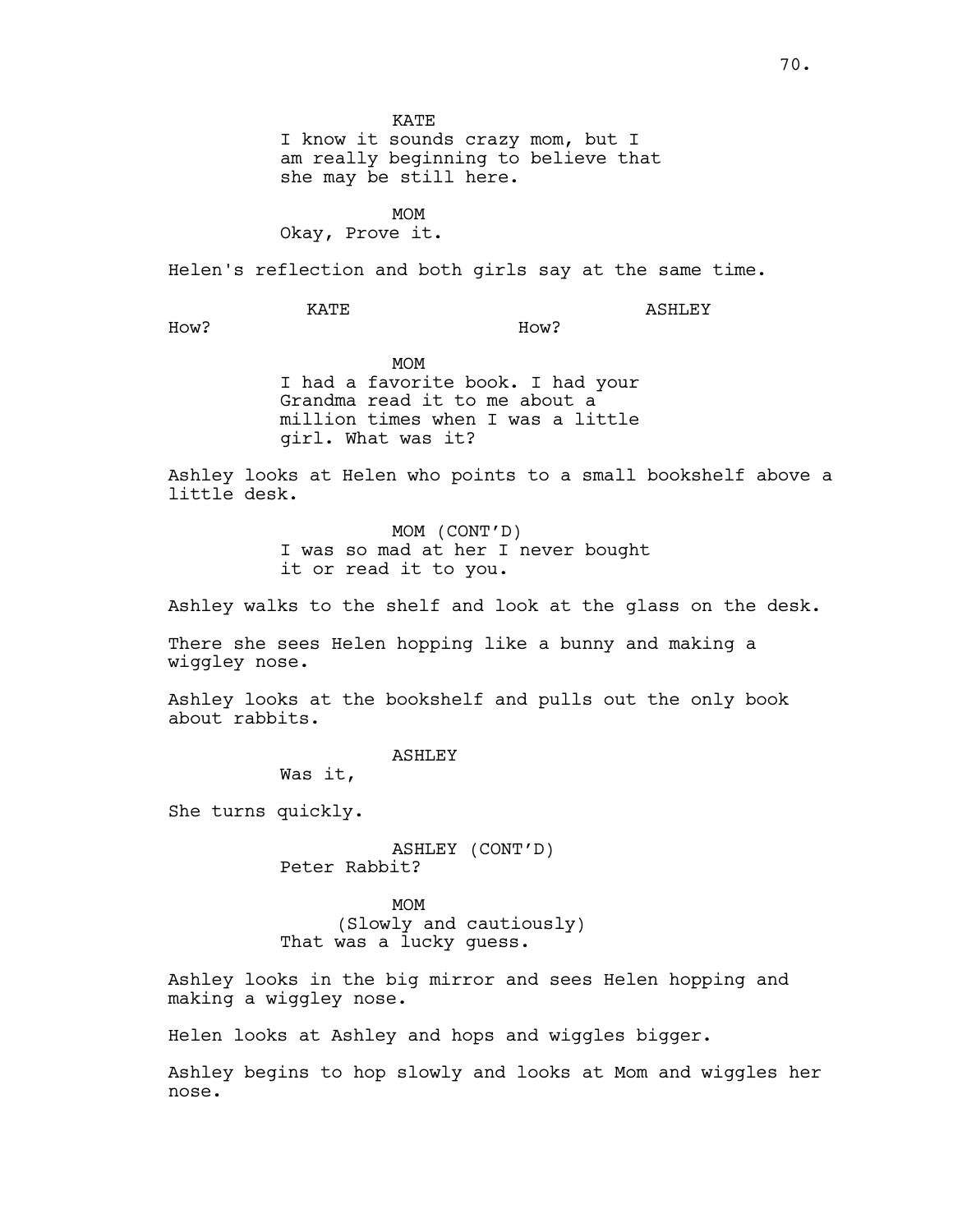KATE
I know it sounds crazy mom, but I am really beginning to believe that she may be still here.

MOM
Okay, Prove it.

Helen's reflection and both girls say at the same time.

KATE
How?

ASHLEY
How?

MOM
I had a favorite book. I had your Grandma read it to me about a million times when I was a little girl. What was it?

Ashley looks at Helen who points to a small bookshelf above a little desk.

MOM (CONT'D)
I was so mad at her I never bought it or read it to you.

Ashley walks to the shelf and look at the glass on the desk.

There she sees Helen hopping like a bunny and making a wiggley nose.

Ashley looks at the bookshelf and pulls out the only book about rabbits.

ASHLEY
Was it,

She turns quickly.

ASHLEY (CONT'D)
Peter Rabbit?

MOM
(Slowly and cautiously)
That was a lucky guess.

Ashley looks in the big mirror and sees Helen hopping and making a wiggley nose.

Helen looks at Ashley and hops and wiggles bigger.

Ashley begins to hop slowly and looks at Mom and wiggles her nose.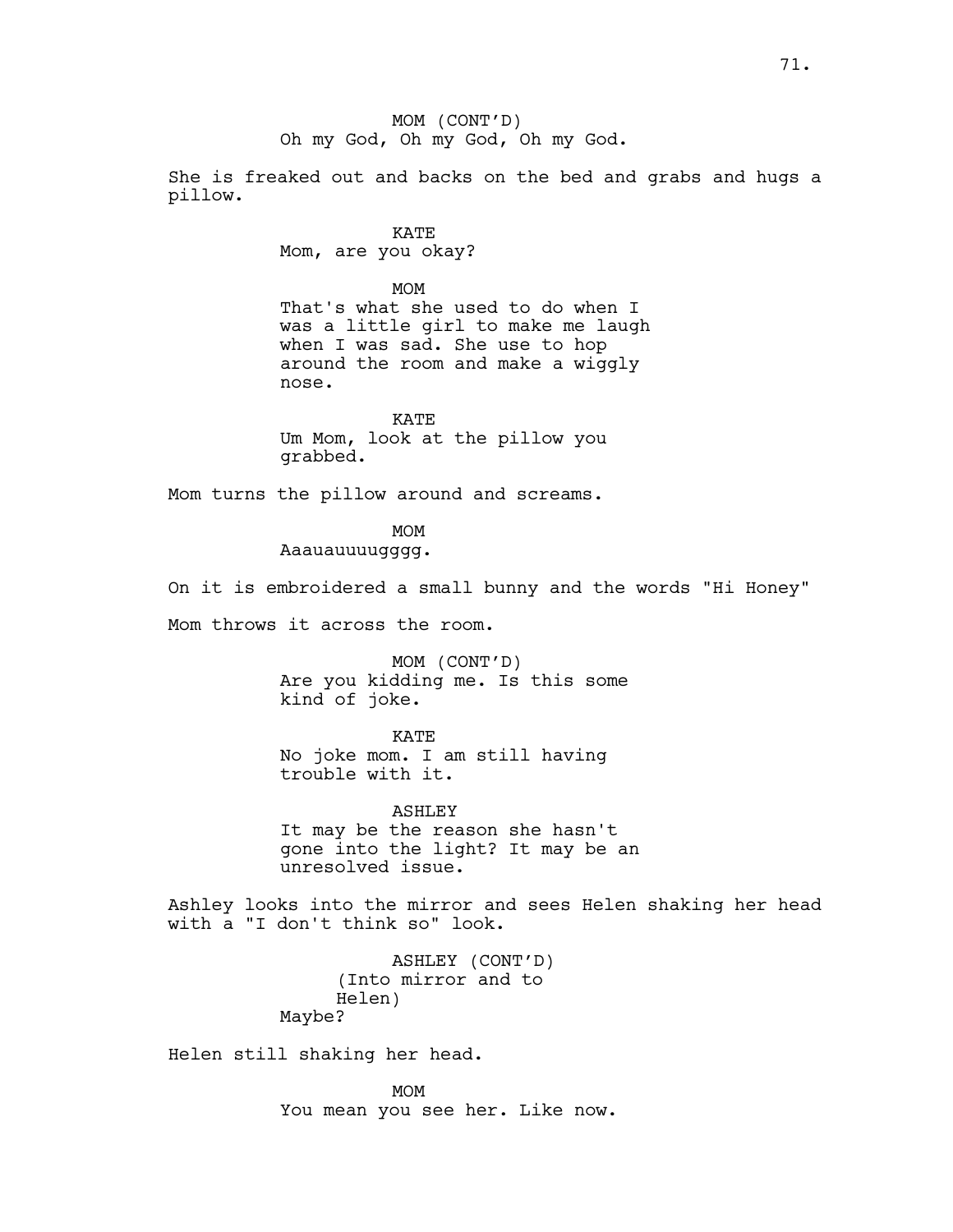MOM (CONT'D)
Oh my God, Oh my God, Oh my God.

She is freaked out and backs on the bed and grabs and hugs a pillow.

KATE
Mom, are you okay?

MOM
That's what she used to do when I was a little girl to make me laugh when I was sad. She use to hop around the room and make a wiggly nose.

KATE
Um Mom, look at the pillow you grabbed.

Mom turns the pillow around and screams.

MOM
Aaauauuuugggg.

On it is embroidered a small bunny and the words "Hi Honey"

Mom throws it across the room.

MOM (CONT'D)
Are you kidding me. Is this some kind of joke.

KATE
No joke mom. I am still having trouble with it.

ASHLEY
It may be the reason she hasn't gone into the light? It may be an unresolved issue.

Ashley looks into the mirror and sees Helen shaking her head with a "I don't think so" look.

ASHLEY (CONT'D)
(Into mirror and to Helen)
Maybe?

Helen still shaking her head.

MOM
You mean you see her. Like now.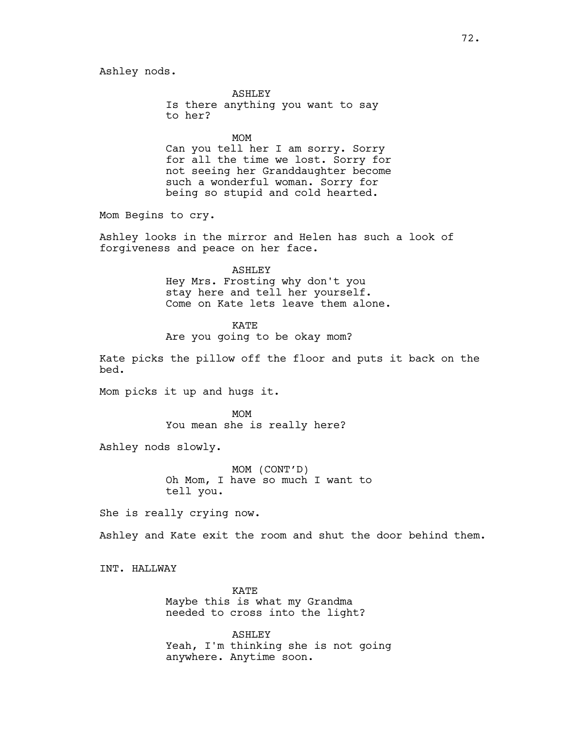Ashley nods.

ASHLEY
Is there anything you want to say to her?

MOM
Can you tell her I am sorry. Sorry for all the time we lost. Sorry for not seeing her Granddaughter become such a wonderful woman. Sorry for being so stupid and cold hearted.

Mom Begins to cry.

Ashley looks in the mirror and Helen has such a look of forgiveness and peace on her face.

ASHLEY
Hey Mrs. Frosting why don't you stay here and tell her yourself. Come on Kate lets leave them alone.

KATE
Are you going to be okay mom?

Kate picks the pillow off the floor and puts it back on the bed.

Mom picks it up and hugs it.

MOM
You mean she is really here?

Ashley nods slowly.

MOM (CONT'D)
Oh Mom, I have so much I want to tell you.

She is really crying now.

Ashley and Kate exit the room and shut the door behind them.

INT. HALLWAY

KATE
Maybe this is what my Grandma needed to cross into the light?

ASHLEY
Yeah, I'm thinking she is not going anywhere. Anytime soon.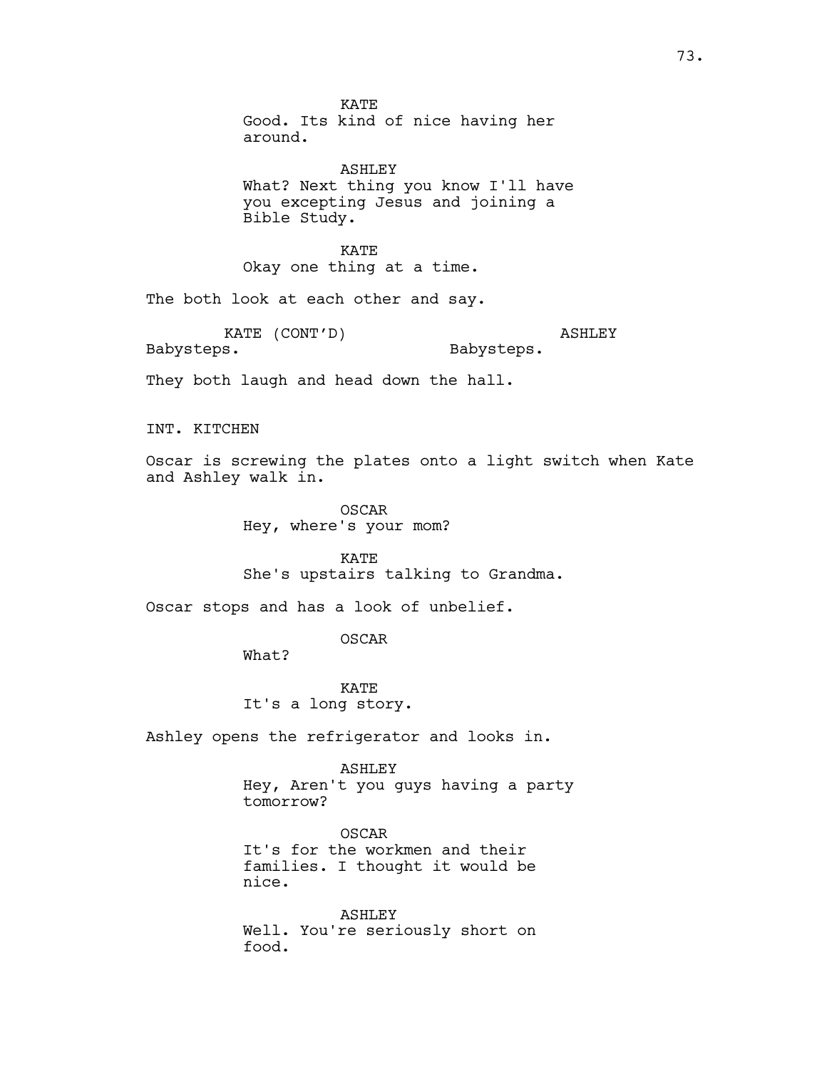KATE
Good. Its kind of nice having her around.

ASHLEY
What? Next thing you know I'll have you excepting Jesus and joining a Bible Study.

KATE
Okay one thing at a time.

The both look at each other and say.

KATE (CONT'D)
Babysteps.

ASHLEY
Babysteps.

They both laugh and head down the hall.

INT. KITCHEN

Oscar is screwing the plates onto a light switch when Kate and Ashley walk in.

OSCAR
Hey, where's your mom?

KATE
She's upstairs talking to Grandma.

Oscar stops and has a look of unbelief.

OSCAR
What?

KATE
It's a long story.

Ashley opens the refrigerator and looks in.

ASHLEY
Hey, Aren't you guys having a party tomorrow?

OSCAR
It's for the workmen and their families. I thought it would be nice.

ASHLEY
Well. You're seriously short on food.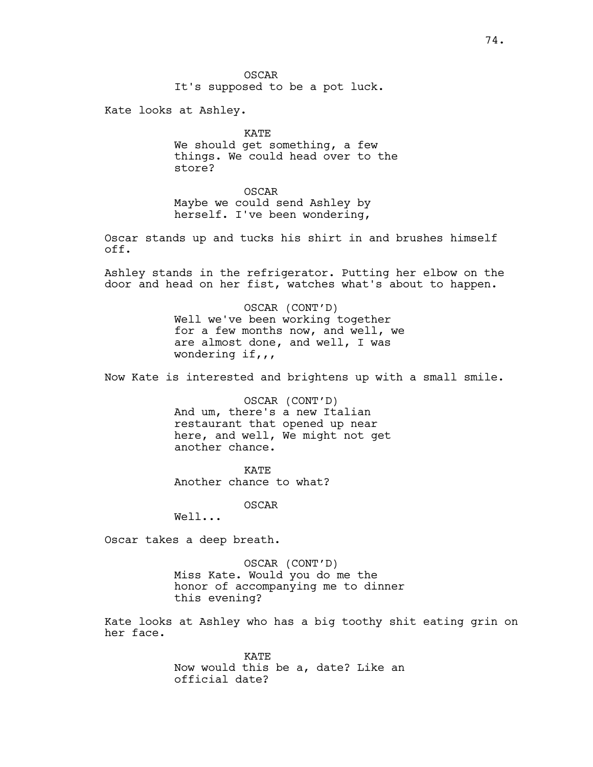OSCAR
It's supposed to be a pot luck.

Kate looks at Ashley.

KATE
We should get something, a few things. We could head over to the store?

OSCAR
Maybe we could send Ashley by herself. I've been wondering,

Oscar stands up and tucks his shirt in and brushes himself off.

Ashley stands in the refrigerator. Putting her elbow on the door and head on her fist, watches what's about to happen.

OSCAR (CONT'D)
Well we've been working together for a few months now, and well, we are almost done, and well, I was wondering if,,,

Now Kate is interested and brightens up with a small smile.

OSCAR (CONT'D)
And um, there's a new Italian restaurant that opened up near here, and well, We might not get another chance.

KATE
Another chance to what?

OSCAR
Well...

Oscar takes a deep breath.

OSCAR (CONT'D)
Miss Kate. Would you do me the honor of accompanying me to dinner this evening?

Kate looks at Ashley who has a big toothy shit eating grin on her face.

KATE
Now would this be a, date? Like an official date?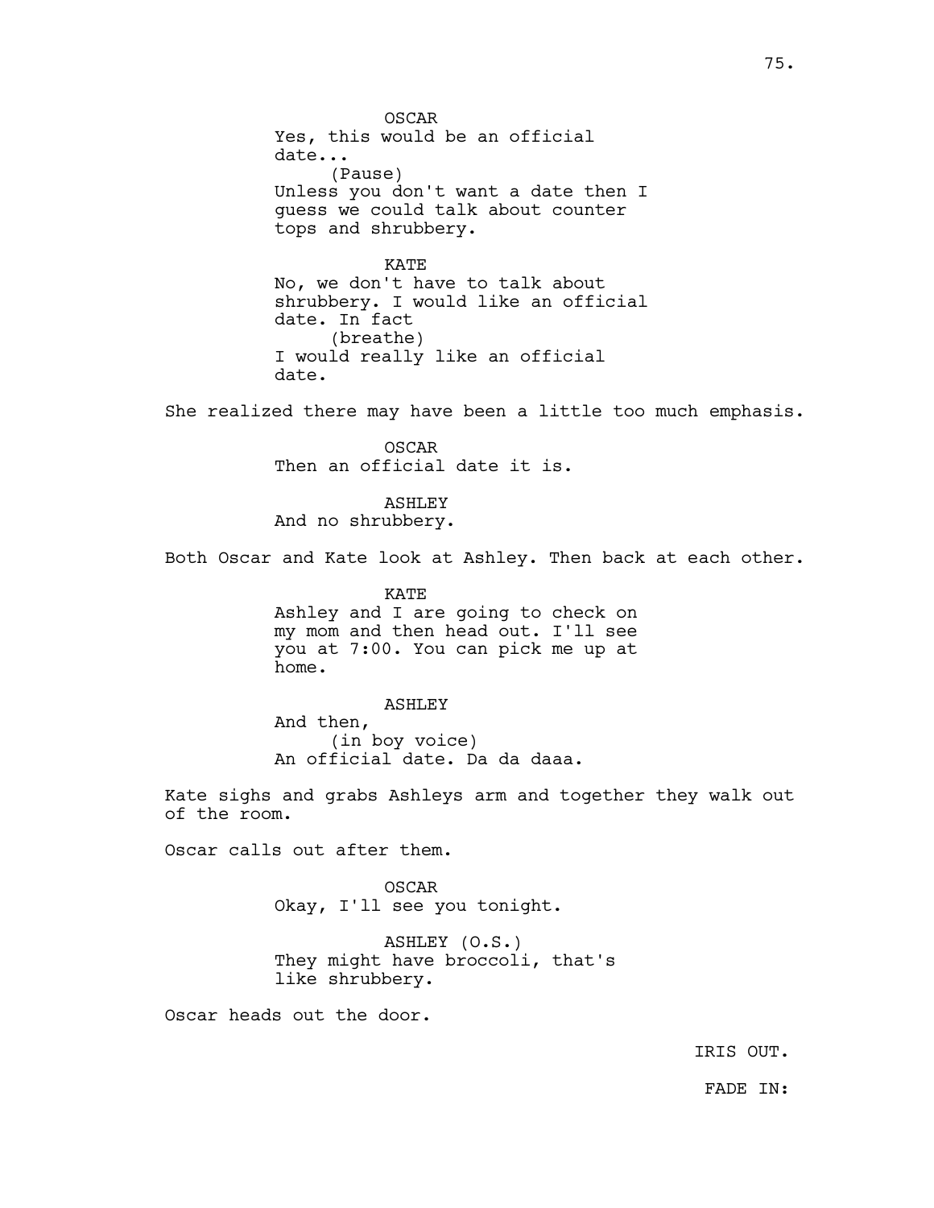OSCAR
Yes, this would be an official date...
(Pause)
Unless you don't want a date then I guess we could talk about counter tops and shrubbery.

KATE
No, we don't have to talk about shrubbery. I would like an official date. In fact
(breathe)
I would really like an official date.

She realized there may have been a little too much emphasis.

OSCAR
Then an official date it is.

ASHLEY
And no shrubbery.

Both Oscar and Kate look at Ashley. Then back at each other.

KATE
Ashley and I are going to check on my mom and then head out. I'll see you at 7:00. You can pick me up at home.

ASHLEY
And then,
(in boy voice)
An official date. Da da daaa.

Kate sighs and grabs Ashleys arm and together they walk out of the room.

Oscar calls out after them.

OSCAR
Okay, I'll see you tonight.

ASHLEY (O.S.)
They might have broccoli, that's like shrubbery.

Oscar heads out the door.

IRIS OUT.

FADE IN: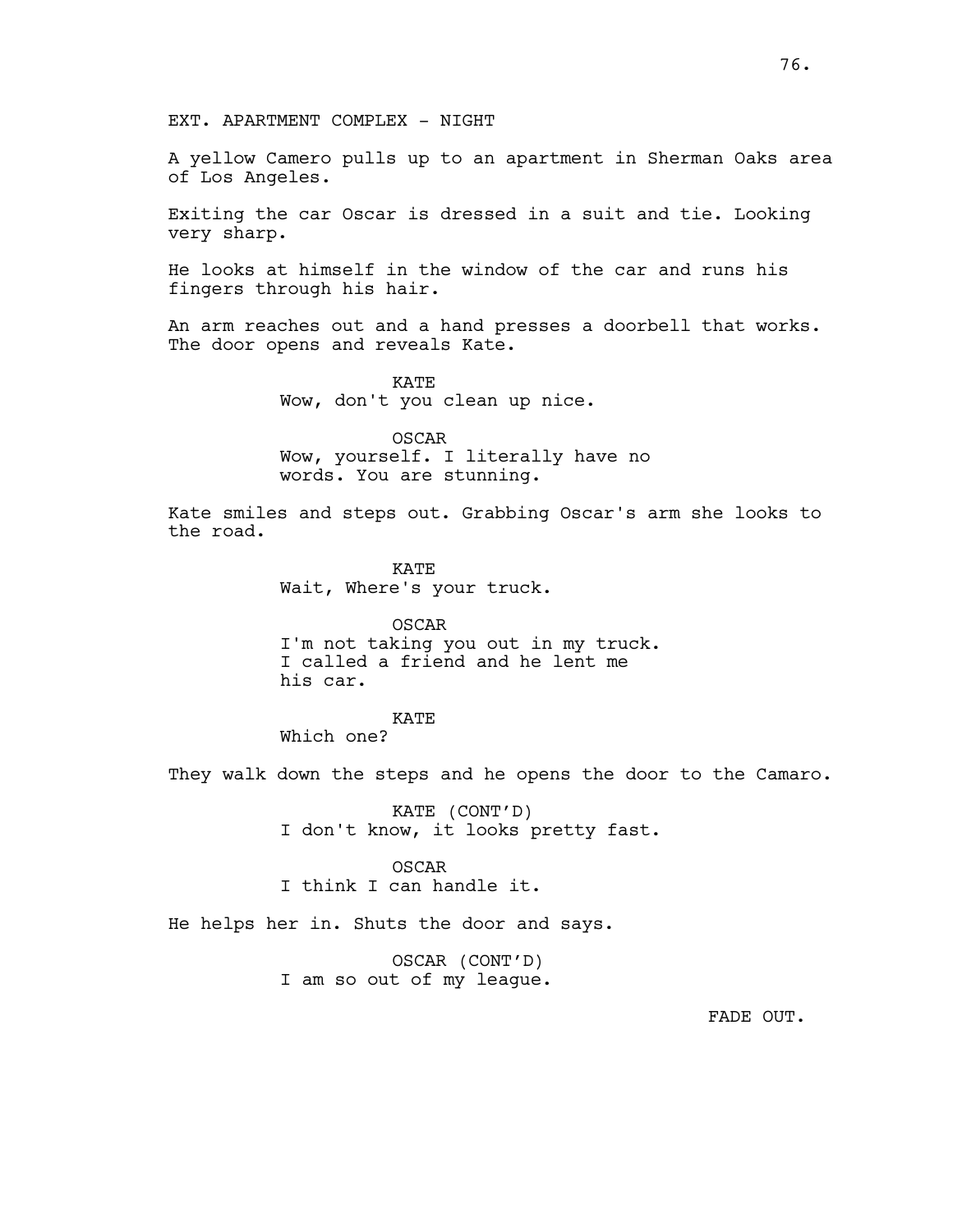EXT. APARTMENT COMPLEX - NIGHT

A yellow Camero pulls up to an apartment in Sherman Oaks area of Los Angeles.

Exiting the car Oscar is dressed in a suit and tie. Looking very sharp.

He looks at himself in the window of the car and runs his fingers through his hair.

An arm reaches out and a hand presses a doorbell that works. The door opens and reveals Kate.

KATE
Wow, don't you clean up nice.

OSCAR
Wow, yourself. I literally have no words. You are stunning.

Kate smiles and steps out. Grabbing Oscar's arm she looks to the road.

KATE
Wait, Where's your truck.

OSCAR
I'm not taking you out in my truck. I called a friend and he lent me his car.

KATE
Which one?

They walk down the steps and he opens the door to the Camaro.

KATE (CONT'D)
I don't know, it looks pretty fast.

OSCAR
I think I can handle it.

He helps her in. Shuts the door and says.

OSCAR (CONT'D)
I am so out of my league.

FADE OUT.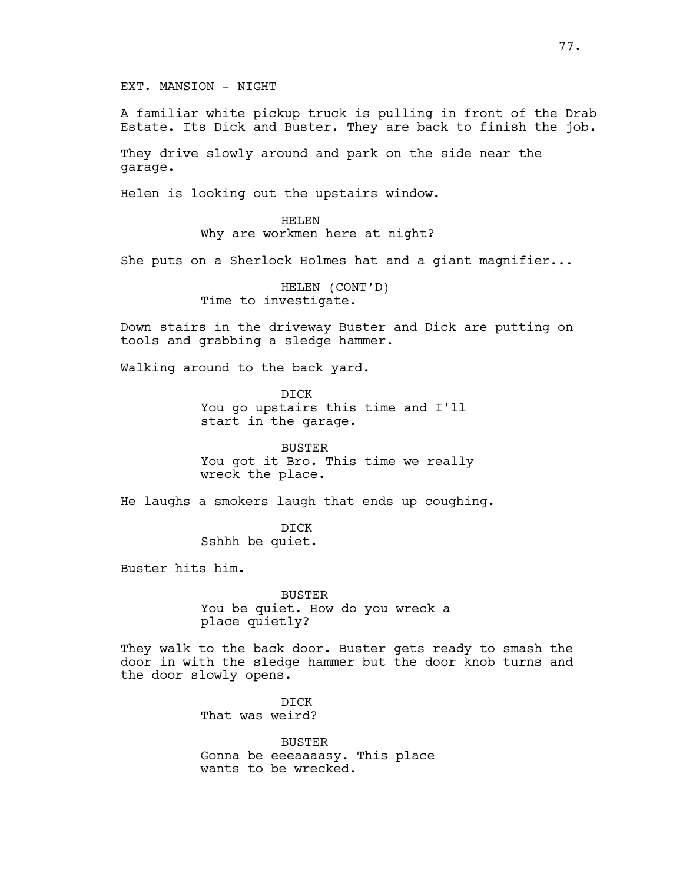EXT. MANSION - NIGHT

A familiar white pickup truck is pulling in front of the Drab Estate. Its Dick and Buster. They are back to finish the job.

They drive slowly around and park on the side near the garage.

Helen is looking out the upstairs window.

HELEN
Why are workmen here at night?

She puts on a Sherlock Holmes hat and a giant magnifier...

HELEN (CONT'D)
Time to investigate.

Down stairs in the driveway Buster and Dick are putting on tools and grabbing a sledge hammer.

Walking around to the back yard.

DICK
You go upstairs this time and I'll start in the garage.

BUSTER
You got it Bro. This time we really wreck the place.

He laughs a smokers laugh that ends up coughing.

DICK
Sshhh be quiet.

Buster hits him.

BUSTER
You be quiet. How do you wreck a place quietly?

They walk to the back door. Buster gets ready to smash the door in with the sledge hammer but the door knob turns and the door slowly opens.

DICK
That was weird?

BUSTER
Gonna be eeeaaaasy. This place wants to be wrecked.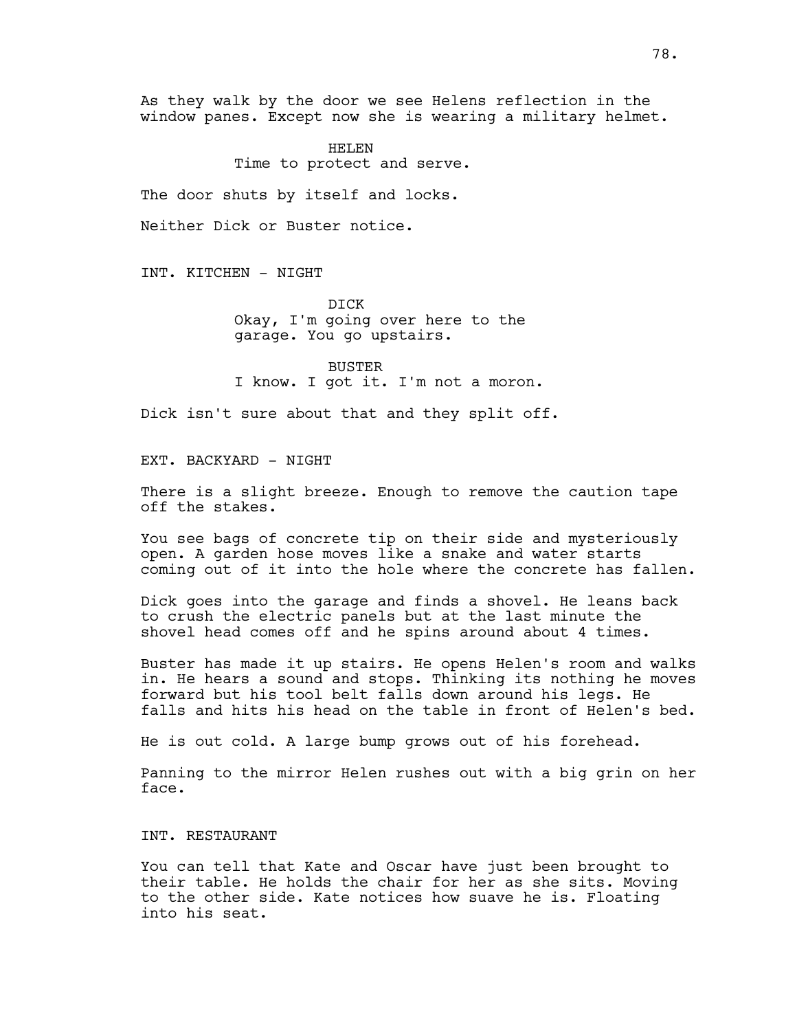As they walk by the door we see Helens reflection in the window panes. Except now she is wearing a military helmet.

HELEN
Time to protect and serve.

The door shuts by itself and locks.

Neither Dick or Buster notice.

INT. KITCHEN - NIGHT

DICK
Okay, I'm going over here to the garage. You go upstairs.

BUSTER
I know. I got it. I'm not a moron.

Dick isn't sure about that and they split off.

EXT. BACKYARD - NIGHT

There is a slight breeze. Enough to remove the caution tape off the stakes.

You see bags of concrete tip on their side and mysteriously open. A garden hose moves like a snake and water starts coming out of it into the hole where the concrete has fallen.

Dick goes into the garage and finds a shovel. He leans back to crush the electric panels but at the last minute the shovel head comes off and he spins around about 4 times.

Buster has made it up stairs. He opens Helen's room and walks in. He hears a sound and stops. Thinking its nothing he moves forward but his tool belt falls down around his legs. He falls and hits his head on the table in front of Helen's bed.

He is out cold. A large bump grows out of his forehead.

Panning to the mirror Helen rushes out with a big grin on her face.

INT. RESTAURANT

You can tell that Kate and Oscar have just been brought to their table. He holds the chair for her as she sits. Moving to the other side. Kate notices how suave he is. Floating into his seat.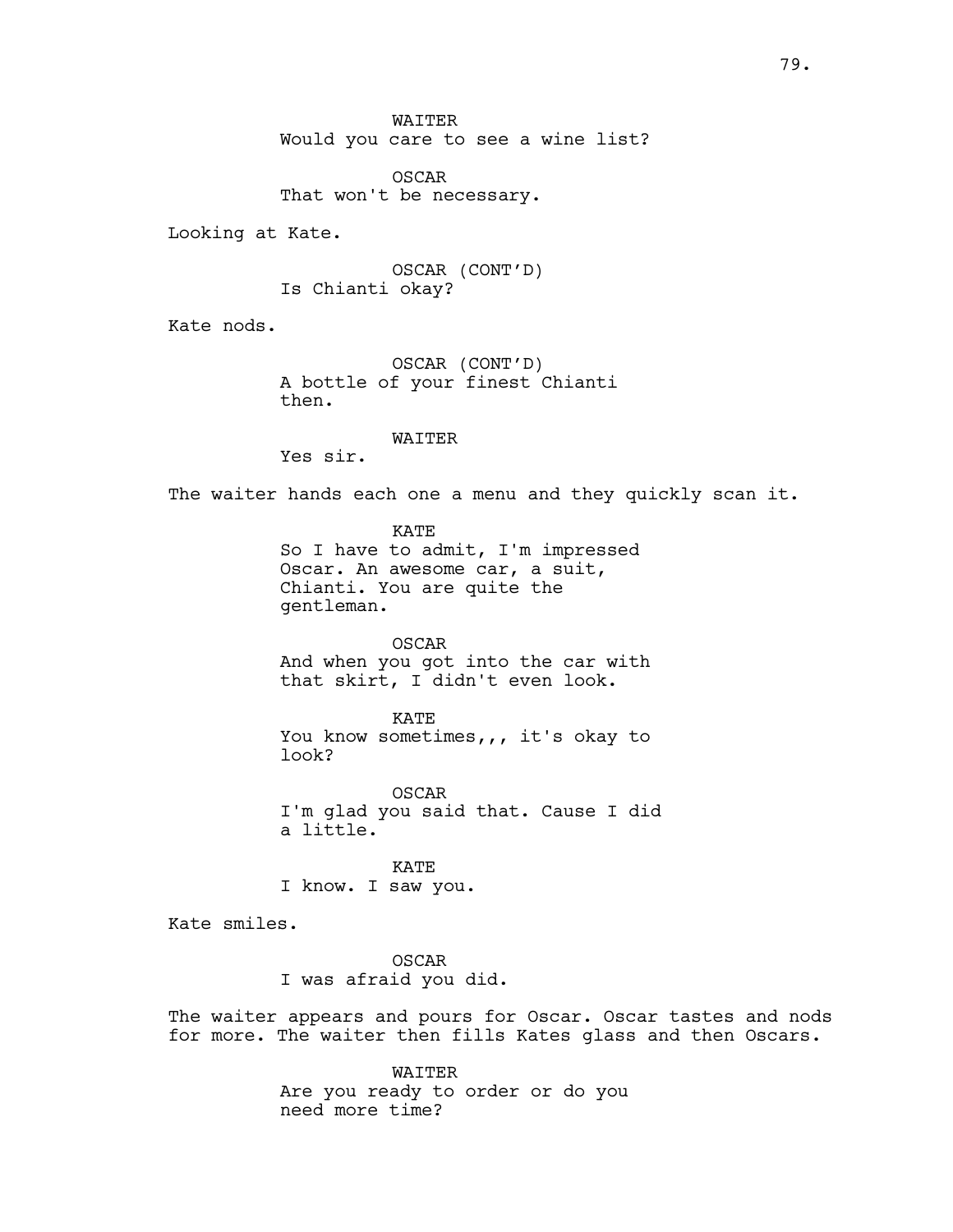WAITER
Would you care to see a wine list?

OSCAR
That won't be necessary.

Looking at Kate.

OSCAR (CONT'D)
Is Chianti okay?

Kate nods.

OSCAR (CONT'D)
A bottle of your finest Chianti
then.

WAITER
Yes sir.

The waiter hands each one a menu and they quickly scan it.

KATE
So I have to admit, I'm impressed
Oscar. An awesome car, a suit,
Chianti. You are quite the
gentleman.

OSCAR
And when you got into the car with
that skirt, I didn't even look.

KATE
You know sometimes,,, it's okay to
look?

OSCAR
I'm glad you said that. Cause I did
a little.

KATE
I know. I saw you.

Kate smiles.

OSCAR
I was afraid you did.

The waiter appears and pours for Oscar. Oscar tastes and nods
for more. The waiter then fills Kates glass and then Oscars.

WAITER
Are you ready to order or do you
need more time?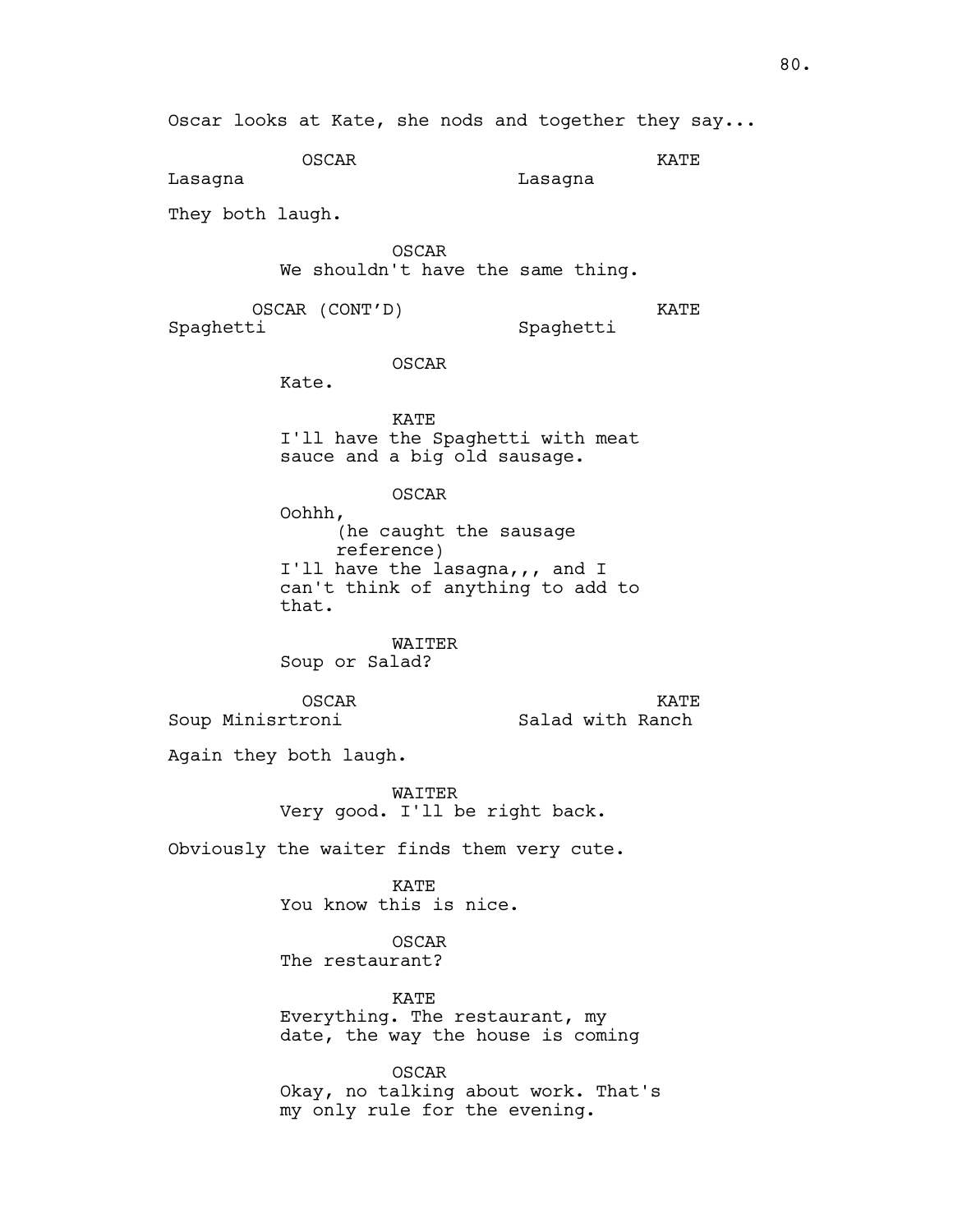Oscar looks at Kate, she nods and together they say...

OSCAR
Lasagna

KATE
Lasagna

They both laugh.

OSCAR
We shouldn't have the same thing.

OSCAR (CONT'D)
Spaghetti

KATE
Spaghetti

OSCAR
Kate.

KATE
I'll have the Spaghetti with meat sauce and a big old sausage.

OSCAR
Oohhh,
(he caught the sausage reference)
I'll have the lasagna,,, and I can't think of anything to add to that.

WAITER
Soup or Salad?

OSCAR
Soup Minisrtroni

KATE
Salad with Ranch

Again they both laugh.

WAITER
Very good. I'll be right back.

Obviously the waiter finds them very cute.

KATE
You know this is nice.

OSCAR
The restaurant?

KATE
Everything. The restaurant, my date, the way the house is coming

OSCAR
Okay, no talking about work. That's my only rule for the evening.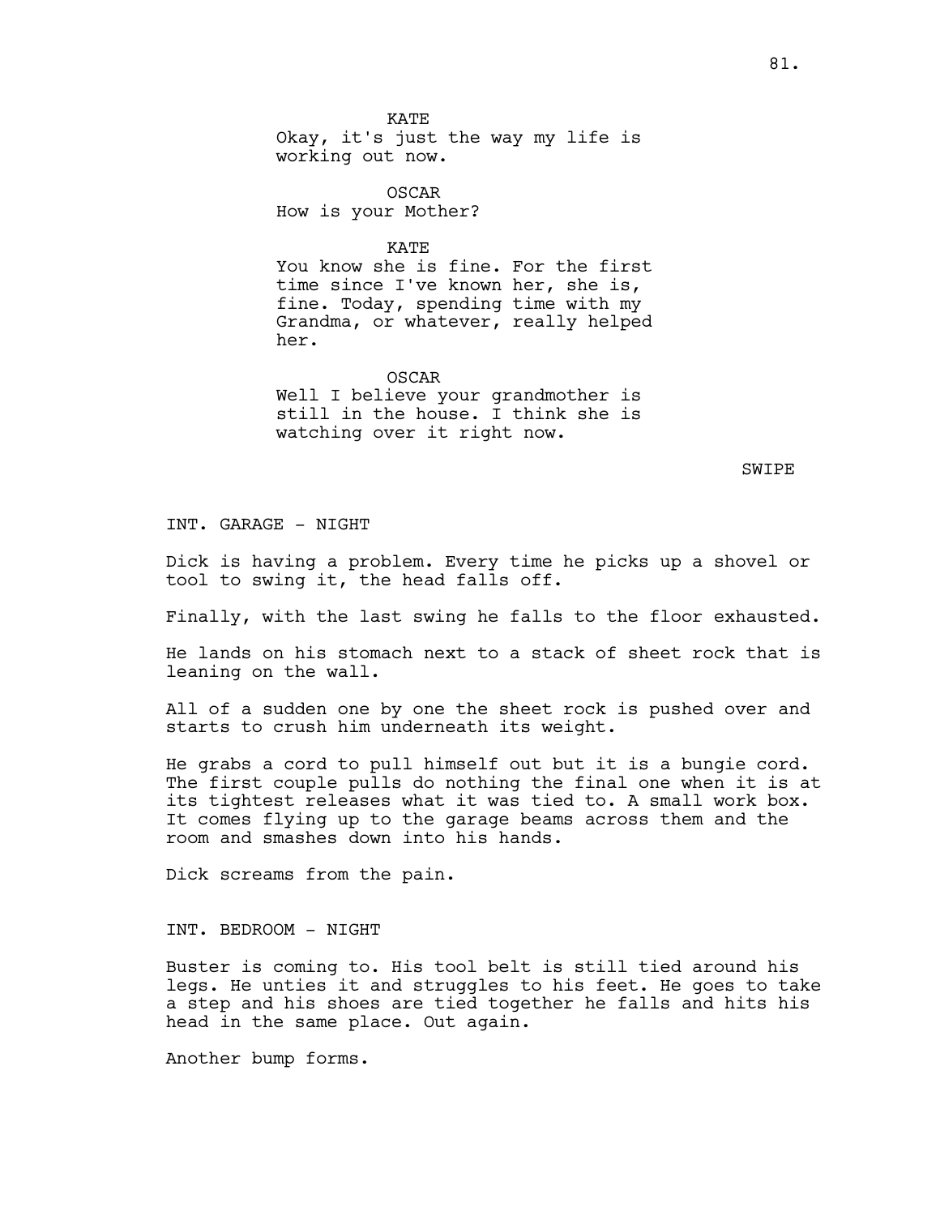KATE
Okay, it's just the way my life is working out now.

OSCAR
How is your Mother?

KATE
You know she is fine. For the first time since I've known her, she is, fine. Today, spending time with my Grandma, or whatever, really helped her.

OSCAR
Well I believe your grandmother is still in the house. I think she is watching over it right now.

SWIPE

INT. GARAGE - NIGHT

Dick is having a problem. Every time he picks up a shovel or tool to swing it, the head falls off.

Finally, with the last swing he falls to the floor exhausted.

He lands on his stomach next to a stack of sheet rock that is leaning on the wall.

All of a sudden one by one the sheet rock is pushed over and starts to crush him underneath its weight.

He grabs a cord to pull himself out but it is a bungie cord. The first couple pulls do nothing the final one when it is at its tightest releases what it was tied to. A small work box. It comes flying up to the garage beams across them and the room and smashes down into his hands.

Dick screams from the pain.

INT. BEDROOM - NIGHT

Buster is coming to. His tool belt is still tied around his legs. He unties it and struggles to his feet. He goes to take a step and his shoes are tied together he falls and hits his head in the same place. Out again.

Another bump forms.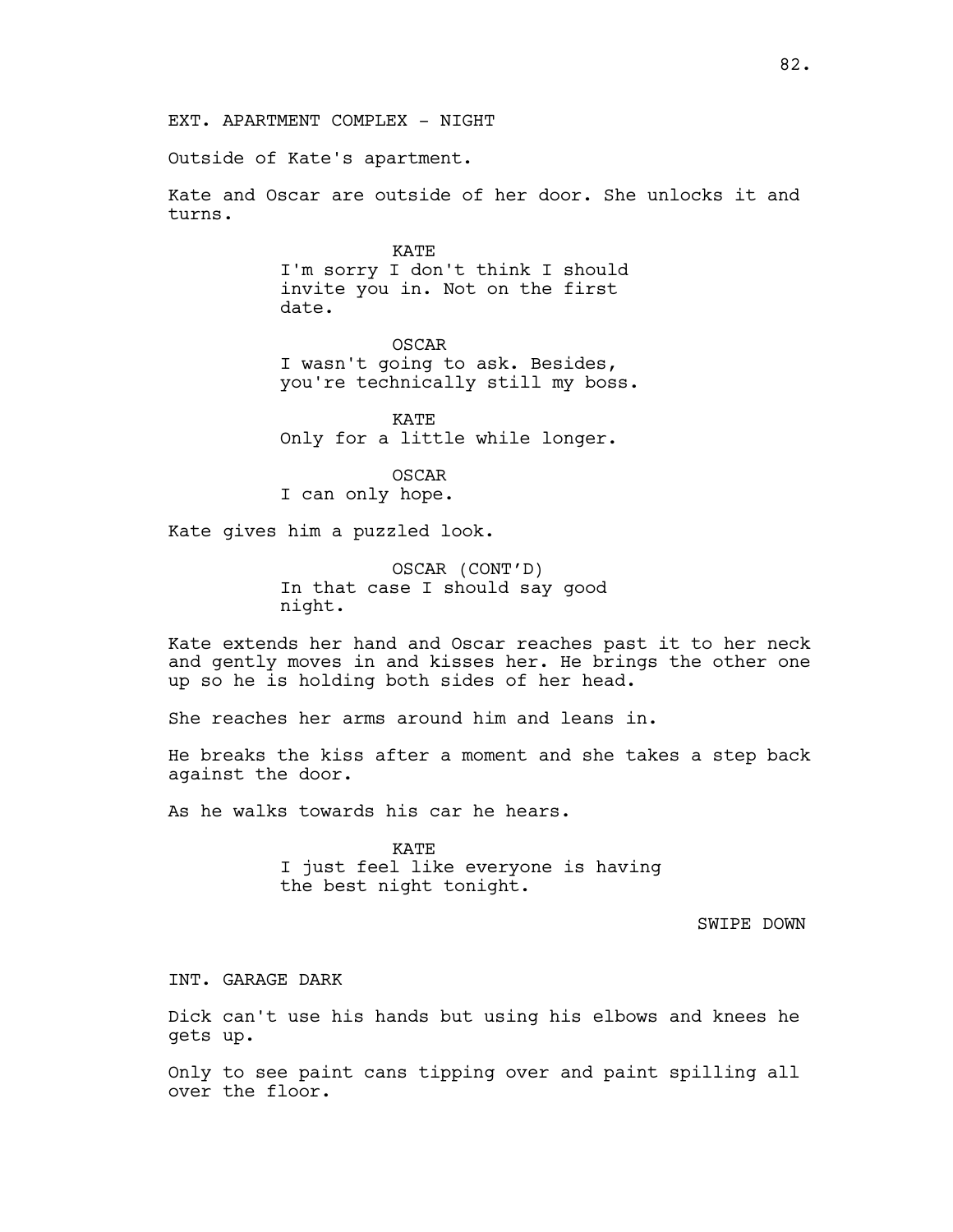EXT. APARTMENT COMPLEX - NIGHT

Outside of Kate's apartment.

Kate and Oscar are outside of her door. She unlocks it and turns.

KATE
I'm sorry I don't think I should invite you in. Not on the first date.

OSCAR
I wasn't going to ask. Besides, you're technically still my boss.

KATE
Only for a little while longer.

OSCAR
I can only hope.

Kate gives him a puzzled look.

OSCAR (CONT'D)
In that case I should say good night.

Kate extends her hand and Oscar reaches past it to her neck and gently moves in and kisses her. He brings the other one up so he is holding both sides of her head.

She reaches her arms around him and leans in.

He breaks the kiss after a moment and she takes a step back against the door.

As he walks towards his car he hears.

KATE
I just feel like everyone is having the best night tonight.

SWIPE DOWN

INT. GARAGE DARK

Dick can't use his hands but using his elbows and knees he gets up.

Only to see paint cans tipping over and paint spilling all over the floor.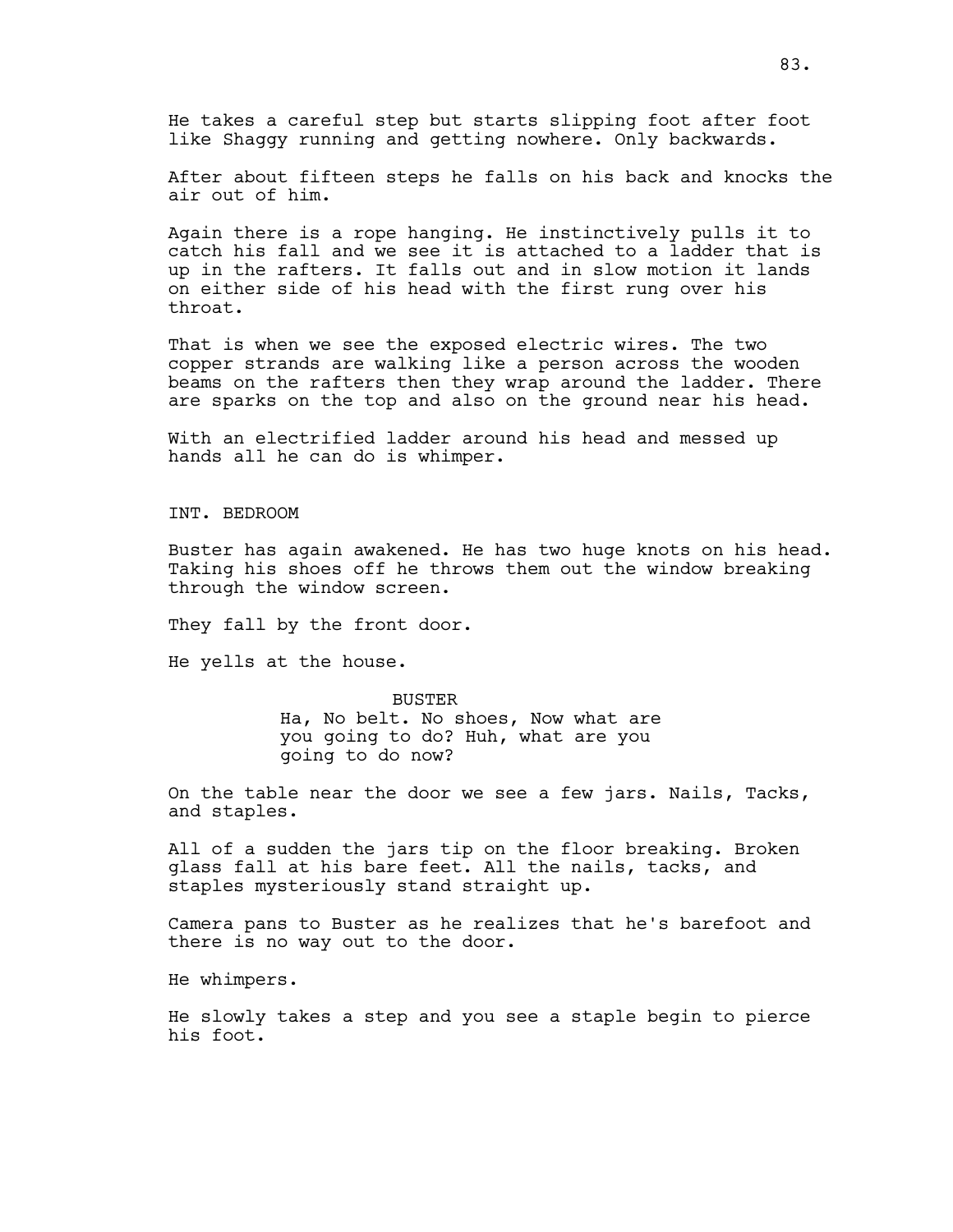He takes a careful step but starts slipping foot after foot like Shaggy running and getting nowhere. Only backwards.

After about fifteen steps he falls on his back and knocks the air out of him.

Again there is a rope hanging. He instinctively pulls it to catch his fall and we see it is attached to a ladder that is up in the rafters. It falls out and in slow motion it lands on either side of his head with the first rung over his throat.

That is when we see the exposed electric wires. The two copper strands are walking like a person across the wooden beams on the rafters then they wrap around the ladder. There are sparks on the top and also on the ground near his head.

With an electrified ladder around his head and messed up hands all he can do is whimper.

INT. BEDROOM

Buster has again awakened. He has two huge knots on his head. Taking his shoes off he throws them out the window breaking through the window screen.

They fall by the front door.

He yells at the house.

BUSTER

Ha, No belt. No shoes, Now what are you going to do? Huh, what are you going to do now?

On the table near the door we see a few jars. Nails, Tacks, and staples.

All of a sudden the jars tip on the floor breaking. Broken glass fall at his bare feet. All the nails, tacks, and staples mysteriously stand straight up.

Camera pans to Buster as he realizes that he's barefoot and there is no way out to the door.

He whimpers.

He slowly takes a step and you see a staple begin to pierce his foot.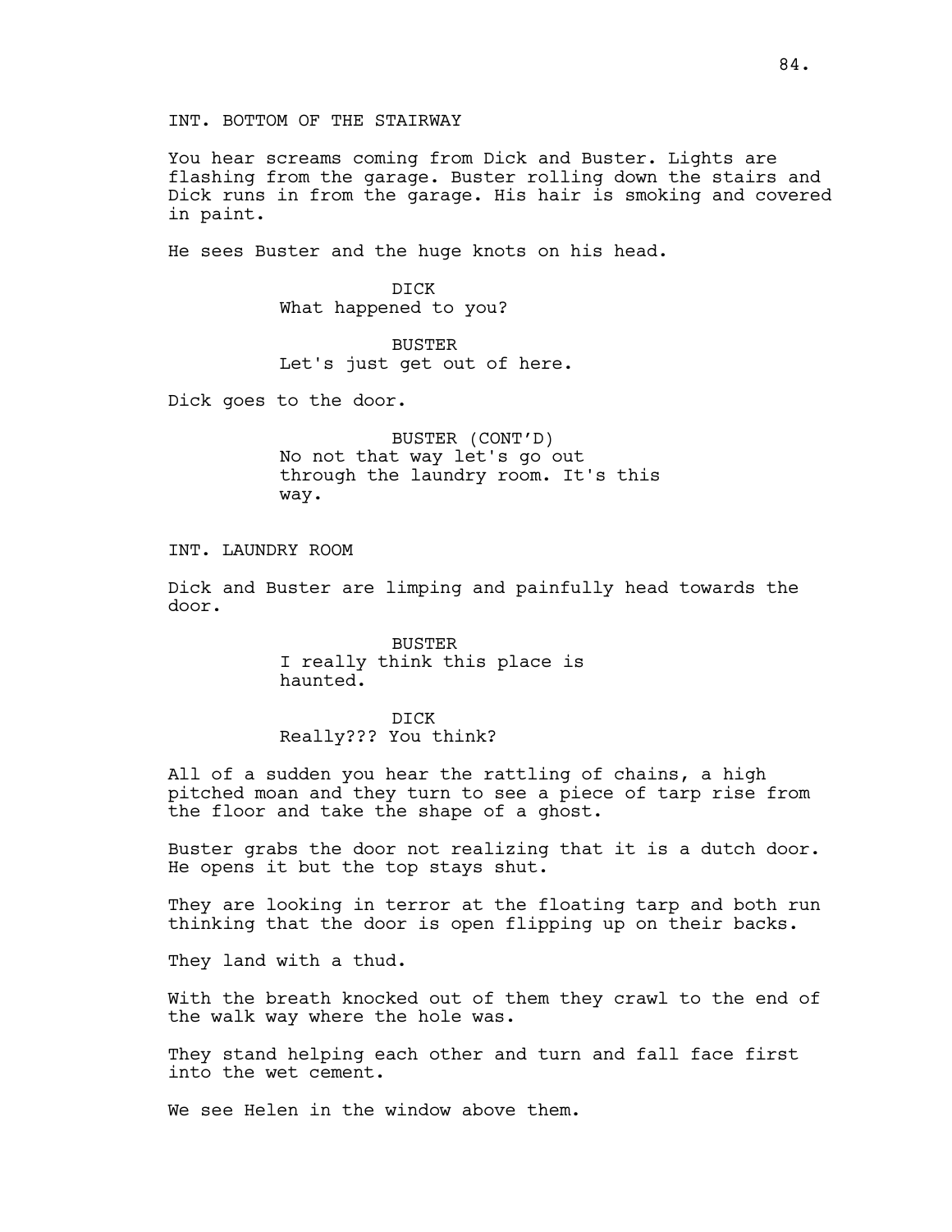INT. BOTTOM OF THE STAIRWAY

You hear screams coming from Dick and Buster. Lights are flashing from the garage. Buster rolling down the stairs and Dick runs in from the garage. His hair is smoking and covered in paint.

He sees Buster and the huge knots on his head.

DICK
What happened to you?

BUSTER
Let's just get out of here.

Dick goes to the door.

BUSTER (CONT'D)
No not that way let's go out through the laundry room. It's this way.

INT. LAUNDRY ROOM

Dick and Buster are limping and painfully head towards the door.

BUSTER
I really think this place is haunted.

DICK
Really??? You think?

All of a sudden you hear the rattling of chains, a high pitched moan and they turn to see a piece of tarp rise from the floor and take the shape of a ghost.

Buster grabs the door not realizing that it is a dutch door. He opens it but the top stays shut.

They are looking in terror at the floating tarp and both run thinking that the door is open flipping up on their backs.

They land with a thud.

With the breath knocked out of them they crawl to the end of the walk way where the hole was.

They stand helping each other and turn and fall face first into the wet cement.

We see Helen in the window above them.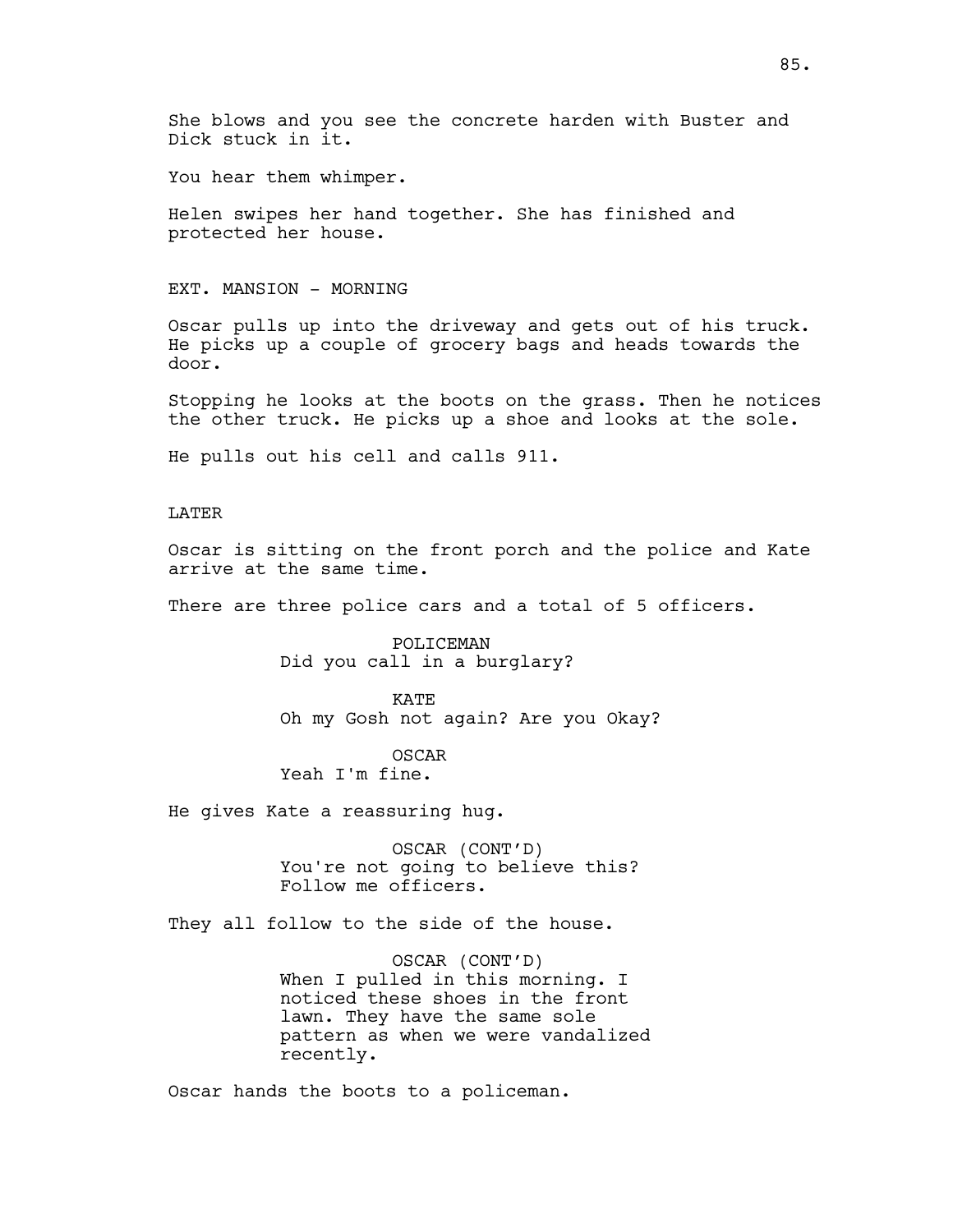She blows and you see the concrete harden with Buster and Dick stuck in it.

You hear them whimper.

Helen swipes her hand together. She has finished and protected her house.

EXT. MANSION - MORNING

Oscar pulls up into the driveway and gets out of his truck. He picks up a couple of grocery bags and heads towards the door.

Stopping he looks at the boots on the grass. Then he notices the other truck. He picks up a shoe and looks at the sole.

He pulls out his cell and calls 911.

LATER

Oscar is sitting on the front porch and the police and Kate arrive at the same time.

There are three police cars and a total of 5 officers.

POLICEMAN
Did you call in a burglary?

KATE
Oh my Gosh not again? Are you Okay?

OSCAR
Yeah I'm fine.

He gives Kate a reassuring hug.

OSCAR (CONT'D)
You're not going to believe this? Follow me officers.

They all follow to the side of the house.

OSCAR (CONT'D)
When I pulled in this morning. I noticed these shoes in the front lawn. They have the same sole pattern as when we were vandalized recently.

Oscar hands the boots to a policeman.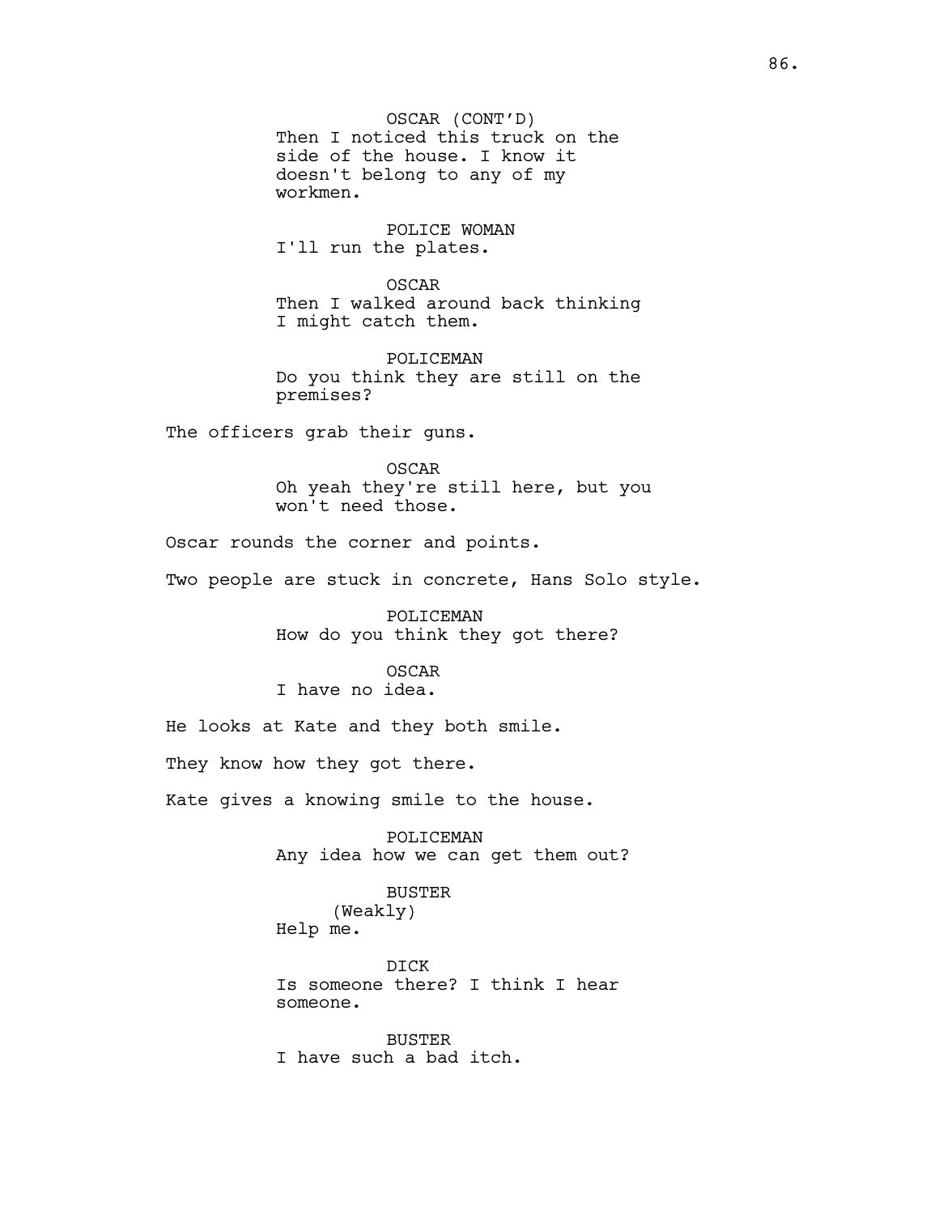OSCAR (CONT'D)
Then I noticed this truck on the side of the house. I know it doesn't belong to any of my workmen.

POLICE WOMAN
I'll run the plates.

OSCAR
Then I walked around back thinking I might catch them.

POLICEMAN
Do you think they are still on the premises?

The officers grab their guns.

OSCAR
Oh yeah they're still here, but you won't need those.

Oscar rounds the corner and points.

Two people are stuck in concrete, Hans Solo style.

POLICEMAN
How do you think they got there?

OSCAR
I have no idea.

He looks at Kate and they both smile.

They know how they got there.

Kate gives a knowing smile to the house.

POLICEMAN
Any idea how we can get them out?

BUSTER
(Weakly)
Help me.

DICK
Is someone there? I think I hear someone.

BUSTER
I have such a bad itch.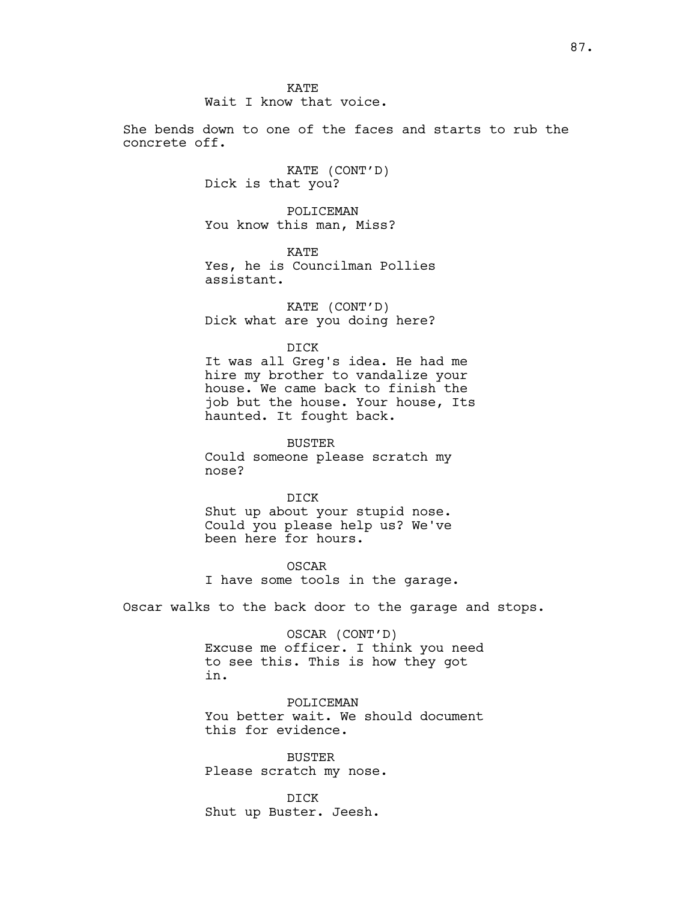KATE
Wait I know that voice.

She bends down to one of the faces and starts to rub the concrete off.

KATE (CONT'D)
Dick is that you?

POLICEMAN
You know this man, Miss?

KATE
Yes, he is Councilman Pollies assistant.

KATE (CONT'D)
Dick what are you doing here?

DICK
It was all Greg's idea. He had me hire my brother to vandalize your house. We came back to finish the job but the house. Your house, Its haunted. It fought back.

BUSTER
Could someone please scratch my nose?

DICK
Shut up about your stupid nose. Could you please help us? We've been here for hours.

OSCAR
I have some tools in the garage.

Oscar walks to the back door to the garage and stops.

OSCAR (CONT'D)
Excuse me officer. I think you need to see this. This is how they got in.

POLICEMAN
You better wait. We should document this for evidence.

BUSTER
Please scratch my nose.

DICK
Shut up Buster. Jeesh.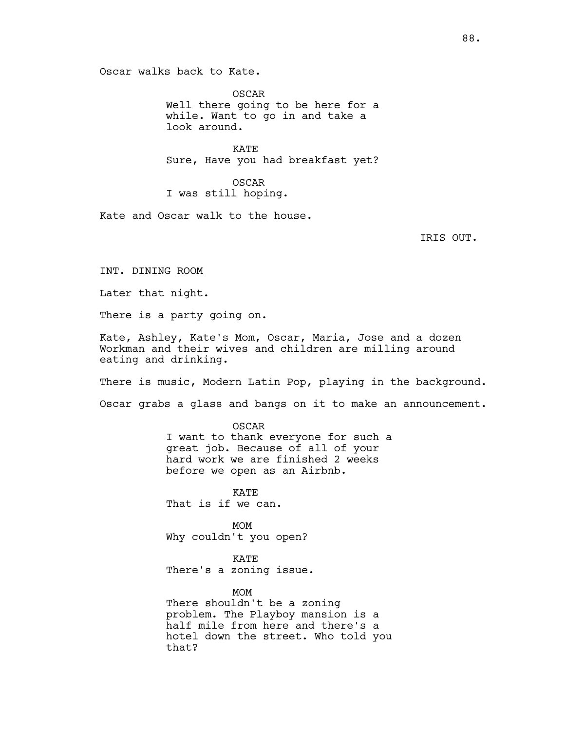Oscar walks back to Kate.

OSCAR
Well there going to be here for a while. Want to go in and take a look around.

KATE
Sure, Have you had breakfast yet?

OSCAR
I was still hoping.

Kate and Oscar walk to the house.

IRIS OUT.

INT. DINING ROOM

Later that night.

There is a party going on.

Kate, Ashley, Kate's Mom, Oscar, Maria, Jose and a dozen Workman and their wives and children are milling around eating and drinking.

There is music, Modern Latin Pop, playing in the background.

Oscar grabs a glass and bangs on it to make an announcement.

OSCAR
I want to thank everyone for such a great job. Because of all of your hard work we are finished 2 weeks before we open as an Airbnb.

KATE
That is if we can.

MOM
Why couldn't you open?

KATE
There's a zoning issue.

MOM
There shouldn't be a zoning problem. The Playboy mansion is a half mile from here and there's a hotel down the street. Who told you that?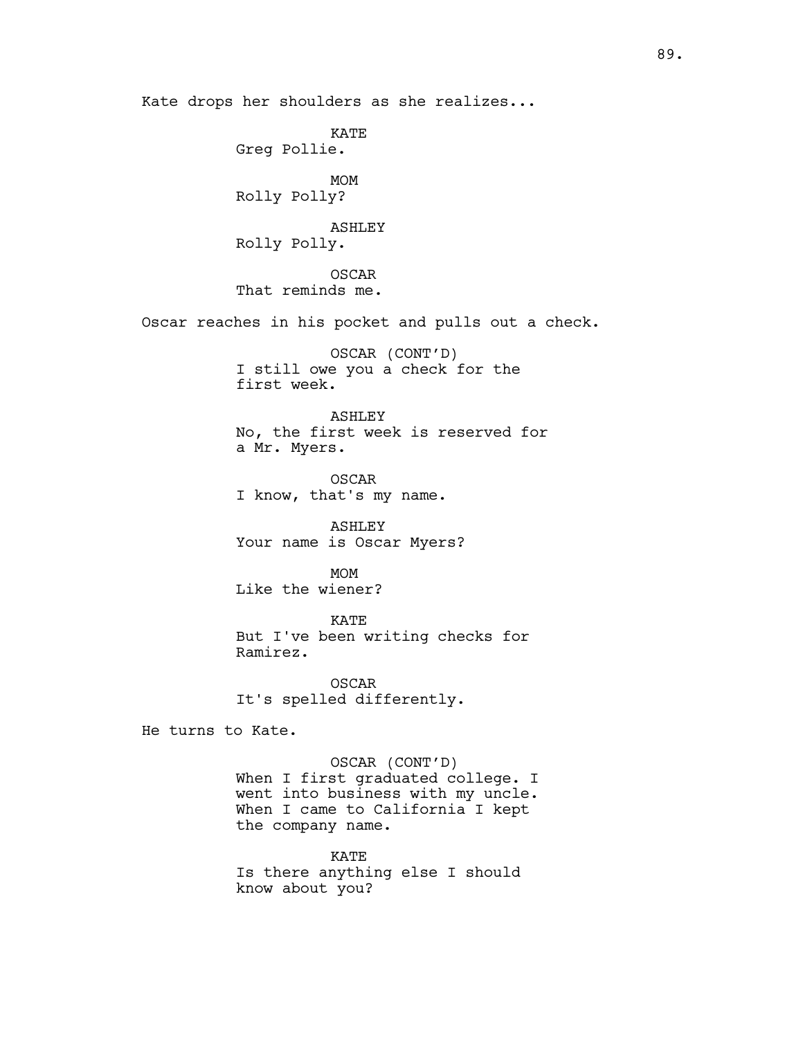Kate drops her shoulders as she realizes...

KATE
Greg Pollie.

MOM
Rolly Polly?

ASHLEY
Rolly Polly.

OSCAR
That reminds me.

Oscar reaches in his pocket and pulls out a check.

OSCAR (CONT'D)
I still owe you a check for the first week.

ASHLEY
No, the first week is reserved for a Mr. Myers.

OSCAR
I know, that's my name.

ASHLEY
Your name is Oscar Myers?

MOM
Like the wiener?

KATE
But I've been writing checks for Ramirez.

OSCAR
It's spelled differently.

He turns to Kate.

OSCAR (CONT'D)
When I first graduated college. I went into business with my uncle. When I came to California I kept the company name.

KATE
Is there anything else I should know about you?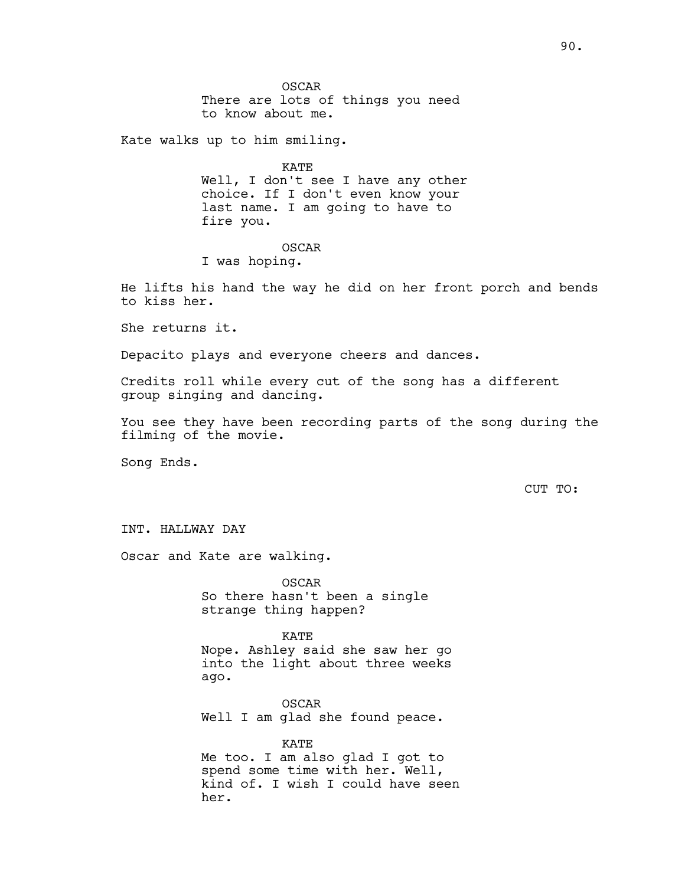OSCAR
There are lots of things you need to know about me.

Kate walks up to him smiling.

KATE
Well, I don't see I have any other choice. If I don't even know your last name. I am going to have to fire you.

OSCAR
I was hoping.

He lifts his hand the way he did on her front porch and bends to kiss her.

She returns it.

Depacito plays and everyone cheers and dances.

Credits roll while every cut of the song has a different group singing and dancing.

You see they have been recording parts of the song during the filming of the movie.

Song Ends.

CUT TO:

INT. HALLWAY DAY

Oscar and Kate are walking.

OSCAR
So there hasn't been a single strange thing happen?

KATE
Nope. Ashley said she saw her go into the light about three weeks ago.

OSCAR
Well I am glad she found peace.

KATE
Me too. I am also glad I got to spend some time with her. Well, kind of. I wish I could have seen her.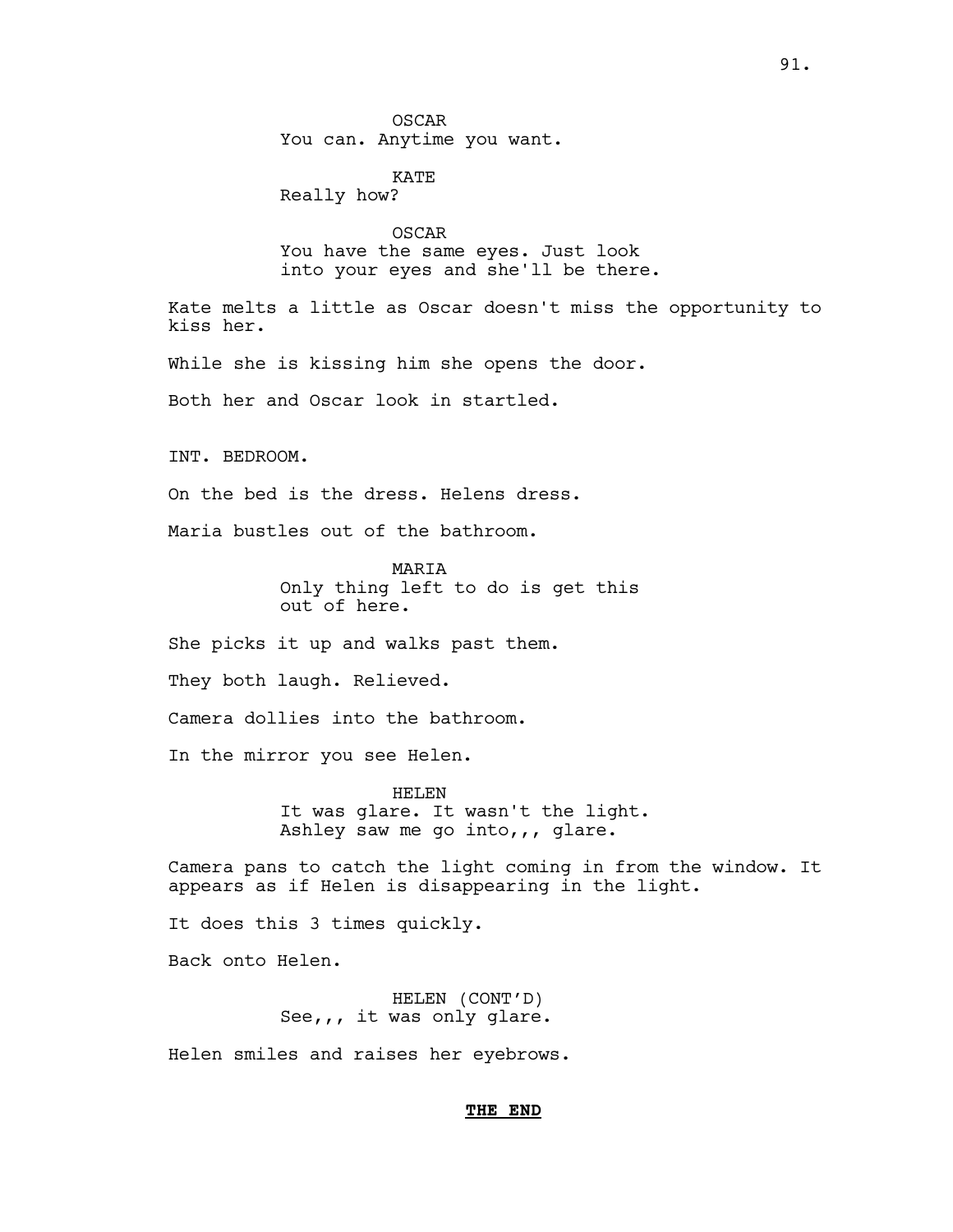OSCAR
You can. Anytime you want.

KATE
Really how?

OSCAR
You have the same eyes. Just look into your eyes and she'll be there.

Kate melts a little as Oscar doesn't miss the opportunity to kiss her.

While she is kissing him she opens the door.

Both her and Oscar look in startled.

INT. BEDROOM.

On the bed is the dress. Helens dress.

Maria bustles out of the bathroom.

MARIA
Only thing left to do is get this out of here.

She picks it up and walks past them.

They both laugh. Relieved.

Camera dollies into the bathroom.

In the mirror you see Helen.

HELEN
It was glare. It wasn't the light. Ashley saw me go into,,, glare.

Camera pans to catch the light coming in from the window. It appears as if Helen is disappearing in the light.

It does this 3 times quickly.

Back onto Helen.

HELEN (CONT'D)
See,,, it was only glare.

Helen smiles and raises her eyebrows.

**THE END**